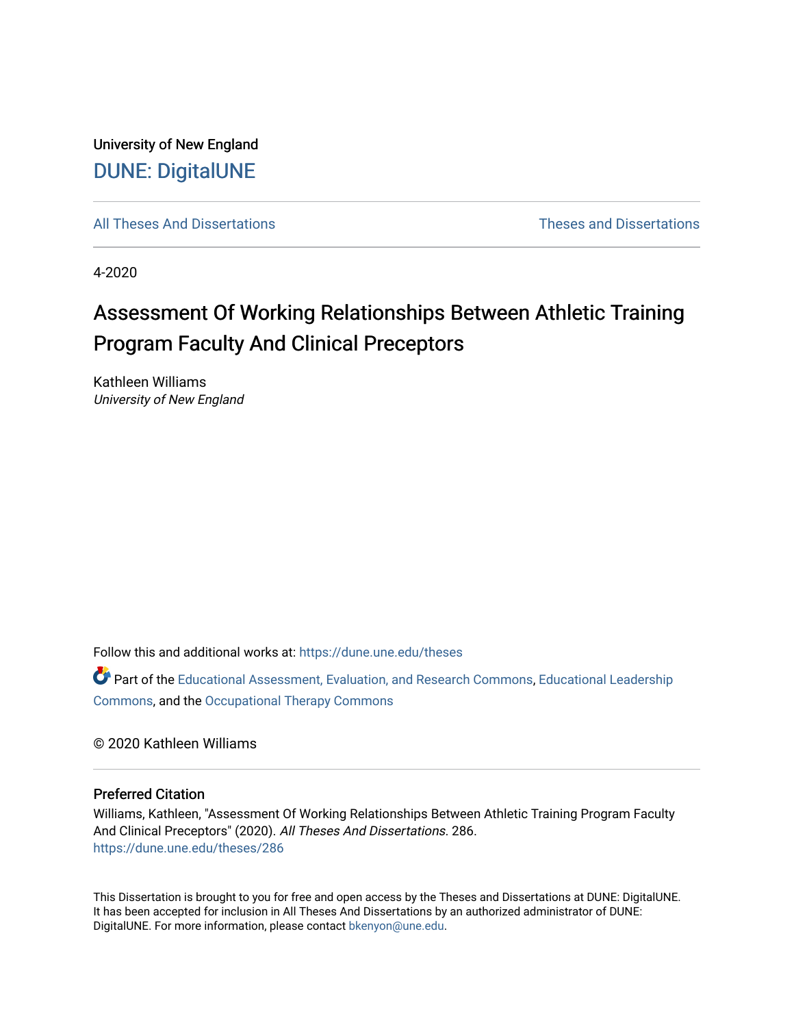University of New England

DUNE: DigitalUNE

All Theses And Dissertations | Theses and Dissertations

4-2020

# Assessment Of Working Relationships Between Athletic Training Program Faculty And Clinical Preceptors

Kathleen Williams
*University of New England*

Follow this and additional works at: https://dune.une.edu/theses

Part of the Educational Assessment, Evaluation, and Research Commons, Educational Leadership Commons, and the Occupational Therapy Commons

© 2020 Kathleen Williams

## Preferred Citation

Williams, Kathleen, "Assessment Of Working Relationships Between Athletic Training Program Faculty And Clinical Preceptors" (2020). *All Theses And Dissertations*. 286.
https://dune.une.edu/theses/286

This Dissertation is brought to you for free and open access by the Theses and Dissertations at DUNE: DigitalUNE. It has been accepted for inclusion in All Theses And Dissertations by an authorized administrator of DUNE: DigitalUNE. For more information, please contact bkenyon@une.edu.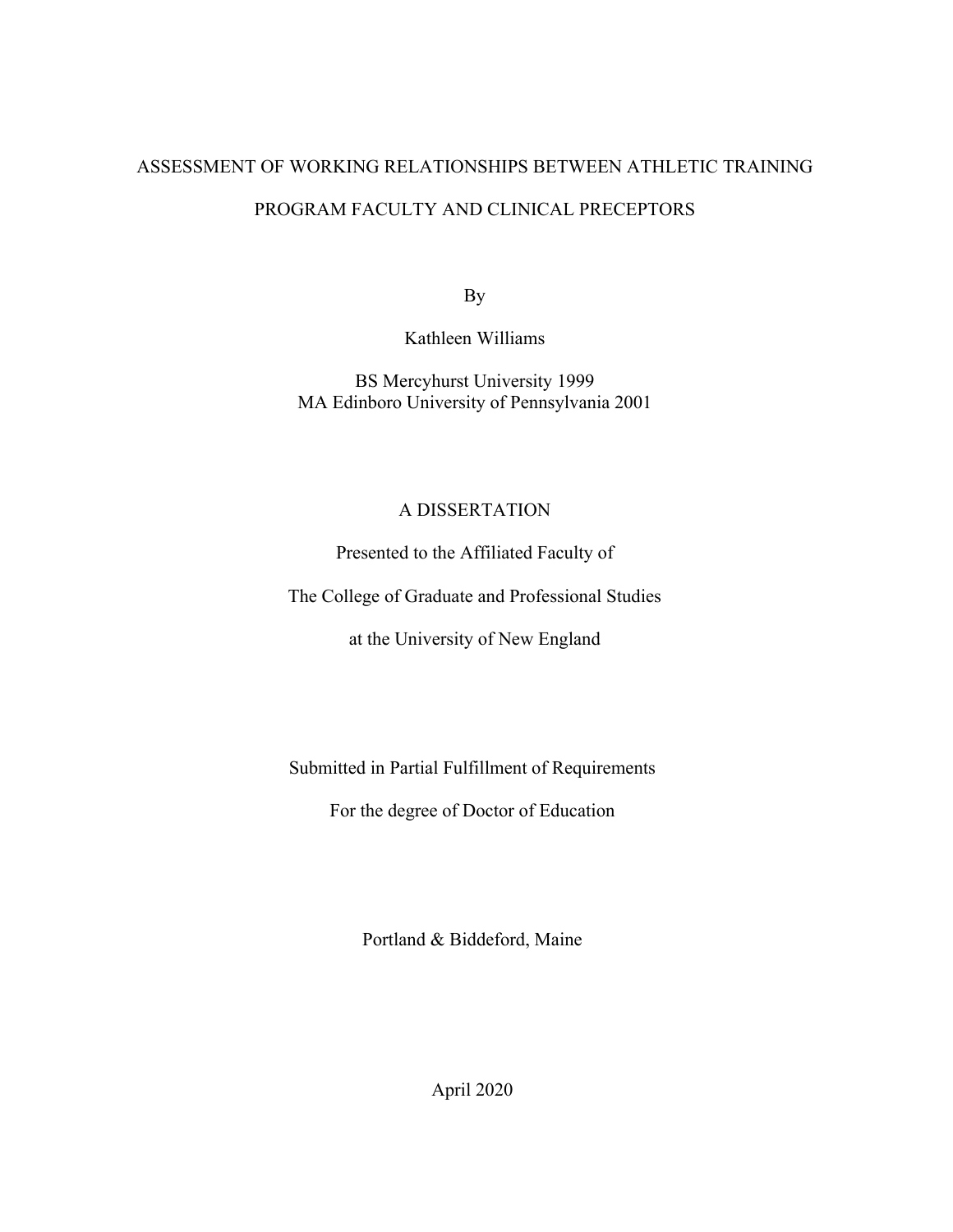# ASSESSMENT OF WORKING RELATIONSHIPS BETWEEN ATHLETIC TRAINING PROGRAM FACULTY AND CLINICAL PRECEPTORS

By

Kathleen Williams

BS Mercyhurst University 1999
MA Edinboro University of Pennsylvania 2001

A DISSERTATION

Presented to the Affiliated Faculty of

The College of Graduate and Professional Studies

at the University of New England

Submitted in Partial Fulfillment of Requirements

For the degree of Doctor of Education

Portland & Biddeford, Maine

April 2020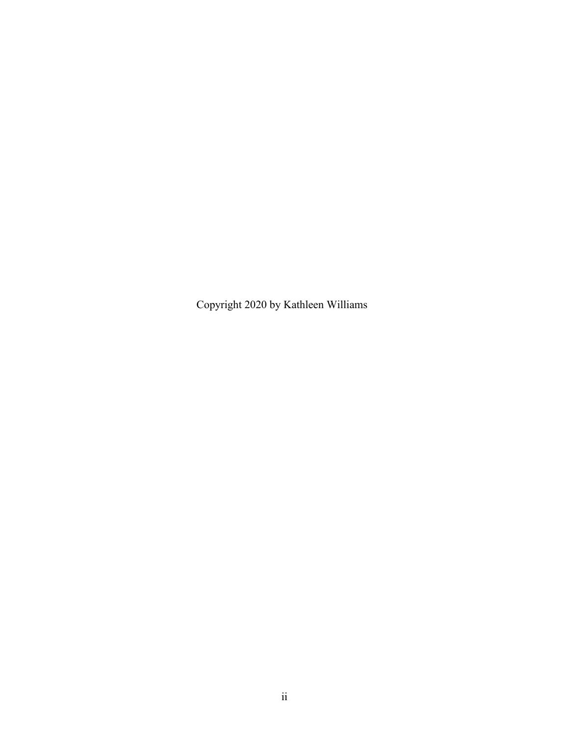Copyright 2020 by Kathleen Williams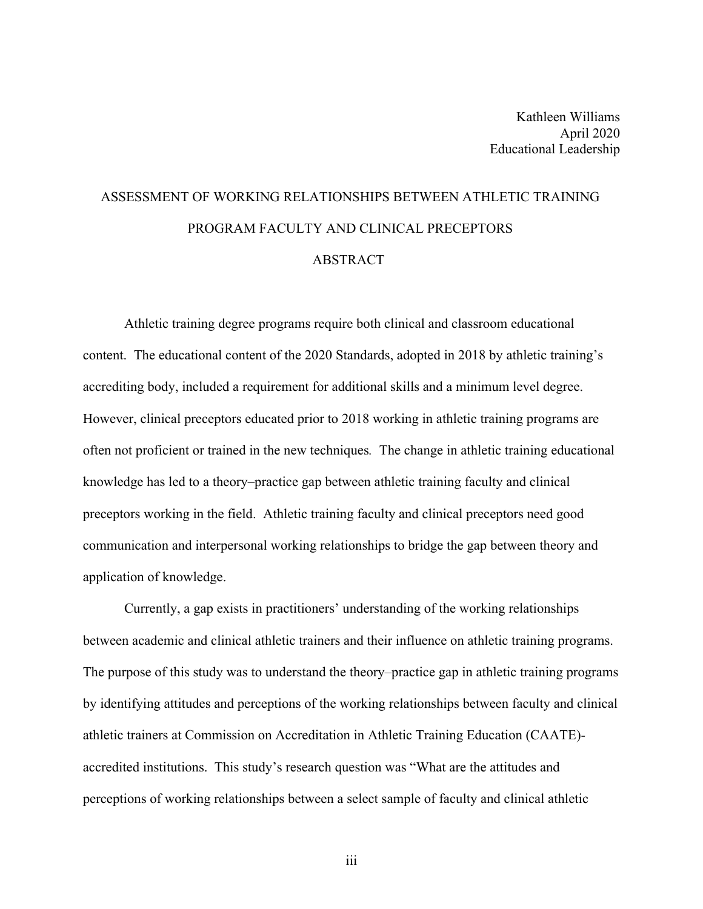Kathleen Williams
April 2020
Educational Leadership

# ASSESSMENT OF WORKING RELATIONSHIPS BETWEEN ATHLETIC TRAINING PROGRAM FACULTY AND CLINICAL PRECEPTORS

## ABSTRACT

Athletic training degree programs require both clinical and classroom educational content. The educational content of the 2020 Standards, adopted in 2018 by athletic training's accrediting body, included a requirement for additional skills and a minimum level degree. However, clinical preceptors educated prior to 2018 working in athletic training programs are often not proficient or trained in the new techniques*.* The change in athletic training educational knowledge has led to a theory–practice gap between athletic training faculty and clinical preceptors working in the field. Athletic training faculty and clinical preceptors need good communication and interpersonal working relationships to bridge the gap between theory and application of knowledge.

Currently, a gap exists in practitioners' understanding of the working relationships between academic and clinical athletic trainers and their influence on athletic training programs. The purpose of this study was to understand the theory–practice gap in athletic training programs by identifying attitudes and perceptions of the working relationships between faculty and clinical athletic trainers at Commission on Accreditation in Athletic Training Education (CAATE)-accredited institutions. This study's research question was "What are the attitudes and perceptions of working relationships between a select sample of faculty and clinical athletic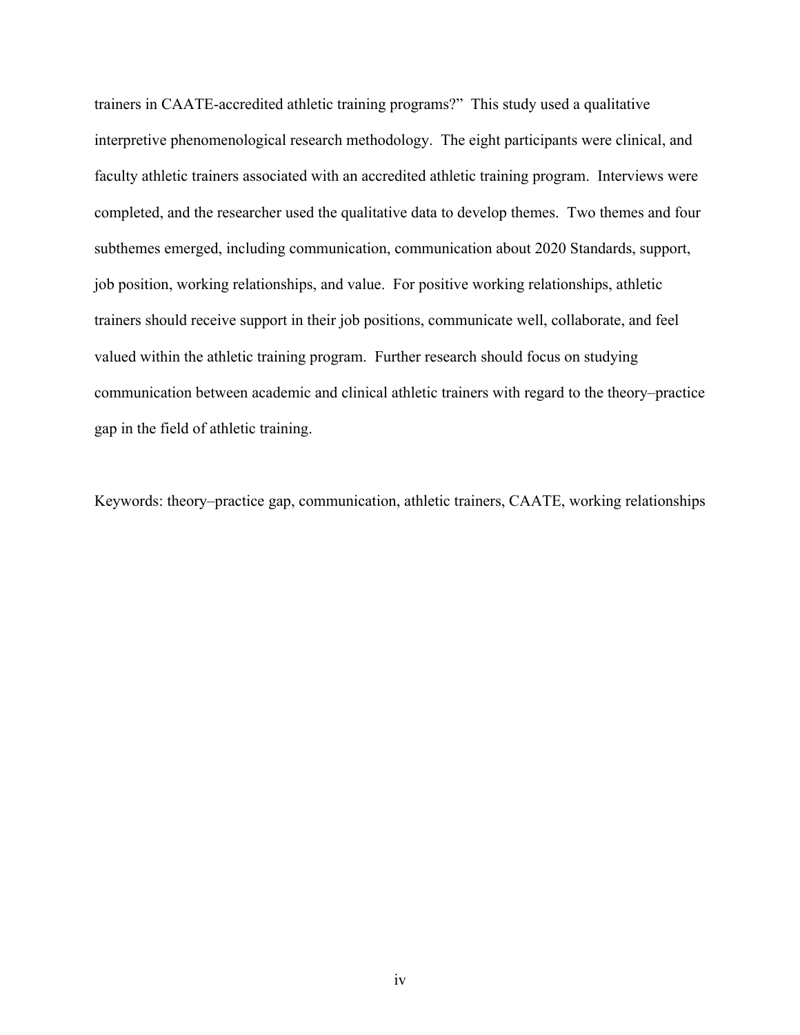trainers in CAATE-accredited athletic training programs?" This study used a qualitative interpretive phenomenological research methodology. The eight participants were clinical, and faculty athletic trainers associated with an accredited athletic training program. Interviews were completed, and the researcher used the qualitative data to develop themes. Two themes and four subthemes emerged, including communication, communication about 2020 Standards, support, job position, working relationships, and value. For positive working relationships, athletic trainers should receive support in their job positions, communicate well, collaborate, and feel valued within the athletic training program. Further research should focus on studying communication between academic and clinical athletic trainers with regard to the theory–practice gap in the field of athletic training.

Keywords: theory–practice gap, communication, athletic trainers, CAATE, working relationships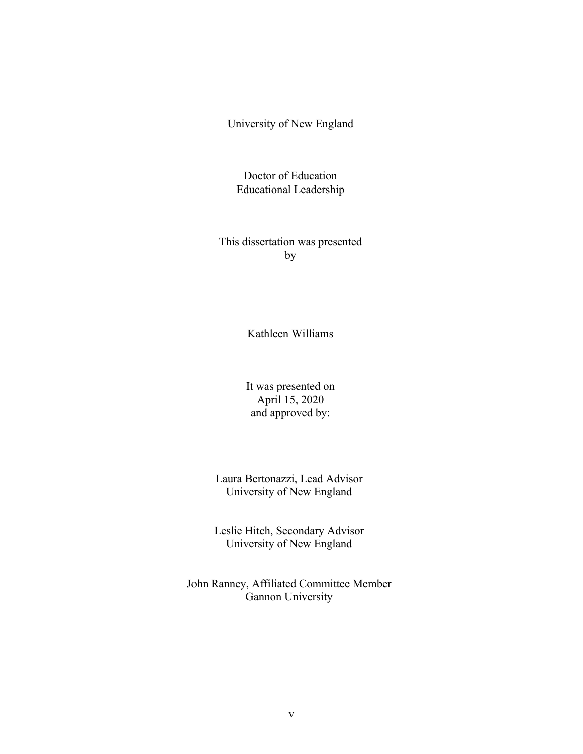University of New England

Doctor of Education
Educational Leadership

This dissertation was presented
by

Kathleen Williams

It was presented on
April 15, 2020
and approved by:

Laura Bertonazzi, Lead Advisor
University of New England

Leslie Hitch, Secondary Advisor
University of New England

John Ranney, Affiliated Committee Member
Gannon University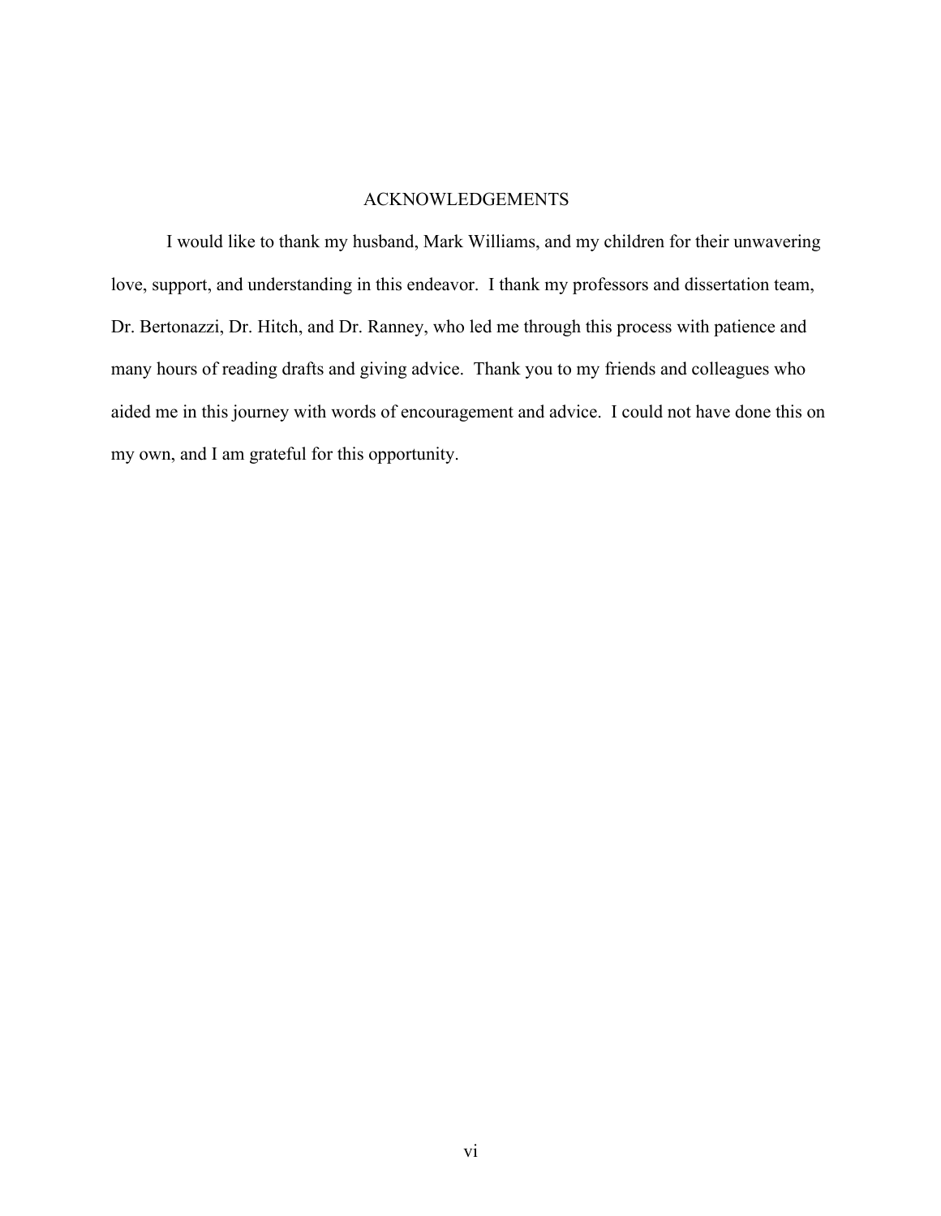# ACKNOWLEDGEMENTS

I would like to thank my husband, Mark Williams, and my children for their unwavering love, support, and understanding in this endeavor. I thank my professors and dissertation team, Dr. Bertonazzi, Dr. Hitch, and Dr. Ranney, who led me through this process with patience and many hours of reading drafts and giving advice. Thank you to my friends and colleagues who aided me in this journey with words of encouragement and advice. I could not have done this on my own, and I am grateful for this opportunity.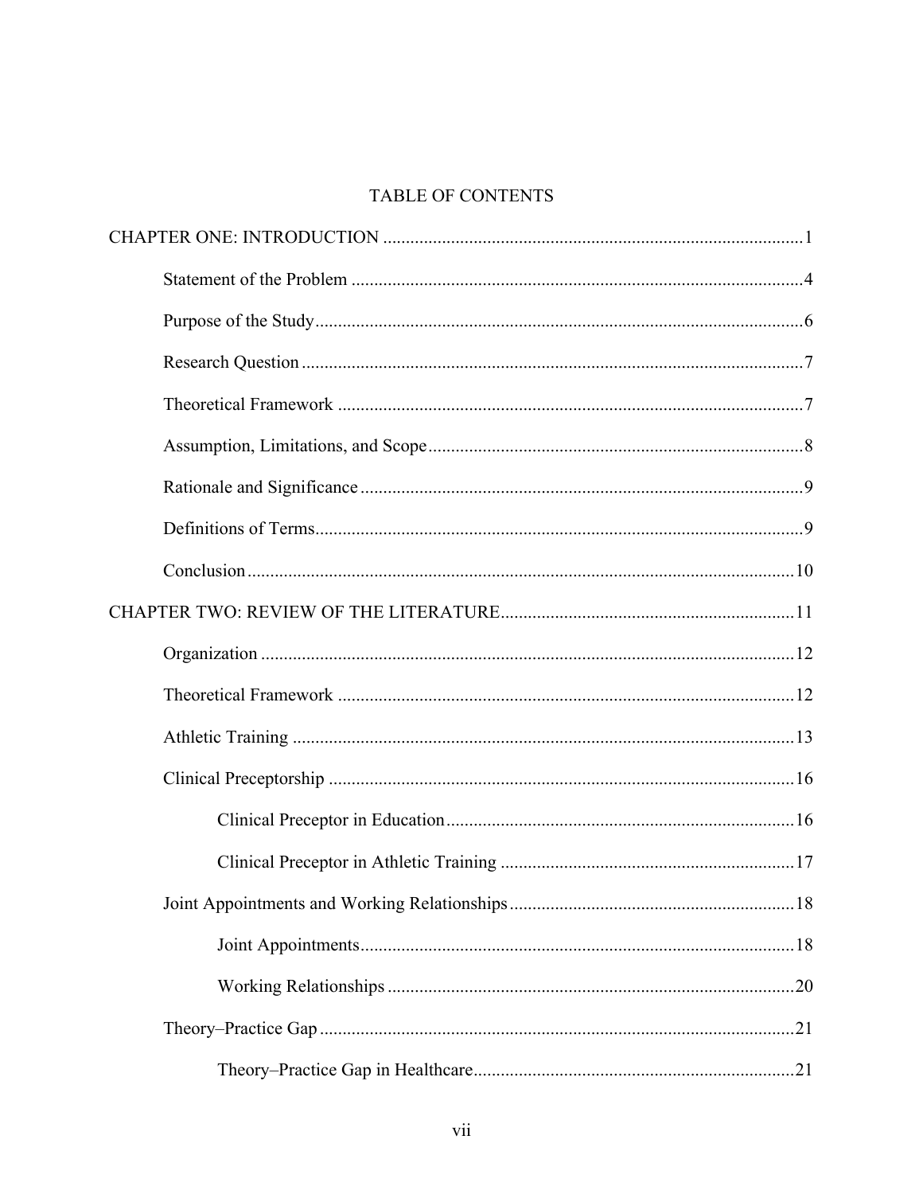# TABLE OF CONTENTS

CHAPTER ONE: INTRODUCTION ........................................................................................1

- Statement of the Problem ..................................................................................................4
- Purpose of the Study.........................................................................................................6
- Research Question ............................................................................................................7
- Theoretical Framework .....................................................................................................7
- Assumption, Limitations, and Scope.................................................................................8
- Rationale and Significance ................................................................................................9
- Definitions of Terms..........................................................................................................9
- Conclusion .......................................................................................................................10

CHAPTER TWO: REVIEW OF THE LITERATURE................................................................11

- Organization ....................................................................................................................12
- Theoretical Framework ....................................................................................................12
- Athletic Training .............................................................................................................13
- Clinical Preceptorship .....................................................................................................16
  - Clinical Preceptor in Education...........................................................................16
  - Clinical Preceptor in Athletic Training ...............................................................17
- Joint Appointments and Working Relationships.............................................................18
  - Joint Appointments..............................................................................................18
  - Working Relationships ........................................................................................20
- Theory–Practice Gap .......................................................................................................21
  - Theory–Practice Gap in Healthcare.....................................................................21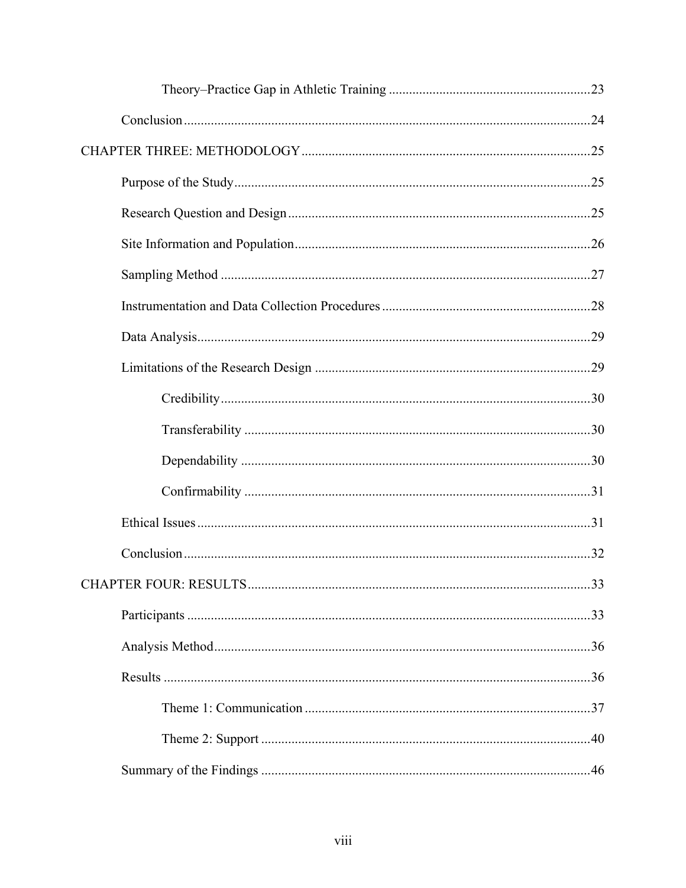Theory–Practice Gap in Athletic Training ........................................................... 23

Conclusion ........................................................................................................ 24

CHAPTER THREE: METHODOLOGY ..................................................................... 25

Purpose of the Study ......................................................................................... 25

Research Question and Design ......................................................................... 25

Site Information and Population ....................................................................... 26

Sampling Method .............................................................................................. 27

Instrumentation and Data Collection Procedures .............................................. 28

Data Analysis ..................................................................................................... 29

Limitations of the Research Design .................................................................. 29

Credibility ............................................................................................. 30

Transferability ...................................................................................... 30

Dependability ....................................................................................... 30

Confirmability ...................................................................................... 31

Ethical Issues ..................................................................................................... 31

Conclusion ........................................................................................................ 32

CHAPTER FOUR: RESULTS ..................................................................................... 33

Participants ....................................................................................................... 33

Analysis Method ............................................................................................... 36

Results .............................................................................................................. 36

Theme 1: Communication .................................................................... 37

Theme 2: Support ................................................................................. 40

Summary of the Findings .................................................................................. 46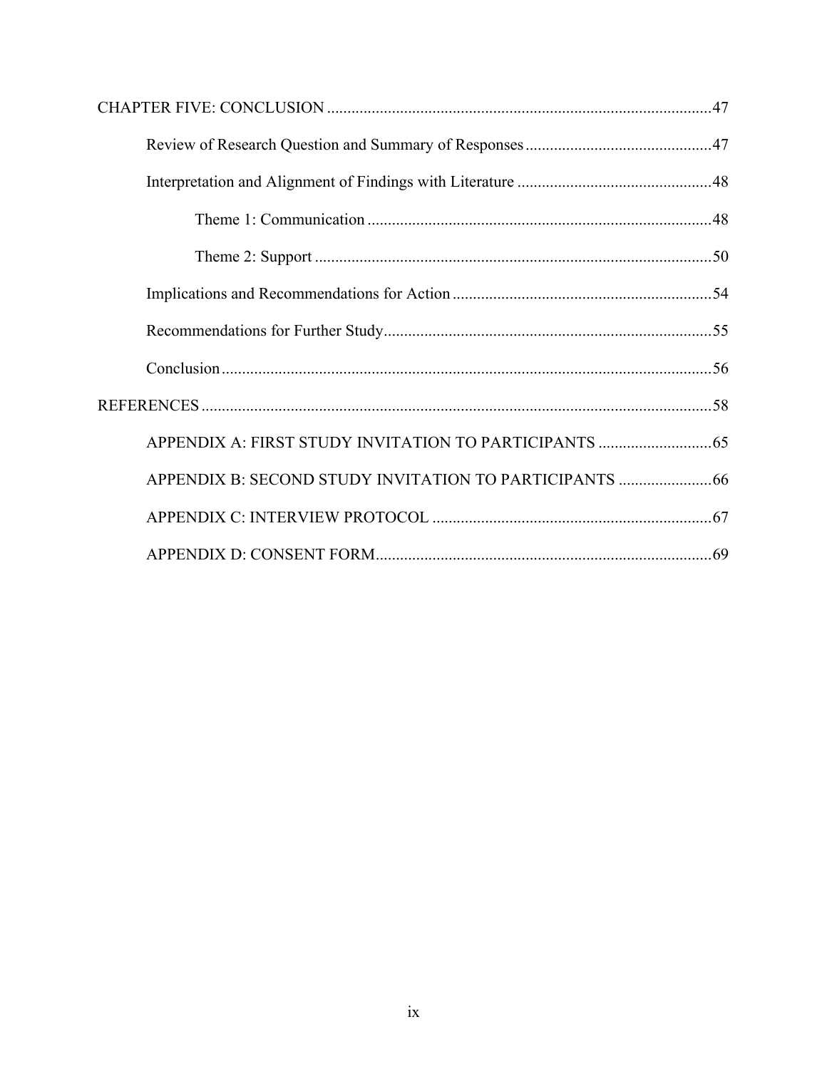CHAPTER FIVE: CONCLUSION ....................................................................................47

Review of Research Question and Summary of Responses ..........................................47

Interpretation and Alignment of Findings with Literature ............................................48

Theme 1: Communication ..................................................................................48

Theme 2: Support ..............................................................................................50

Implications and Recommendations for Action ............................................................54

Recommendations for Further Study..............................................................................55

Conclusion ......................................................................................................................56

REFERENCES ..........................................................................................................................58

APPENDIX A: FIRST STUDY INVITATION TO PARTICIPANTS ..........................65

APPENDIX B: SECOND STUDY INVITATION TO PARTICIPANTS .....................66

APPENDIX C: INTERVIEW PROTOCOL ...................................................................67

APPENDIX D: CONSENT FORM.................................................................................69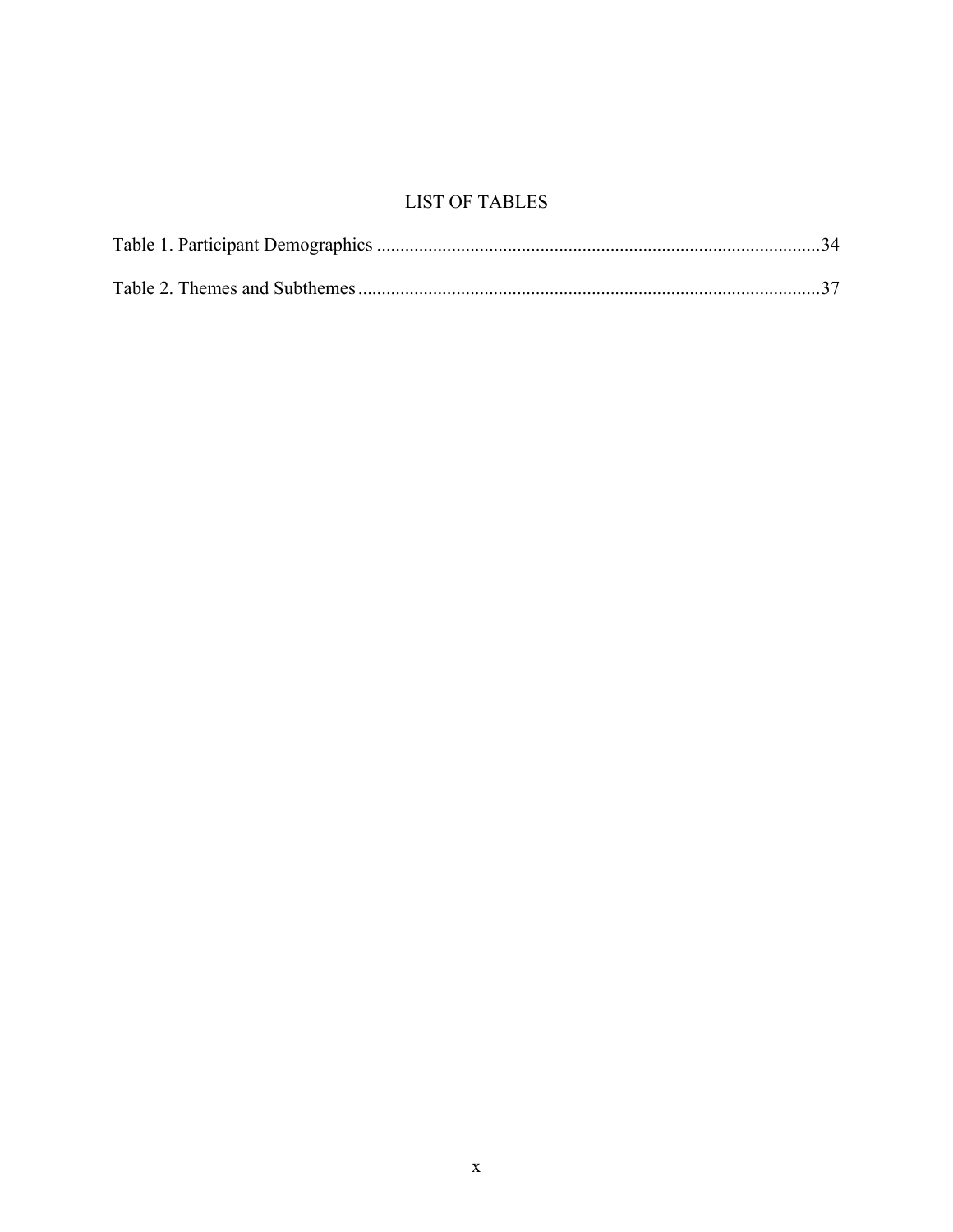# LIST OF TABLES

Table 1. Participant Demographics ............................................................................................34

Table 2. Themes and Subthemes .................................................................................................37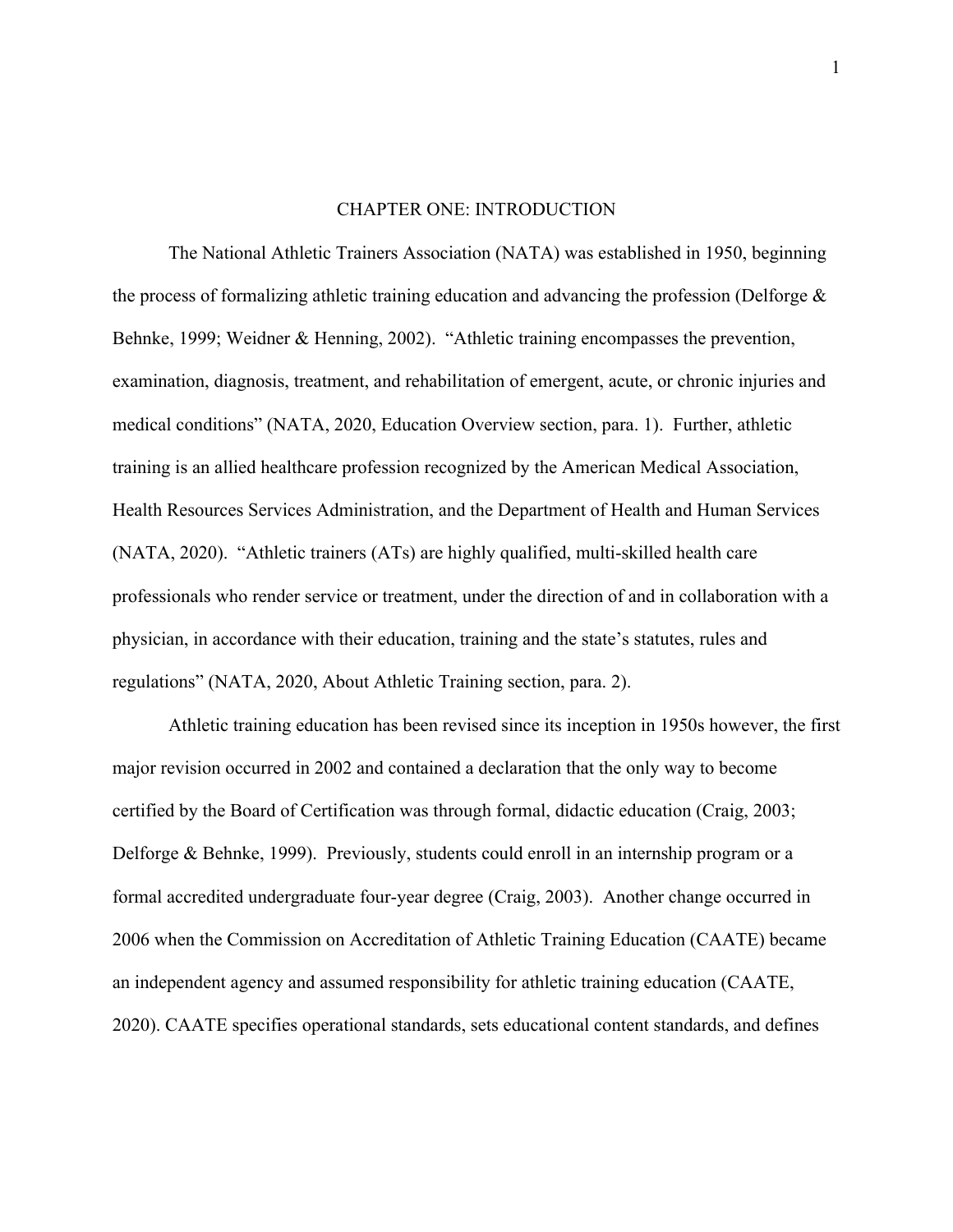# CHAPTER ONE: INTRODUCTION

The National Athletic Trainers Association (NATA) was established in 1950, beginning the process of formalizing athletic training education and advancing the profession (Delforge & Behnke, 1999; Weidner & Henning, 2002). "Athletic training encompasses the prevention, examination, diagnosis, treatment, and rehabilitation of emergent, acute, or chronic injuries and medical conditions" (NATA, 2020, Education Overview section, para. 1). Further, athletic training is an allied healthcare profession recognized by the American Medical Association, Health Resources Services Administration, and the Department of Health and Human Services (NATA, 2020). "Athletic trainers (ATs) are highly qualified, multi-skilled health care professionals who render service or treatment, under the direction of and in collaboration with a physician, in accordance with their education, training and the state's statutes, rules and regulations" (NATA, 2020, About Athletic Training section, para. 2).

Athletic training education has been revised since its inception in 1950s however, the first major revision occurred in 2002 and contained a declaration that the only way to become certified by the Board of Certification was through formal, didactic education (Craig, 2003; Delforge & Behnke, 1999). Previously, students could enroll in an internship program or a formal accredited undergraduate four-year degree (Craig, 2003). Another change occurred in 2006 when the Commission on Accreditation of Athletic Training Education (CAATE) became an independent agency and assumed responsibility for athletic training education (CAATE, 2020). CAATE specifies operational standards, sets educational content standards, and defines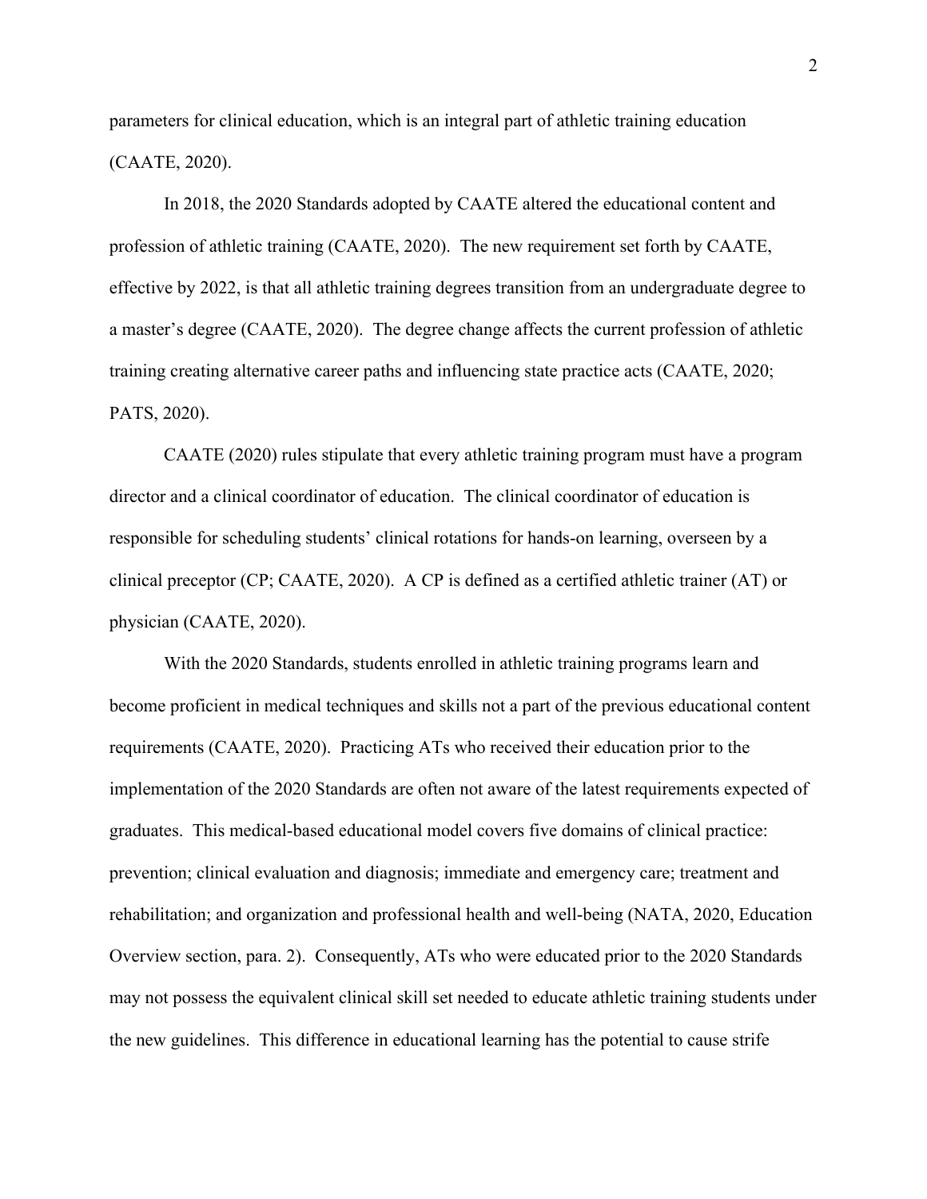parameters for clinical education, which is an integral part of athletic training education (CAATE, 2020).

In 2018, the 2020 Standards adopted by CAATE altered the educational content and profession of athletic training (CAATE, 2020). The new requirement set forth by CAATE, effective by 2022, is that all athletic training degrees transition from an undergraduate degree to a master's degree (CAATE, 2020). The degree change affects the current profession of athletic training creating alternative career paths and influencing state practice acts (CAATE, 2020; PATS, 2020).

CAATE (2020) rules stipulate that every athletic training program must have a program director and a clinical coordinator of education. The clinical coordinator of education is responsible for scheduling students' clinical rotations for hands-on learning, overseen by a clinical preceptor (CP; CAATE, 2020). A CP is defined as a certified athletic trainer (AT) or physician (CAATE, 2020).

With the 2020 Standards, students enrolled in athletic training programs learn and become proficient in medical techniques and skills not a part of the previous educational content requirements (CAATE, 2020). Practicing ATs who received their education prior to the implementation of the 2020 Standards are often not aware of the latest requirements expected of graduates. This medical-based educational model covers five domains of clinical practice: prevention; clinical evaluation and diagnosis; immediate and emergency care; treatment and rehabilitation; and organization and professional health and well-being (NATA, 2020, Education Overview section, para. 2). Consequently, ATs who were educated prior to the 2020 Standards may not possess the equivalent clinical skill set needed to educate athletic training students under the new guidelines. This difference in educational learning has the potential to cause strife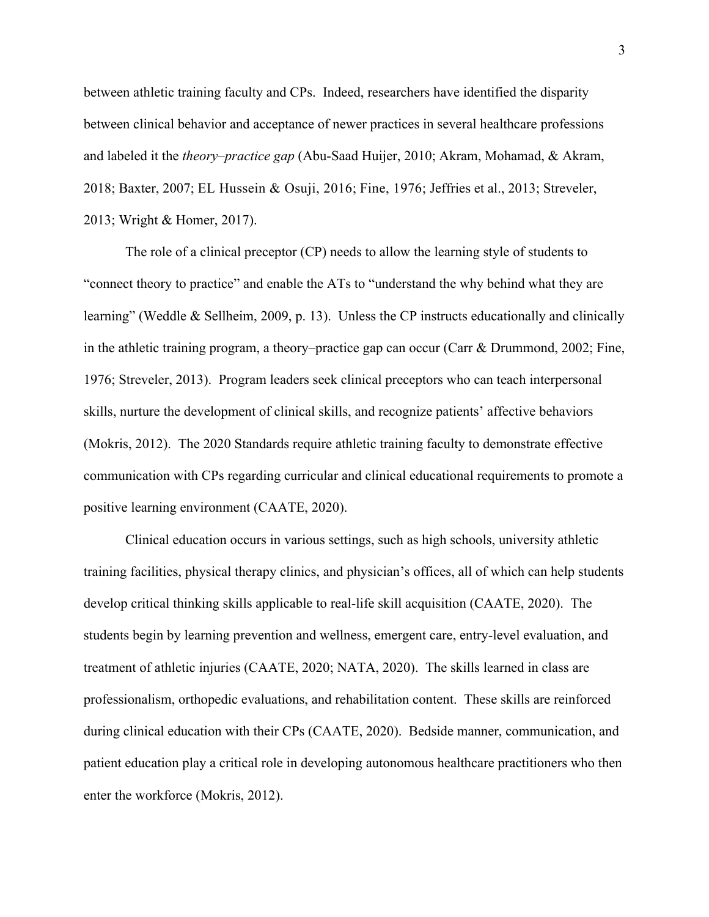between athletic training faculty and CPs. Indeed, researchers have identified the disparity between clinical behavior and acceptance of newer practices in several healthcare professions and labeled it the *theory–practice gap* (Abu-Saad Huijer, 2010; Akram, Mohamad, & Akram, 2018; Baxter, 2007; EL Hussein & Osuji, 2016; Fine, 1976; Jeffries et al., 2013; Streveler, 2013; Wright & Homer, 2017).

The role of a clinical preceptor (CP) needs to allow the learning style of students to "connect theory to practice" and enable the ATs to "understand the why behind what they are learning" (Weddle & Sellheim, 2009, p. 13). Unless the CP instructs educationally and clinically in the athletic training program, a theory–practice gap can occur (Carr & Drummond, 2002; Fine, 1976; Streveler, 2013). Program leaders seek clinical preceptors who can teach interpersonal skills, nurture the development of clinical skills, and recognize patients' affective behaviors (Mokris, 2012). The 2020 Standards require athletic training faculty to demonstrate effective communication with CPs regarding curricular and clinical educational requirements to promote a positive learning environment (CAATE, 2020).

Clinical education occurs in various settings, such as high schools, university athletic training facilities, physical therapy clinics, and physician's offices, all of which can help students develop critical thinking skills applicable to real-life skill acquisition (CAATE, 2020). The students begin by learning prevention and wellness, emergent care, entry-level evaluation, and treatment of athletic injuries (CAATE, 2020; NATA, 2020). The skills learned in class are professionalism, orthopedic evaluations, and rehabilitation content. These skills are reinforced during clinical education with their CPs (CAATE, 2020). Bedside manner, communication, and patient education play a critical role in developing autonomous healthcare practitioners who then enter the workforce (Mokris, 2012).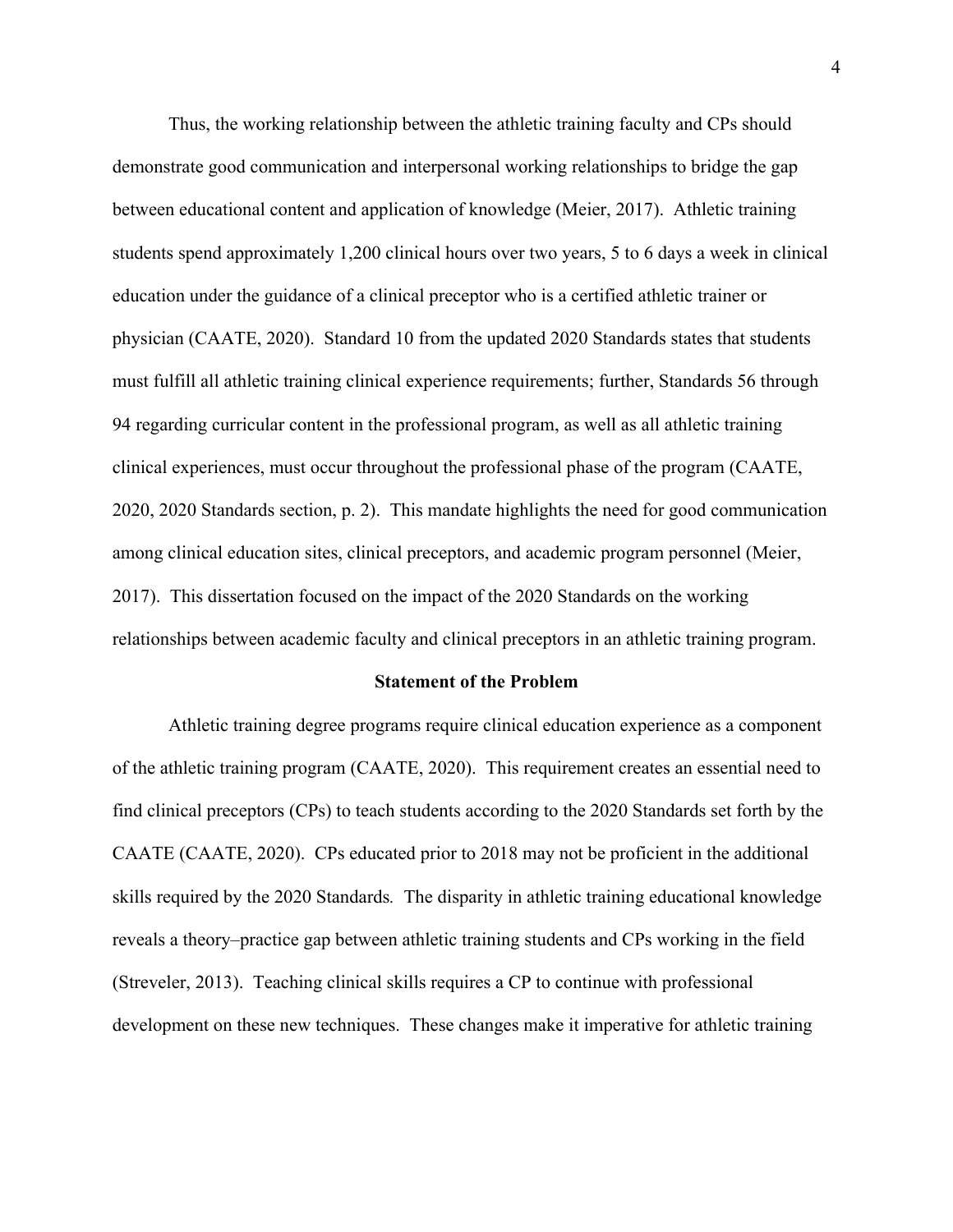Thus, the working relationship between the athletic training faculty and CPs should demonstrate good communication and interpersonal working relationships to bridge the gap between educational content and application of knowledge (Meier, 2017). Athletic training students spend approximately 1,200 clinical hours over two years, 5 to 6 days a week in clinical education under the guidance of a clinical preceptor who is a certified athletic trainer or physician (CAATE, 2020). Standard 10 from the updated 2020 Standards states that students must fulfill all athletic training clinical experience requirements; further, Standards 56 through 94 regarding curricular content in the professional program, as well as all athletic training clinical experiences, must occur throughout the professional phase of the program (CAATE, 2020, 2020 Standards section, p. 2). This mandate highlights the need for good communication among clinical education sites, clinical preceptors, and academic program personnel (Meier, 2017). This dissertation focused on the impact of the 2020 Standards on the working relationships between academic faculty and clinical preceptors in an athletic training program.

## Statement of the Problem

Athletic training degree programs require clinical education experience as a component of the athletic training program (CAATE, 2020). This requirement creates an essential need to find clinical preceptors (CPs) to teach students according to the 2020 Standards set forth by the CAATE (CAATE, 2020). CPs educated prior to 2018 may not be proficient in the additional skills required by the 2020 Standards*.* The disparity in athletic training educational knowledge reveals a theory–practice gap between athletic training students and CPs working in the field (Streveler, 2013). Teaching clinical skills requires a CP to continue with professional development on these new techniques. These changes make it imperative for athletic training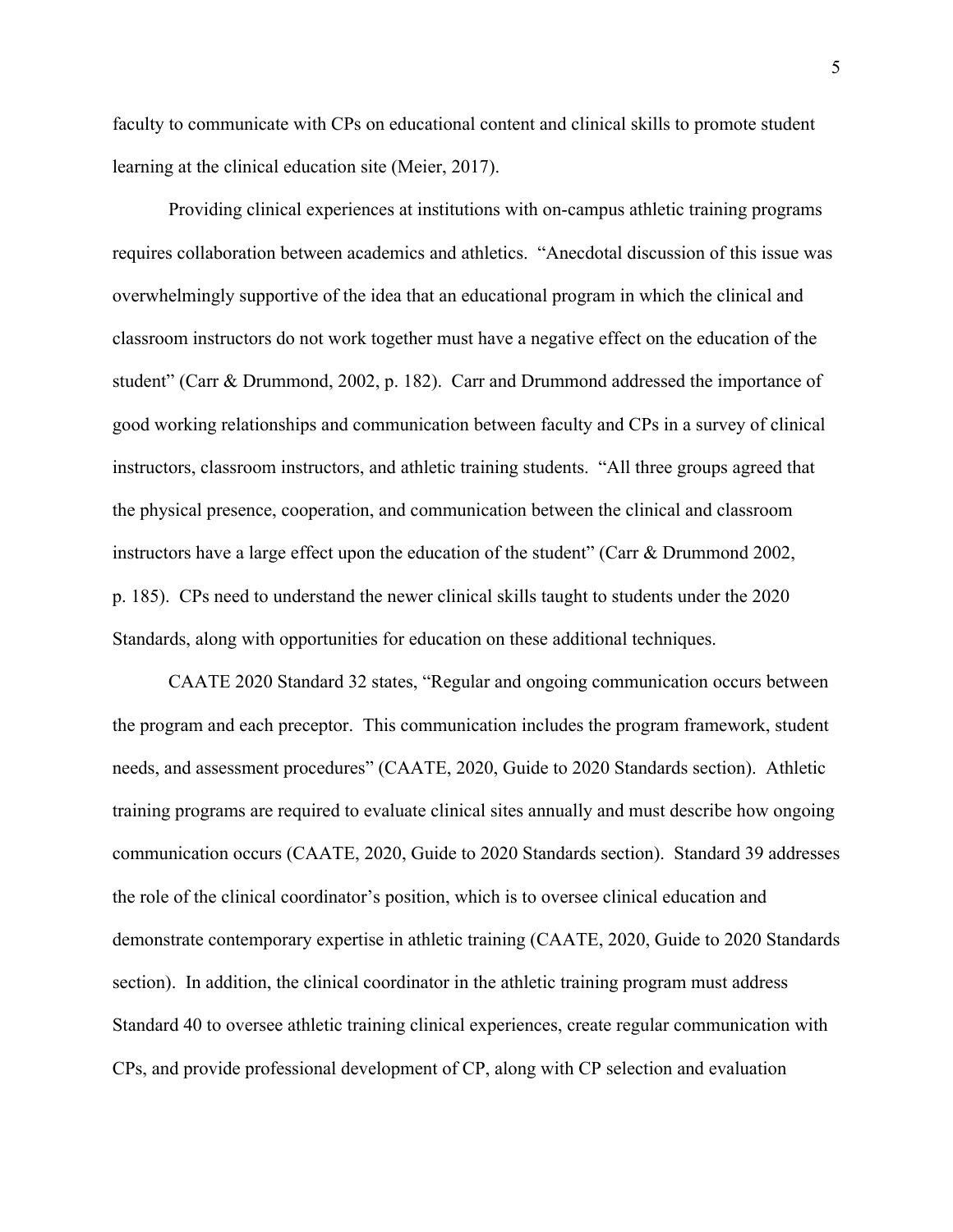faculty to communicate with CPs on educational content and clinical skills to promote student learning at the clinical education site (Meier, 2017).

Providing clinical experiences at institutions with on-campus athletic training programs requires collaboration between academics and athletics. "Anecdotal discussion of this issue was overwhelmingly supportive of the idea that an educational program in which the clinical and classroom instructors do not work together must have a negative effect on the education of the student" (Carr & Drummond, 2002, p. 182). Carr and Drummond addressed the importance of good working relationships and communication between faculty and CPs in a survey of clinical instructors, classroom instructors, and athletic training students. "All three groups agreed that the physical presence, cooperation, and communication between the clinical and classroom instructors have a large effect upon the education of the student" (Carr & Drummond 2002, p. 185). CPs need to understand the newer clinical skills taught to students under the 2020 Standards, along with opportunities for education on these additional techniques.

CAATE 2020 Standard 32 states, "Regular and ongoing communication occurs between the program and each preceptor. This communication includes the program framework, student needs, and assessment procedures" (CAATE, 2020, Guide to 2020 Standards section). Athletic training programs are required to evaluate clinical sites annually and must describe how ongoing communication occurs (CAATE, 2020, Guide to 2020 Standards section). Standard 39 addresses the role of the clinical coordinator's position, which is to oversee clinical education and demonstrate contemporary expertise in athletic training (CAATE, 2020, Guide to 2020 Standards section). In addition, the clinical coordinator in the athletic training program must address Standard 40 to oversee athletic training clinical experiences, create regular communication with CPs, and provide professional development of CP, along with CP selection and evaluation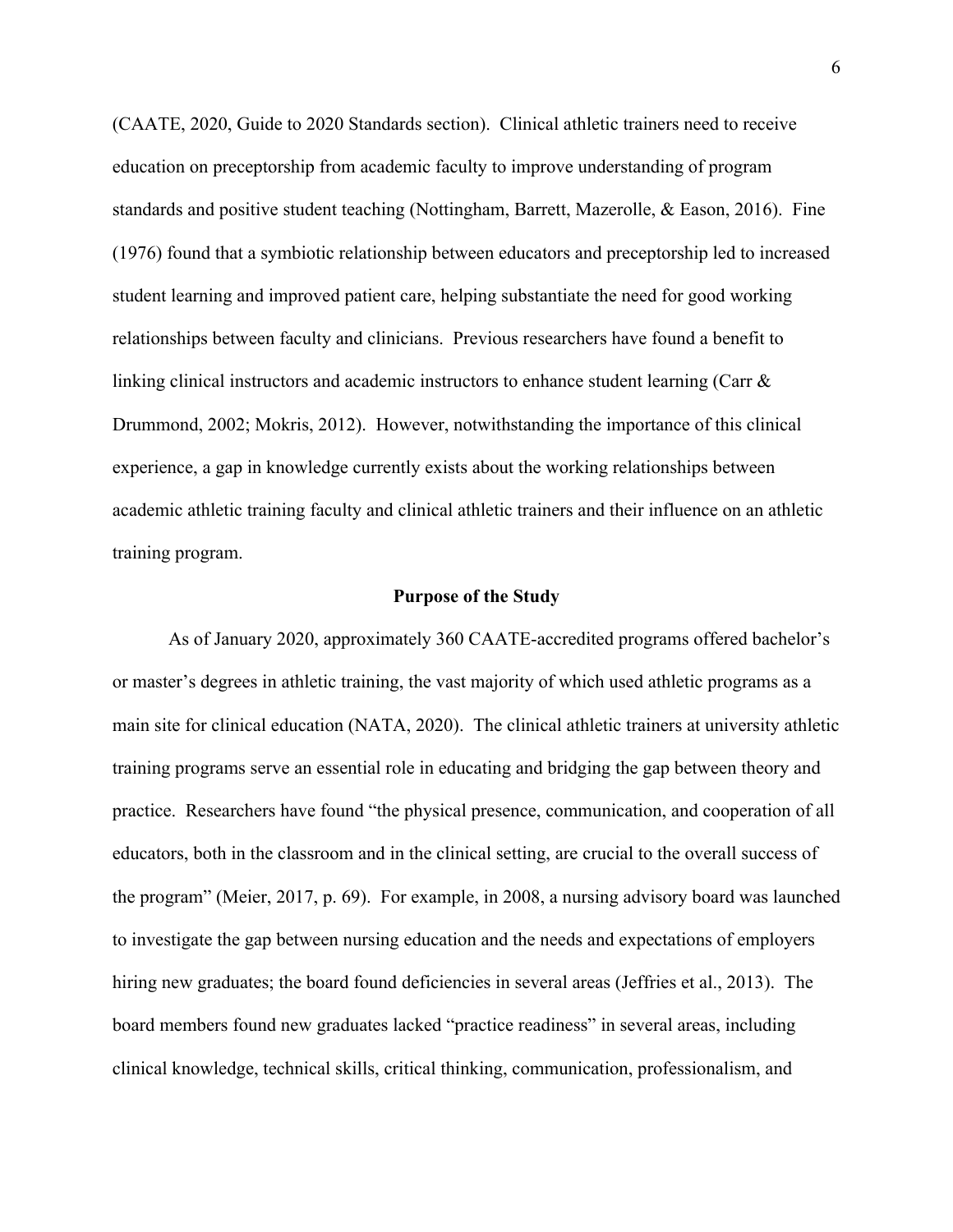(CAATE, 2020, Guide to 2020 Standards section). Clinical athletic trainers need to receive education on preceptorship from academic faculty to improve understanding of program standards and positive student teaching (Nottingham, Barrett, Mazerolle, & Eason, 2016). Fine (1976) found that a symbiotic relationship between educators and preceptorship led to increased student learning and improved patient care, helping substantiate the need for good working relationships between faculty and clinicians. Previous researchers have found a benefit to linking clinical instructors and academic instructors to enhance student learning (Carr & Drummond, 2002; Mokris, 2012). However, notwithstanding the importance of this clinical experience, a gap in knowledge currently exists about the working relationships between academic athletic training faculty and clinical athletic trainers and their influence on an athletic training program.

## Purpose of the Study

As of January 2020, approximately 360 CAATE-accredited programs offered bachelor's or master's degrees in athletic training, the vast majority of which used athletic programs as a main site for clinical education (NATA, 2020). The clinical athletic trainers at university athletic training programs serve an essential role in educating and bridging the gap between theory and practice. Researchers have found "the physical presence, communication, and cooperation of all educators, both in the classroom and in the clinical setting, are crucial to the overall success of the program" (Meier, 2017, p. 69). For example, in 2008, a nursing advisory board was launched to investigate the gap between nursing education and the needs and expectations of employers hiring new graduates; the board found deficiencies in several areas (Jeffries et al., 2013). The board members found new graduates lacked "practice readiness" in several areas, including clinical knowledge, technical skills, critical thinking, communication, professionalism, and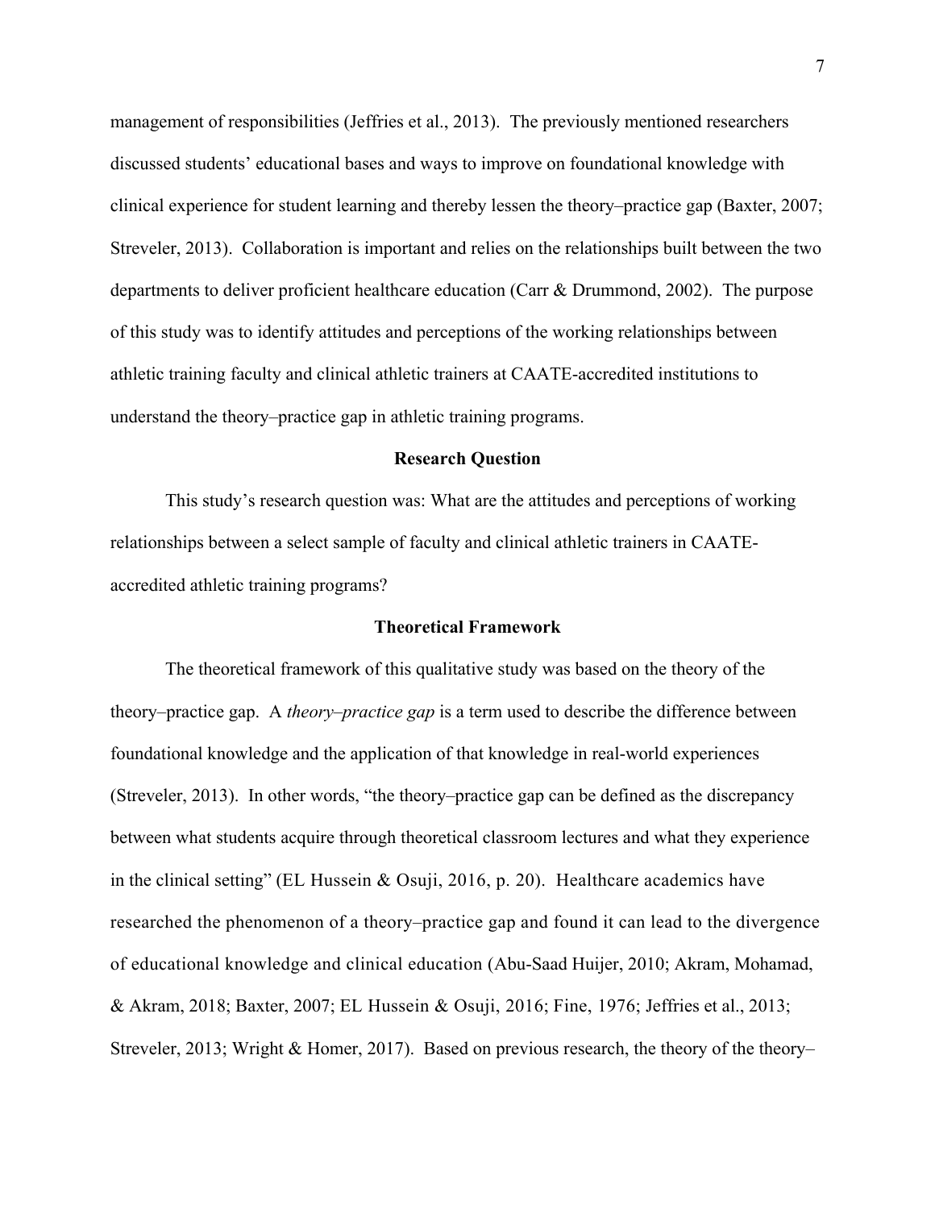management of responsibilities (Jeffries et al., 2013). The previously mentioned researchers discussed students' educational bases and ways to improve on foundational knowledge with clinical experience for student learning and thereby lessen the theory–practice gap (Baxter, 2007; Streveler, 2013). Collaboration is important and relies on the relationships built between the two departments to deliver proficient healthcare education (Carr & Drummond, 2002). The purpose of this study was to identify attitudes and perceptions of the working relationships between athletic training faculty and clinical athletic trainers at CAATE-accredited institutions to understand the theory–practice gap in athletic training programs.

## Research Question

This study's research question was: What are the attitudes and perceptions of working relationships between a select sample of faculty and clinical athletic trainers in CAATE-accredited athletic training programs?

## Theoretical Framework

The theoretical framework of this qualitative study was based on the theory of the theory–practice gap. A *theory–practice gap* is a term used to describe the difference between foundational knowledge and the application of that knowledge in real-world experiences (Streveler, 2013). In other words, "the theory–practice gap can be defined as the discrepancy between what students acquire through theoretical classroom lectures and what they experience in the clinical setting" (EL Hussein & Osuji, 2016, p. 20). Healthcare academics have researched the phenomenon of a theory–practice gap and found it can lead to the divergence of educational knowledge and clinical education (Abu-Saad Huijer, 2010; Akram, Mohamad, & Akram, 2018; Baxter, 2007; EL Hussein & Osuji, 2016; Fine, 1976; Jeffries et al., 2013; Streveler, 2013; Wright & Homer, 2017). Based on previous research, the theory of the theory–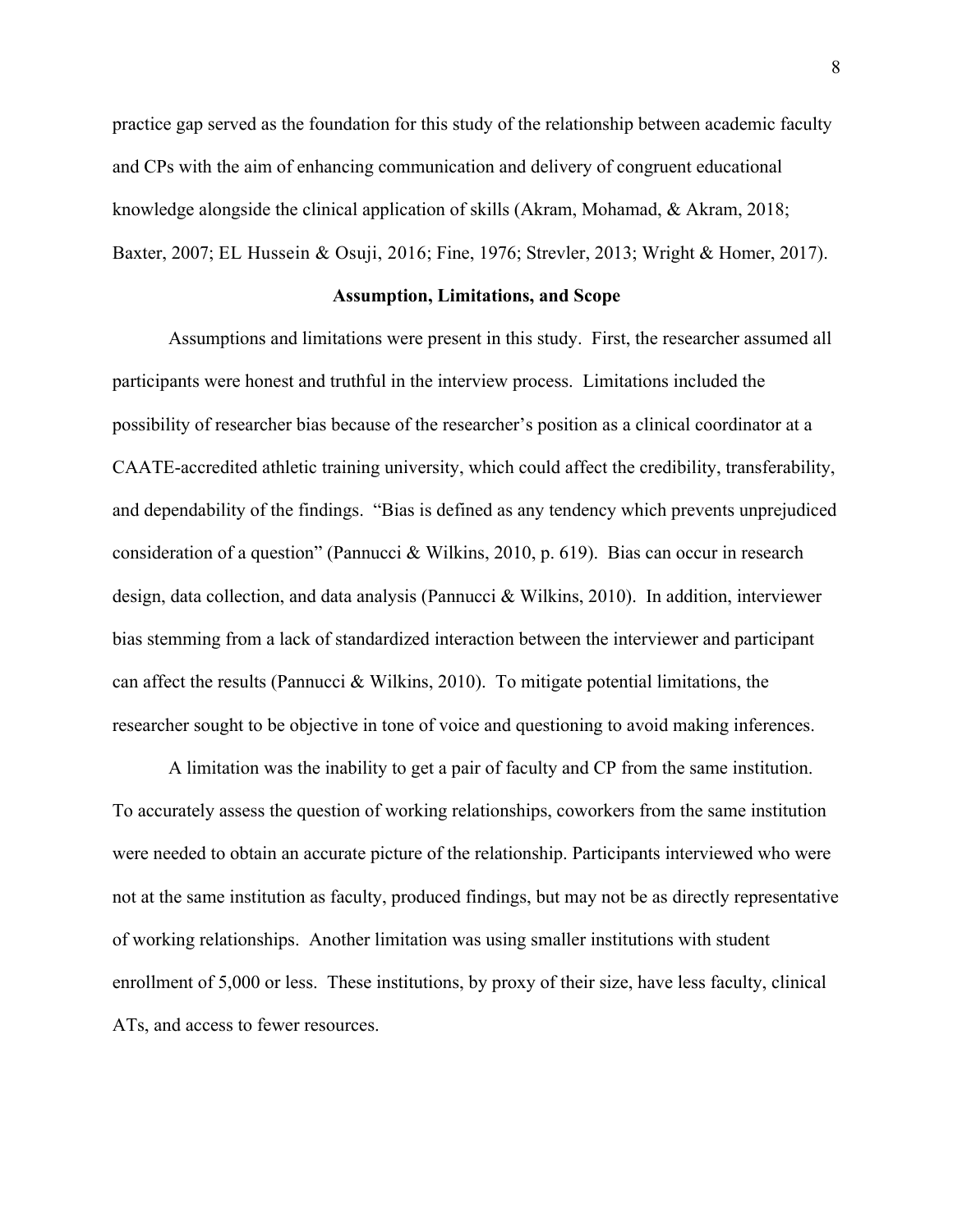practice gap served as the foundation for this study of the relationship between academic faculty and CPs with the aim of enhancing communication and delivery of congruent educational knowledge alongside the clinical application of skills (Akram, Mohamad, & Akram, 2018; Baxter, 2007; EL Hussein & Osuji, 2016; Fine, 1976; Strevler, 2013; Wright & Homer, 2017).

## Assumption, Limitations, and Scope

Assumptions and limitations were present in this study. First, the researcher assumed all participants were honest and truthful in the interview process. Limitations included the possibility of researcher bias because of the researcher's position as a clinical coordinator at a CAATE-accredited athletic training university, which could affect the credibility, transferability, and dependability of the findings. "Bias is defined as any tendency which prevents unprejudiced consideration of a question" (Pannucci & Wilkins, 2010, p. 619). Bias can occur in research design, data collection, and data analysis (Pannucci & Wilkins, 2010). In addition, interviewer bias stemming from a lack of standardized interaction between the interviewer and participant can affect the results (Pannucci & Wilkins, 2010). To mitigate potential limitations, the researcher sought to be objective in tone of voice and questioning to avoid making inferences.

A limitation was the inability to get a pair of faculty and CP from the same institution. To accurately assess the question of working relationships, coworkers from the same institution were needed to obtain an accurate picture of the relationship. Participants interviewed who were not at the same institution as faculty, produced findings, but may not be as directly representative of working relationships. Another limitation was using smaller institutions with student enrollment of 5,000 or less. These institutions, by proxy of their size, have less faculty, clinical ATs, and access to fewer resources.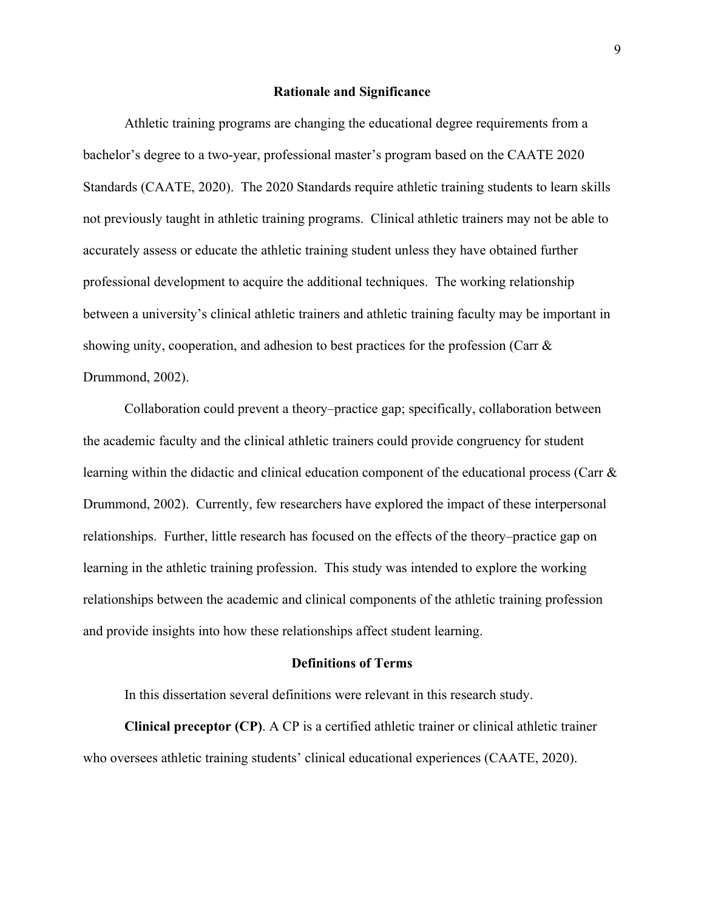## Rationale and Significance

Athletic training programs are changing the educational degree requirements from a bachelor's degree to a two-year, professional master's program based on the CAATE 2020 Standards (CAATE, 2020). The 2020 Standards require athletic training students to learn skills not previously taught in athletic training programs. Clinical athletic trainers may not be able to accurately assess or educate the athletic training student unless they have obtained further professional development to acquire the additional techniques. The working relationship between a university's clinical athletic trainers and athletic training faculty may be important in showing unity, cooperation, and adhesion to best practices for the profession (Carr & Drummond, 2002).

Collaboration could prevent a theory–practice gap; specifically, collaboration between the academic faculty and the clinical athletic trainers could provide congruency for student learning within the didactic and clinical education component of the educational process (Carr & Drummond, 2002). Currently, few researchers have explored the impact of these interpersonal relationships. Further, little research has focused on the effects of the theory–practice gap on learning in the athletic training profession. This study was intended to explore the working relationships between the academic and clinical components of the athletic training profession and provide insights into how these relationships affect student learning.

## Definitions of Terms

In this dissertation several definitions were relevant in this research study.

**Clinical preceptor (CP)**. A CP is a certified athletic trainer or clinical athletic trainer who oversees athletic training students' clinical educational experiences (CAATE, 2020).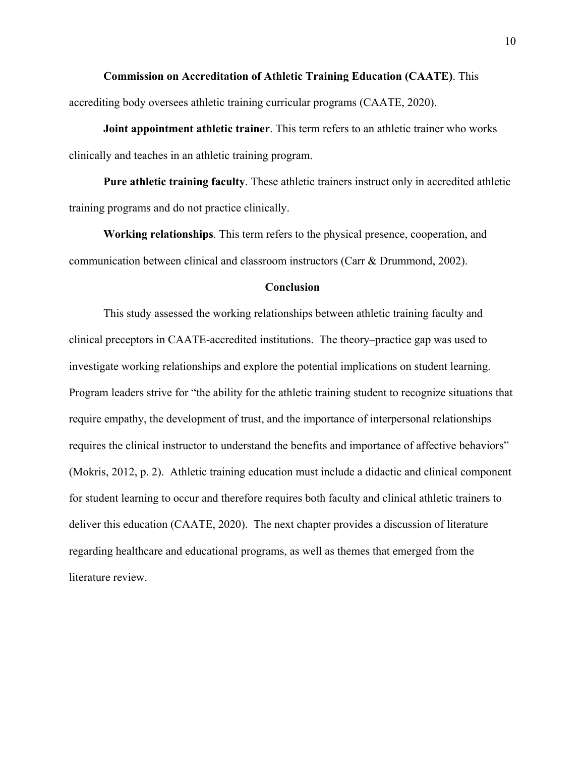**Commission on Accreditation of Athletic Training Education (CAATE)**. This accrediting body oversees athletic training curricular programs (CAATE, 2020).

**Joint appointment athletic trainer**. This term refers to an athletic trainer who works clinically and teaches in an athletic training program.

**Pure athletic training faculty**. These athletic trainers instruct only in accredited athletic training programs and do not practice clinically.

**Working relationships**. This term refers to the physical presence, cooperation, and communication between clinical and classroom instructors (Carr & Drummond, 2002).

## Conclusion

This study assessed the working relationships between athletic training faculty and clinical preceptors in CAATE-accredited institutions. The theory–practice gap was used to investigate working relationships and explore the potential implications on student learning. Program leaders strive for "the ability for the athletic training student to recognize situations that require empathy, the development of trust, and the importance of interpersonal relationships requires the clinical instructor to understand the benefits and importance of affective behaviors" (Mokris, 2012, p. 2). Athletic training education must include a didactic and clinical component for student learning to occur and therefore requires both faculty and clinical athletic trainers to deliver this education (CAATE, 2020). The next chapter provides a discussion of literature regarding healthcare and educational programs, as well as themes that emerged from the literature review.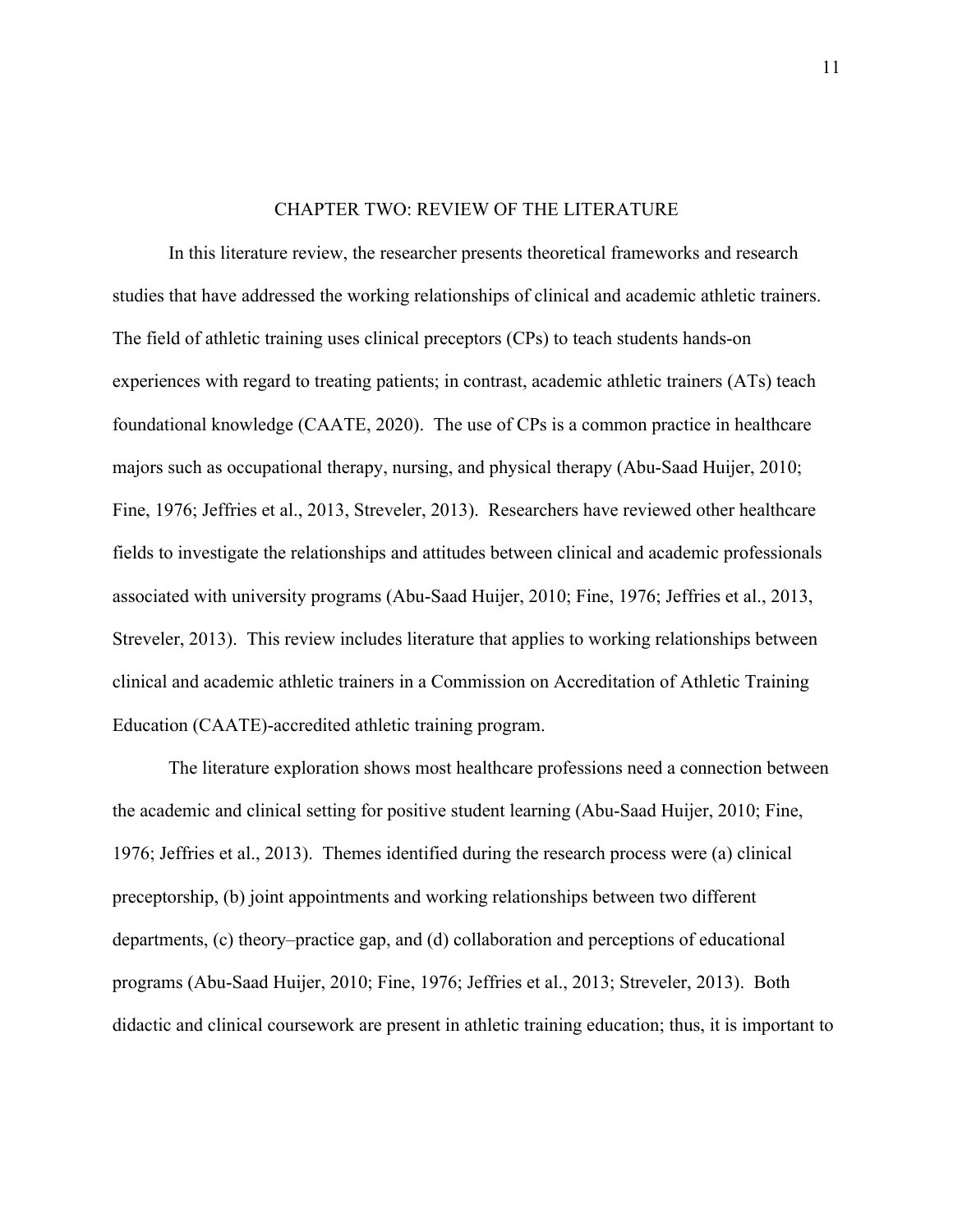# CHAPTER TWO: REVIEW OF THE LITERATURE

In this literature review, the researcher presents theoretical frameworks and research studies that have addressed the working relationships of clinical and academic athletic trainers. The field of athletic training uses clinical preceptors (CPs) to teach students hands-on experiences with regard to treating patients; in contrast, academic athletic trainers (ATs) teach foundational knowledge (CAATE, 2020). The use of CPs is a common practice in healthcare majors such as occupational therapy, nursing, and physical therapy (Abu-Saad Huijer, 2010; Fine, 1976; Jeffries et al., 2013, Streveler, 2013). Researchers have reviewed other healthcare fields to investigate the relationships and attitudes between clinical and academic professionals associated with university programs (Abu-Saad Huijer, 2010; Fine, 1976; Jeffries et al., 2013, Streveler, 2013). This review includes literature that applies to working relationships between clinical and academic athletic trainers in a Commission on Accreditation of Athletic Training Education (CAATE)-accredited athletic training program.

The literature exploration shows most healthcare professions need a connection between the academic and clinical setting for positive student learning (Abu-Saad Huijer, 2010; Fine, 1976; Jeffries et al., 2013). Themes identified during the research process were (a) clinical preceptorship, (b) joint appointments and working relationships between two different departments, (c) theory–practice gap, and (d) collaboration and perceptions of educational programs (Abu-Saad Huijer, 2010; Fine, 1976; Jeffries et al., 2013; Streveler, 2013). Both didactic and clinical coursework are present in athletic training education; thus, it is important to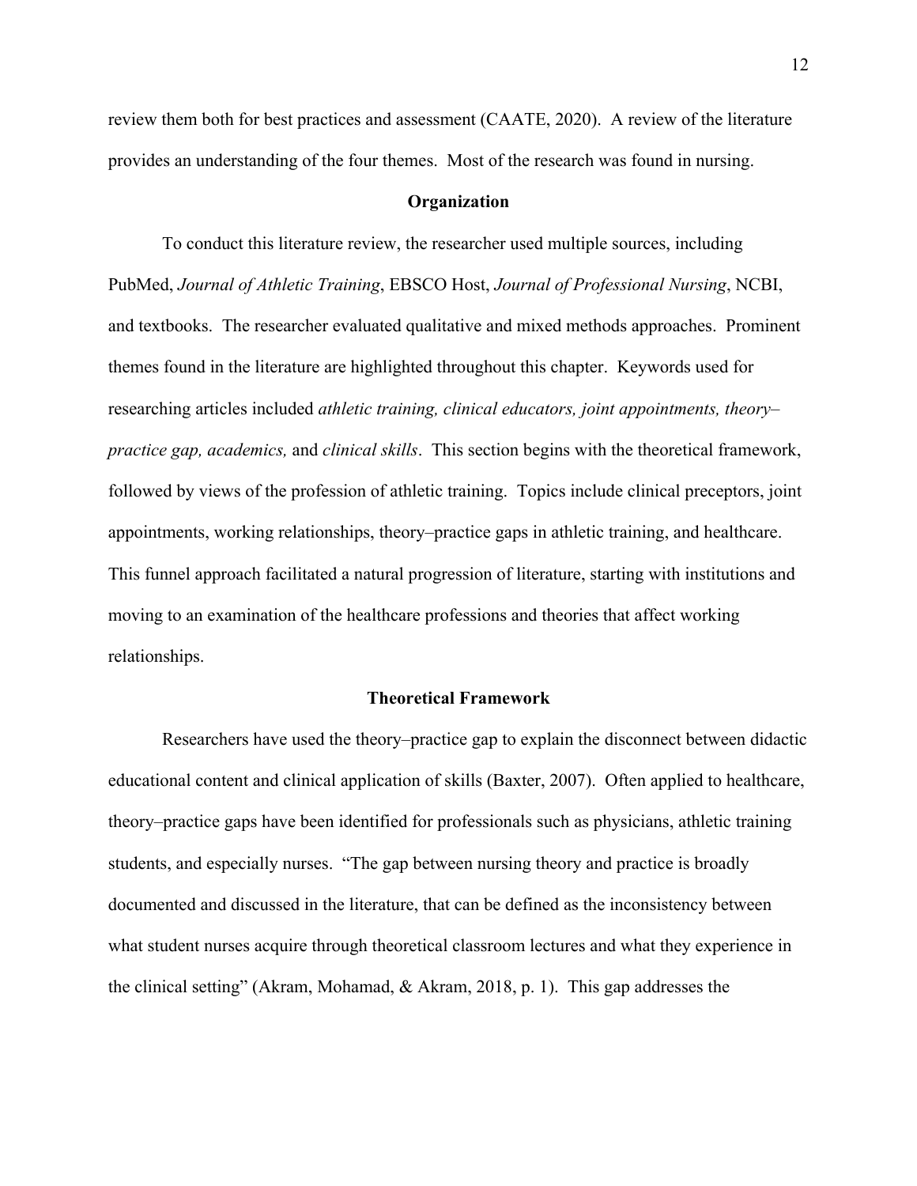review them both for best practices and assessment (CAATE, 2020). A review of the literature provides an understanding of the four themes. Most of the research was found in nursing.

## Organization

To conduct this literature review, the researcher used multiple sources, including PubMed, *Journal of Athletic Training*, EBSCO Host, *Journal of Professional Nursing*, NCBI, and textbooks. The researcher evaluated qualitative and mixed methods approaches. Prominent themes found in the literature are highlighted throughout this chapter. Keywords used for researching articles included *athletic training, clinical educators, joint appointments, theory–practice gap, academics,* and *clinical skills*. This section begins with the theoretical framework, followed by views of the profession of athletic training. Topics include clinical preceptors, joint appointments, working relationships, theory–practice gaps in athletic training, and healthcare. This funnel approach facilitated a natural progression of literature, starting with institutions and moving to an examination of the healthcare professions and theories that affect working relationships.

## Theoretical Framework

Researchers have used the theory–practice gap to explain the disconnect between didactic educational content and clinical application of skills (Baxter, 2007). Often applied to healthcare, theory–practice gaps have been identified for professionals such as physicians, athletic training students, and especially nurses. "The gap between nursing theory and practice is broadly documented and discussed in the literature, that can be defined as the inconsistency between what student nurses acquire through theoretical classroom lectures and what they experience in the clinical setting" (Akram, Mohamad, & Akram, 2018, p. 1). This gap addresses the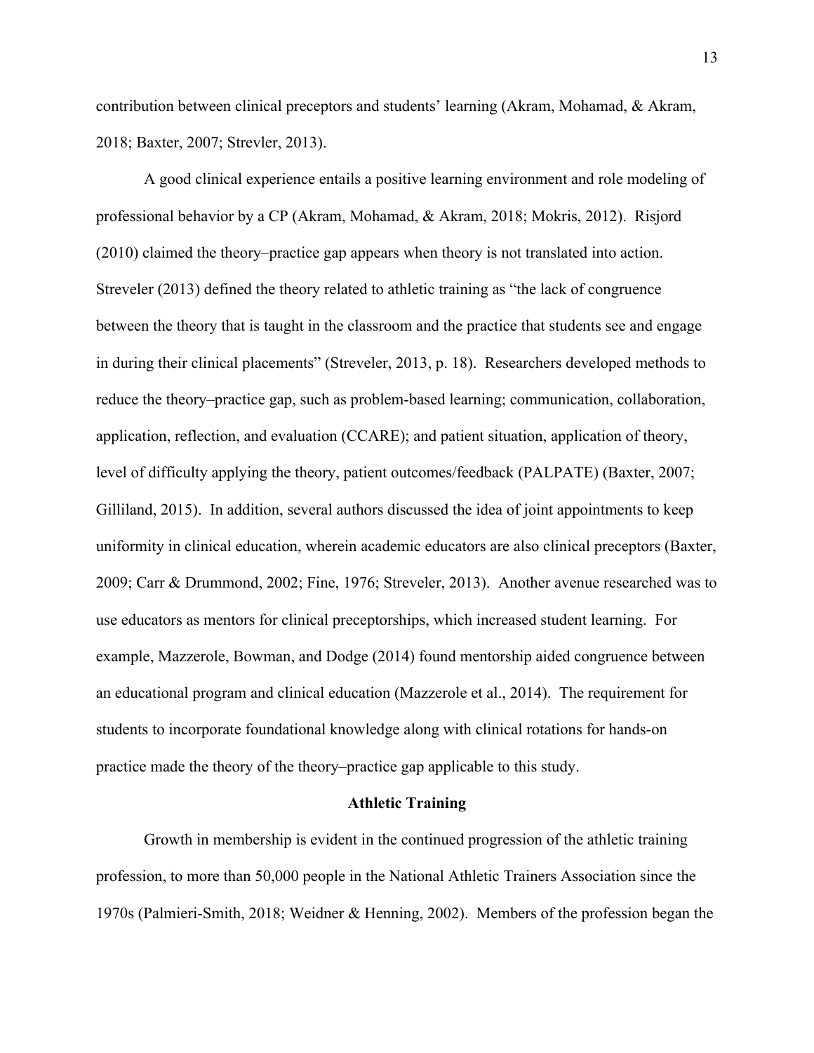contribution between clinical preceptors and students' learning (Akram, Mohamad, & Akram, 2018; Baxter, 2007; Strevler, 2013).

A good clinical experience entails a positive learning environment and role modeling of professional behavior by a CP (Akram, Mohamad, & Akram, 2018; Mokris, 2012). Risjord (2010) claimed the theory–practice gap appears when theory is not translated into action. Streveler (2013) defined the theory related to athletic training as "the lack of congruence between the theory that is taught in the classroom and the practice that students see and engage in during their clinical placements" (Streveler, 2013, p. 18). Researchers developed methods to reduce the theory–practice gap, such as problem-based learning; communication, collaboration, application, reflection, and evaluation (CCARE); and patient situation, application of theory, level of difficulty applying the theory, patient outcomes/feedback (PALPATE) (Baxter, 2007; Gilliland, 2015). In addition, several authors discussed the idea of joint appointments to keep uniformity in clinical education, wherein academic educators are also clinical preceptors (Baxter, 2009; Carr & Drummond, 2002; Fine, 1976; Streveler, 2013). Another avenue researched was to use educators as mentors for clinical preceptorships, which increased student learning. For example, Mazzerole, Bowman, and Dodge (2014) found mentorship aided congruence between an educational program and clinical education (Mazzerole et al., 2014). The requirement for students to incorporate foundational knowledge along with clinical rotations for hands-on practice made the theory of the theory–practice gap applicable to this study.

## Athletic Training

Growth in membership is evident in the continued progression of the athletic training profession, to more than 50,000 people in the National Athletic Trainers Association since the 1970s (Palmieri-Smith, 2018; Weidner & Henning, 2002). Members of the profession began the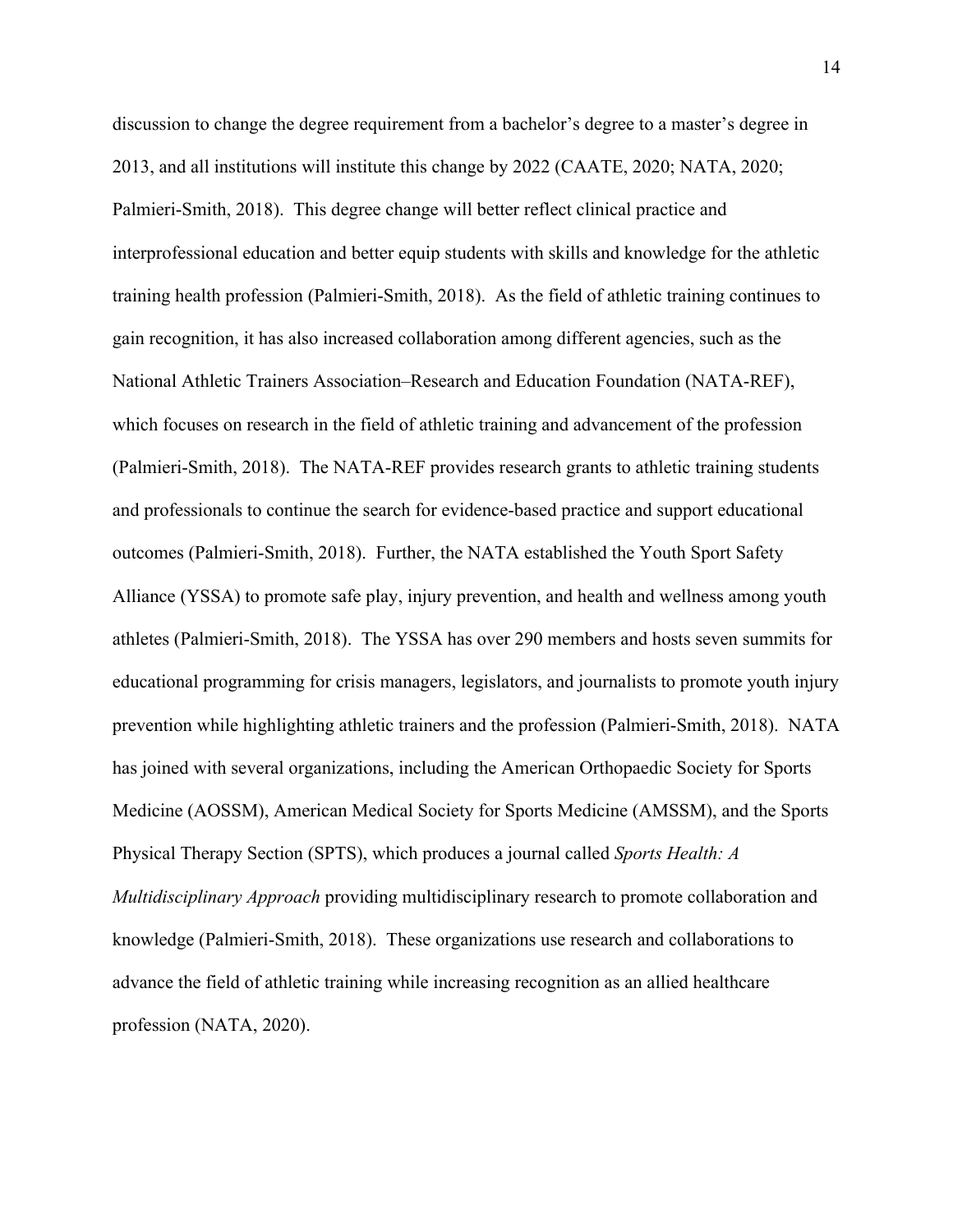discussion to change the degree requirement from a bachelor's degree to a master's degree in 2013, and all institutions will institute this change by 2022 (CAATE, 2020; NATA, 2020; Palmieri-Smith, 2018). This degree change will better reflect clinical practice and interprofessional education and better equip students with skills and knowledge for the athletic training health profession (Palmieri-Smith, 2018). As the field of athletic training continues to gain recognition, it has also increased collaboration among different agencies, such as the National Athletic Trainers Association–Research and Education Foundation (NATA-REF), which focuses on research in the field of athletic training and advancement of the profession (Palmieri-Smith, 2018). The NATA-REF provides research grants to athletic training students and professionals to continue the search for evidence-based practice and support educational outcomes (Palmieri-Smith, 2018). Further, the NATA established the Youth Sport Safety Alliance (YSSA) to promote safe play, injury prevention, and health and wellness among youth athletes (Palmieri-Smith, 2018). The YSSA has over 290 members and hosts seven summits for educational programming for crisis managers, legislators, and journalists to promote youth injury prevention while highlighting athletic trainers and the profession (Palmieri-Smith, 2018). NATA has joined with several organizations, including the American Orthopaedic Society for Sports Medicine (AOSSM), American Medical Society for Sports Medicine (AMSSM), and the Sports Physical Therapy Section (SPTS), which produces a journal called *Sports Health: A Multidisciplinary Approach* providing multidisciplinary research to promote collaboration and knowledge (Palmieri-Smith, 2018). These organizations use research and collaborations to advance the field of athletic training while increasing recognition as an allied healthcare profession (NATA, 2020).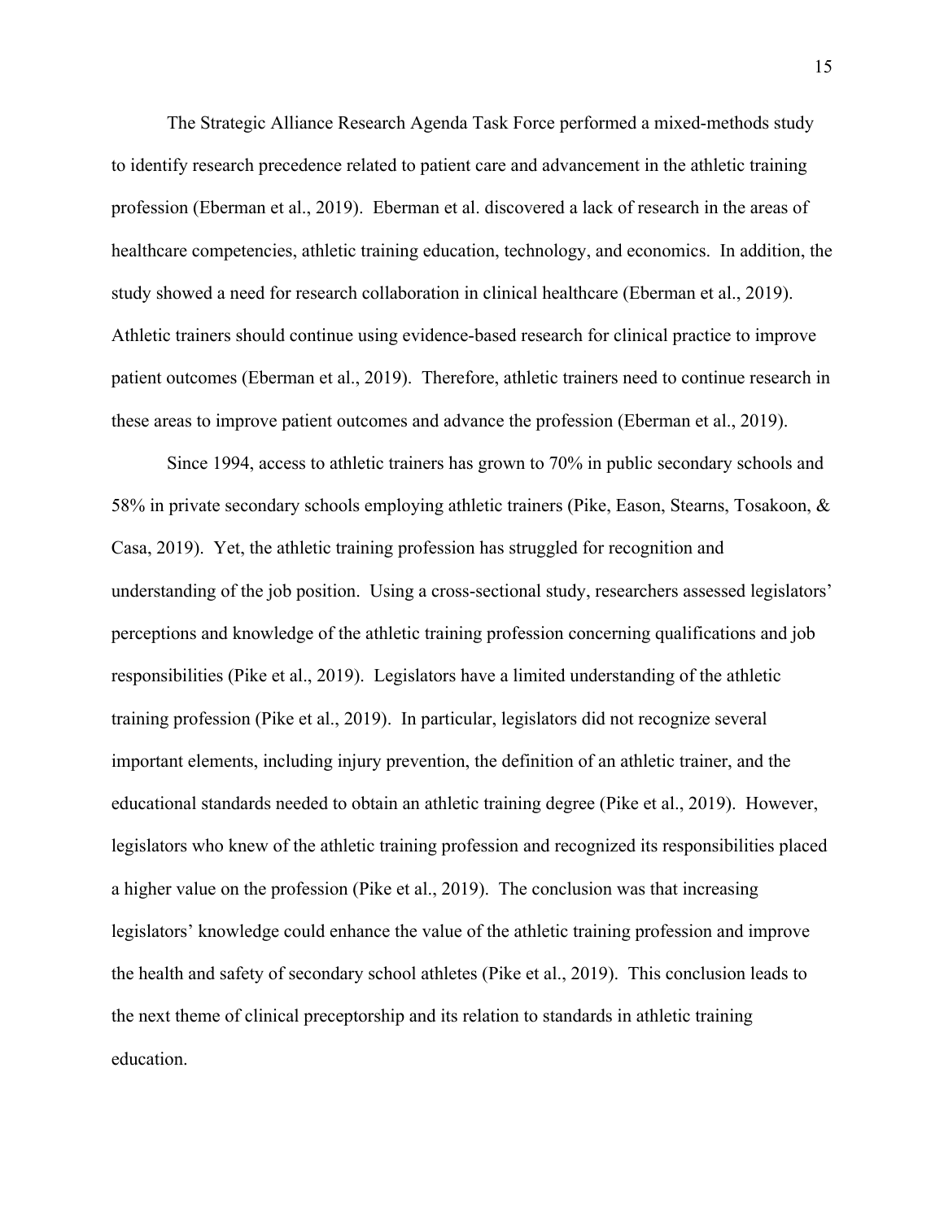The Strategic Alliance Research Agenda Task Force performed a mixed-methods study to identify research precedence related to patient care and advancement in the athletic training profession (Eberman et al., 2019). Eberman et al. discovered a lack of research in the areas of healthcare competencies, athletic training education, technology, and economics. In addition, the study showed a need for research collaboration in clinical healthcare (Eberman et al., 2019). Athletic trainers should continue using evidence-based research for clinical practice to improve patient outcomes (Eberman et al., 2019). Therefore, athletic trainers need to continue research in these areas to improve patient outcomes and advance the profession (Eberman et al., 2019).

Since 1994, access to athletic trainers has grown to 70% in public secondary schools and 58% in private secondary schools employing athletic trainers (Pike, Eason, Stearns, Tosakoon, & Casa, 2019). Yet, the athletic training profession has struggled for recognition and understanding of the job position. Using a cross-sectional study, researchers assessed legislators' perceptions and knowledge of the athletic training profession concerning qualifications and job responsibilities (Pike et al., 2019). Legislators have a limited understanding of the athletic training profession (Pike et al., 2019). In particular, legislators did not recognize several important elements, including injury prevention, the definition of an athletic trainer, and the educational standards needed to obtain an athletic training degree (Pike et al., 2019). However, legislators who knew of the athletic training profession and recognized its responsibilities placed a higher value on the profession (Pike et al., 2019). The conclusion was that increasing legislators' knowledge could enhance the value of the athletic training profession and improve the health and safety of secondary school athletes (Pike et al., 2019). This conclusion leads to the next theme of clinical preceptorship and its relation to standards in athletic training education.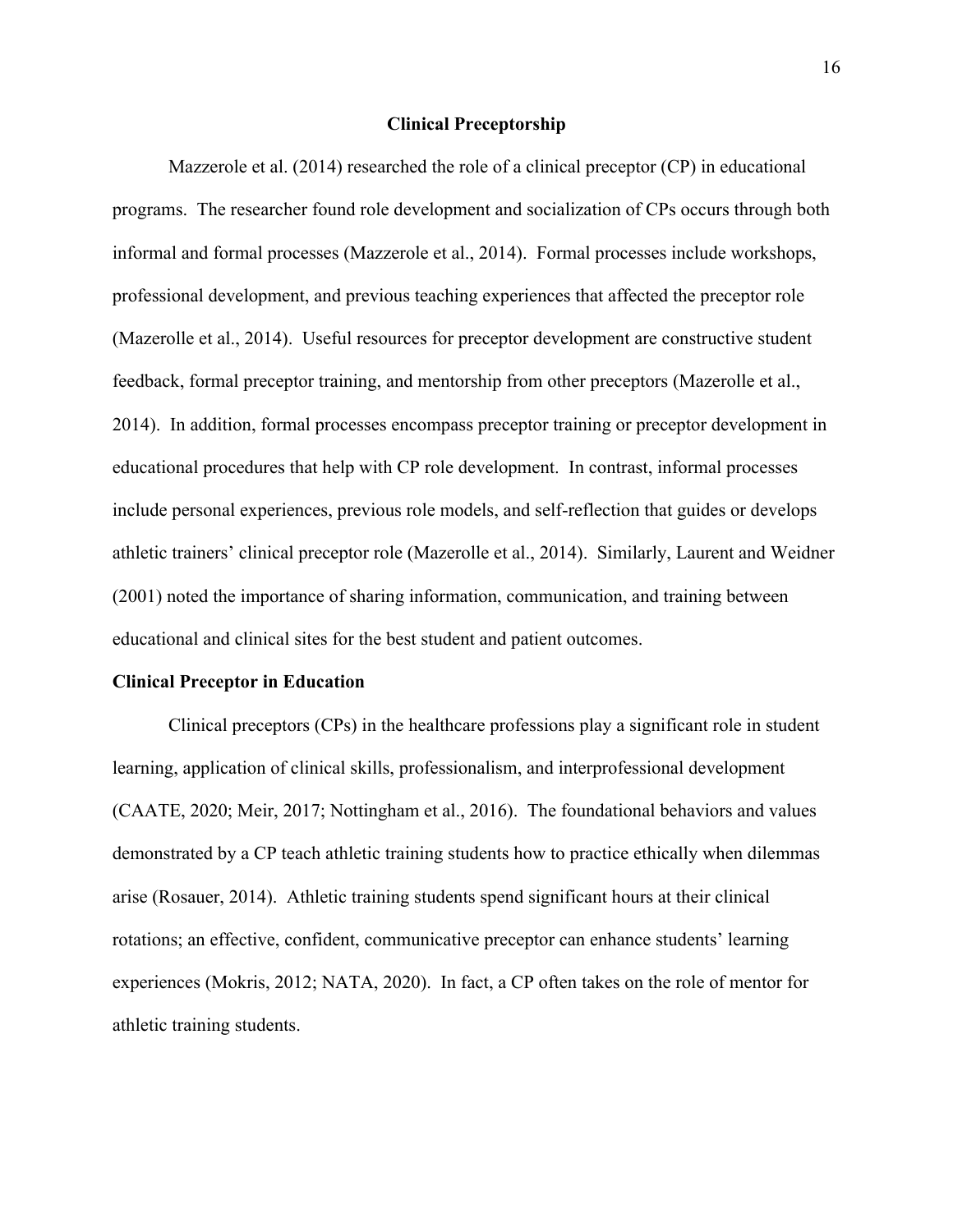## Clinical Preceptorship

Mazzerole et al. (2014) researched the role of a clinical preceptor (CP) in educational programs. The researcher found role development and socialization of CPs occurs through both informal and formal processes (Mazzerole et al., 2014). Formal processes include workshops, professional development, and previous teaching experiences that affected the preceptor role (Mazerolle et al., 2014). Useful resources for preceptor development are constructive student feedback, formal preceptor training, and mentorship from other preceptors (Mazerolle et al., 2014). In addition, formal processes encompass preceptor training or preceptor development in educational procedures that help with CP role development. In contrast, informal processes include personal experiences, previous role models, and self-reflection that guides or develops athletic trainers' clinical preceptor role (Mazerolle et al., 2014). Similarly, Laurent and Weidner (2001) noted the importance of sharing information, communication, and training between educational and clinical sites for the best student and patient outcomes.

### Clinical Preceptor in Education

Clinical preceptors (CPs) in the healthcare professions play a significant role in student learning, application of clinical skills, professionalism, and interprofessional development (CAATE, 2020; Meir, 2017; Nottingham et al., 2016). The foundational behaviors and values demonstrated by a CP teach athletic training students how to practice ethically when dilemmas arise (Rosauer, 2014). Athletic training students spend significant hours at their clinical rotations; an effective, confident, communicative preceptor can enhance students' learning experiences (Mokris, 2012; NATA, 2020). In fact, a CP often takes on the role of mentor for athletic training students.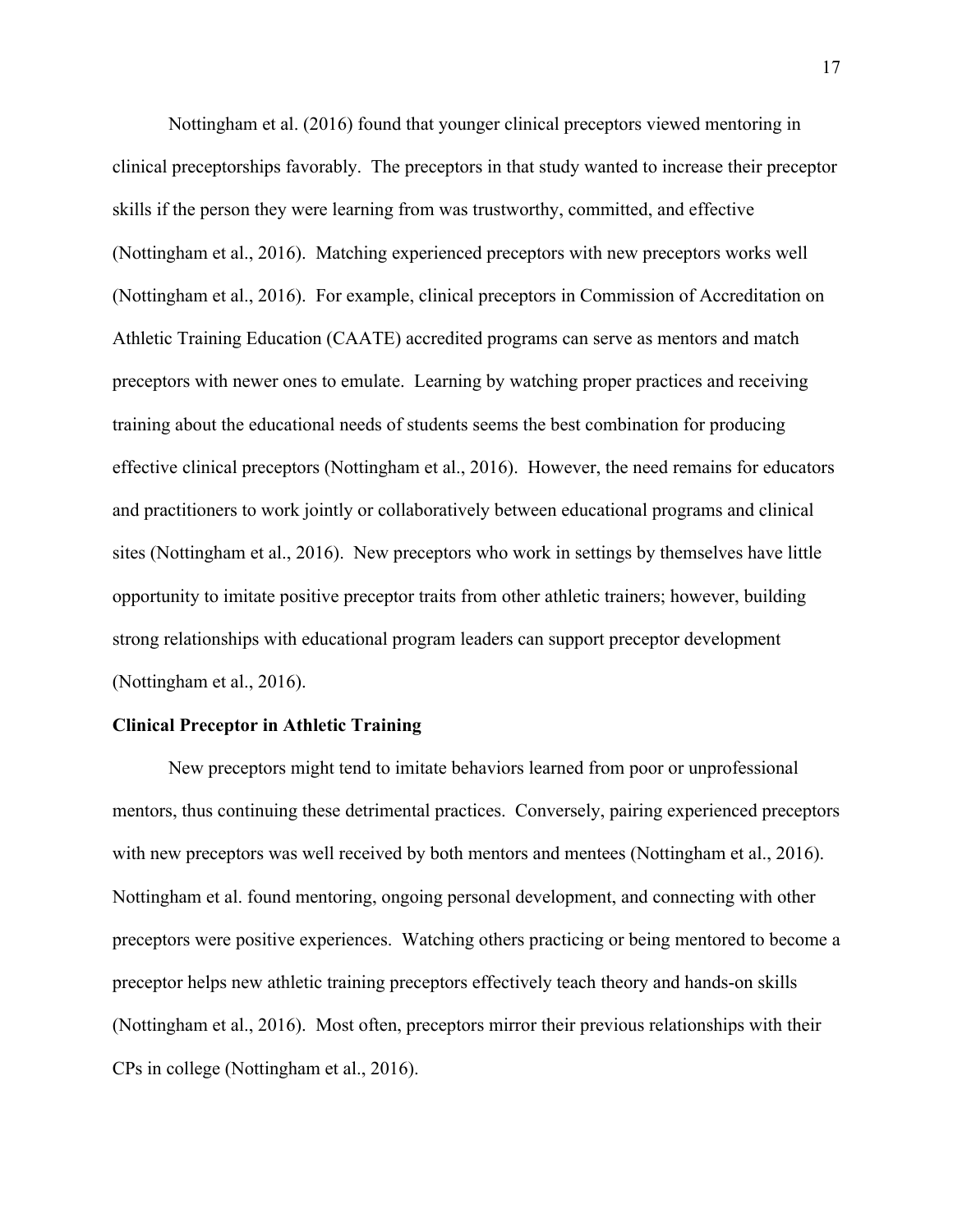Nottingham et al. (2016) found that younger clinical preceptors viewed mentoring in clinical preceptorships favorably. The preceptors in that study wanted to increase their preceptor skills if the person they were learning from was trustworthy, committed, and effective (Nottingham et al., 2016). Matching experienced preceptors with new preceptors works well (Nottingham et al., 2016). For example, clinical preceptors in Commission of Accreditation on Athletic Training Education (CAATE) accredited programs can serve as mentors and match preceptors with newer ones to emulate. Learning by watching proper practices and receiving training about the educational needs of students seems the best combination for producing effective clinical preceptors (Nottingham et al., 2016). However, the need remains for educators and practitioners to work jointly or collaboratively between educational programs and clinical sites (Nottingham et al., 2016). New preceptors who work in settings by themselves have little opportunity to imitate positive preceptor traits from other athletic trainers; however, building strong relationships with educational program leaders can support preceptor development (Nottingham et al., 2016).

**Clinical Preceptor in Athletic Training**

New preceptors might tend to imitate behaviors learned from poor or unprofessional mentors, thus continuing these detrimental practices. Conversely, pairing experienced preceptors with new preceptors was well received by both mentors and mentees (Nottingham et al., 2016). Nottingham et al. found mentoring, ongoing personal development, and connecting with other preceptors were positive experiences. Watching others practicing or being mentored to become a preceptor helps new athletic training preceptors effectively teach theory and hands-on skills (Nottingham et al., 2016). Most often, preceptors mirror their previous relationships with their CPs in college (Nottingham et al., 2016).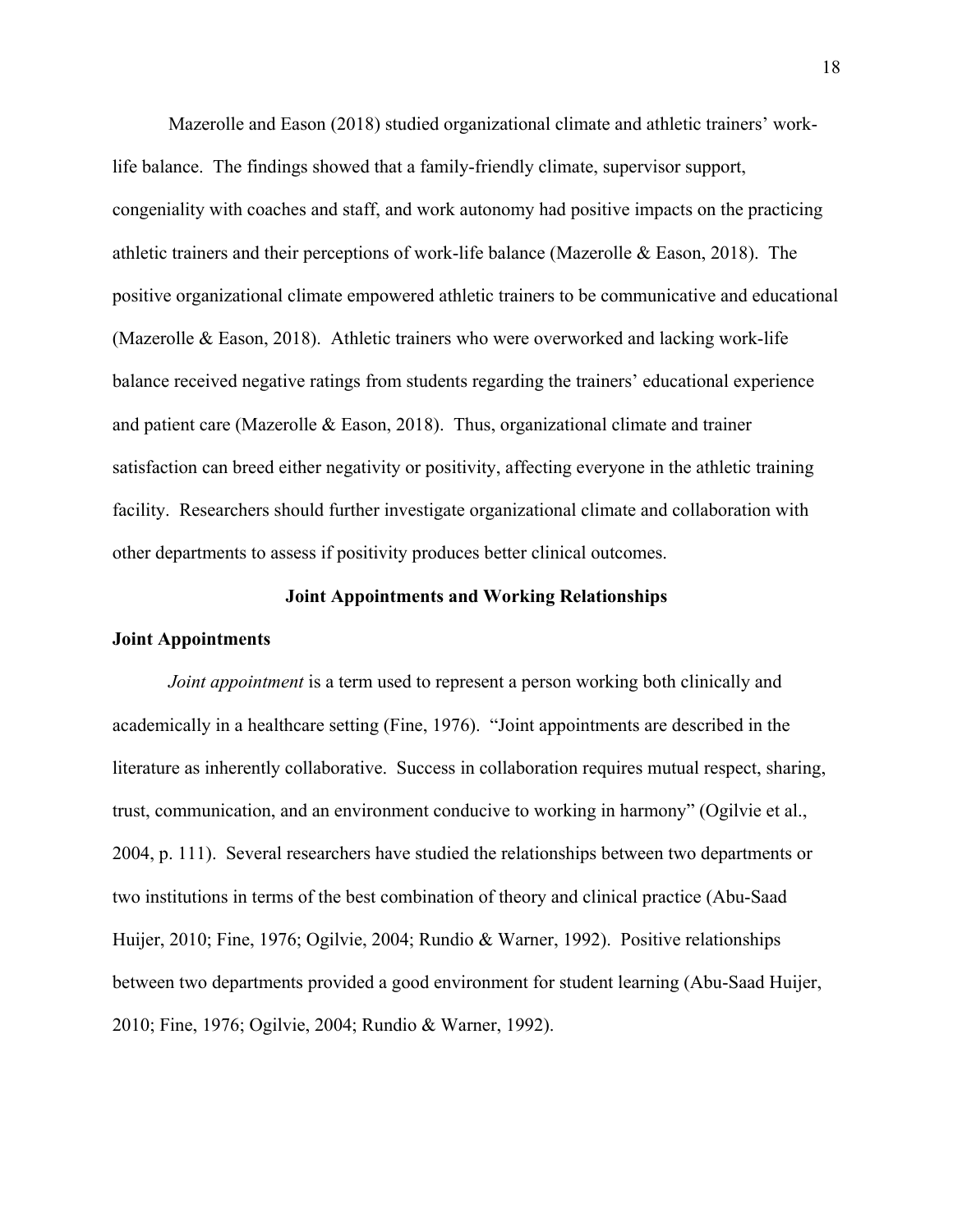Mazerolle and Eason (2018) studied organizational climate and athletic trainers' work-life balance. The findings showed that a family-friendly climate, supervisor support, congeniality with coaches and staff, and work autonomy had positive impacts on the practicing athletic trainers and their perceptions of work-life balance (Mazerolle & Eason, 2018). The positive organizational climate empowered athletic trainers to be communicative and educational (Mazerolle & Eason, 2018). Athletic trainers who were overworked and lacking work-life balance received negative ratings from students regarding the trainers' educational experience and patient care (Mazerolle & Eason, 2018). Thus, organizational climate and trainer satisfaction can breed either negativity or positivity, affecting everyone in the athletic training facility. Researchers should further investigate organizational climate and collaboration with other departments to assess if positivity produces better clinical outcomes.

## Joint Appointments and Working Relationships

### Joint Appointments

*Joint appointment* is a term used to represent a person working both clinically and academically in a healthcare setting (Fine, 1976). "Joint appointments are described in the literature as inherently collaborative. Success in collaboration requires mutual respect, sharing, trust, communication, and an environment conducive to working in harmony" (Ogilvie et al., 2004, p. 111). Several researchers have studied the relationships between two departments or two institutions in terms of the best combination of theory and clinical practice (Abu-Saad Huijer, 2010; Fine, 1976; Ogilvie, 2004; Rundio & Warner, 1992). Positive relationships between two departments provided a good environment for student learning (Abu-Saad Huijer, 2010; Fine, 1976; Ogilvie, 2004; Rundio & Warner, 1992).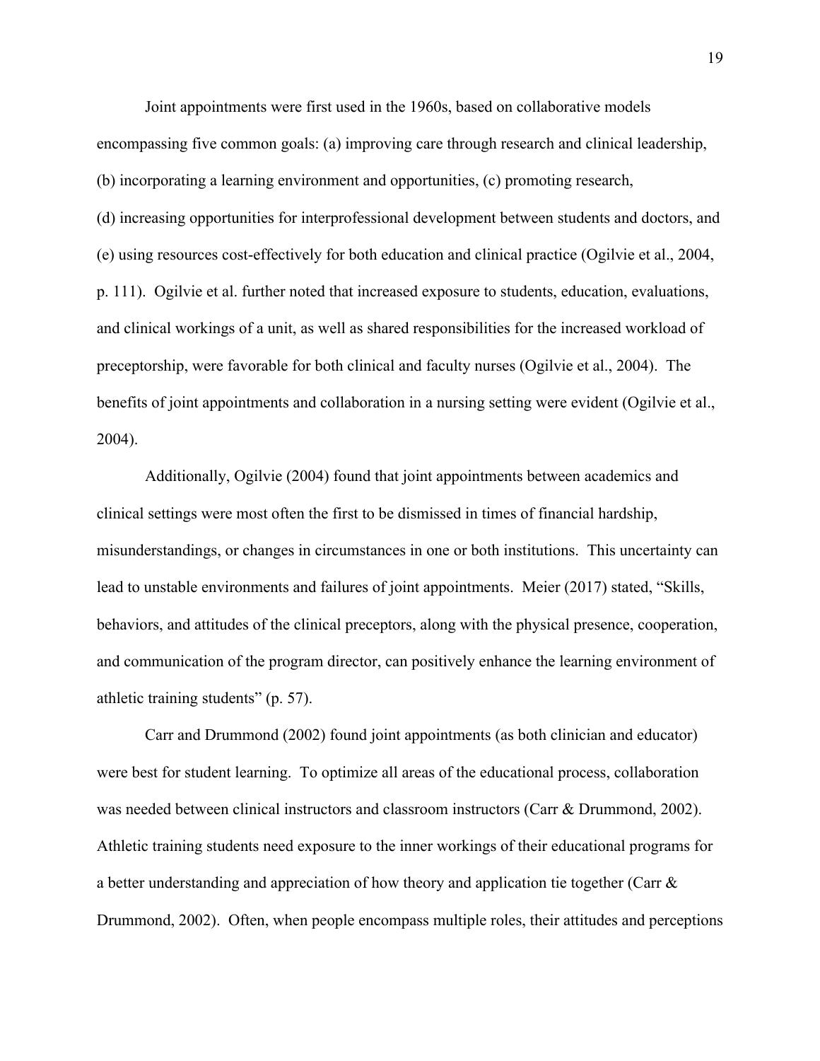Joint appointments were first used in the 1960s, based on collaborative models encompassing five common goals: (a) improving care through research and clinical leadership, (b) incorporating a learning environment and opportunities, (c) promoting research, (d) increasing opportunities for interprofessional development between students and doctors, and (e) using resources cost-effectively for both education and clinical practice (Ogilvie et al., 2004, p. 111). Ogilvie et al. further noted that increased exposure to students, education, evaluations, and clinical workings of a unit, as well as shared responsibilities for the increased workload of preceptorship, were favorable for both clinical and faculty nurses (Ogilvie et al., 2004). The benefits of joint appointments and collaboration in a nursing setting were evident (Ogilvie et al., 2004).

Additionally, Ogilvie (2004) found that joint appointments between academics and clinical settings were most often the first to be dismissed in times of financial hardship, misunderstandings, or changes in circumstances in one or both institutions. This uncertainty can lead to unstable environments and failures of joint appointments. Meier (2017) stated, "Skills, behaviors, and attitudes of the clinical preceptors, along with the physical presence, cooperation, and communication of the program director, can positively enhance the learning environment of athletic training students" (p. 57).

Carr and Drummond (2002) found joint appointments (as both clinician and educator) were best for student learning. To optimize all areas of the educational process, collaboration was needed between clinical instructors and classroom instructors (Carr & Drummond, 2002). Athletic training students need exposure to the inner workings of their educational programs for a better understanding and appreciation of how theory and application tie together (Carr & Drummond, 2002). Often, when people encompass multiple roles, their attitudes and perceptions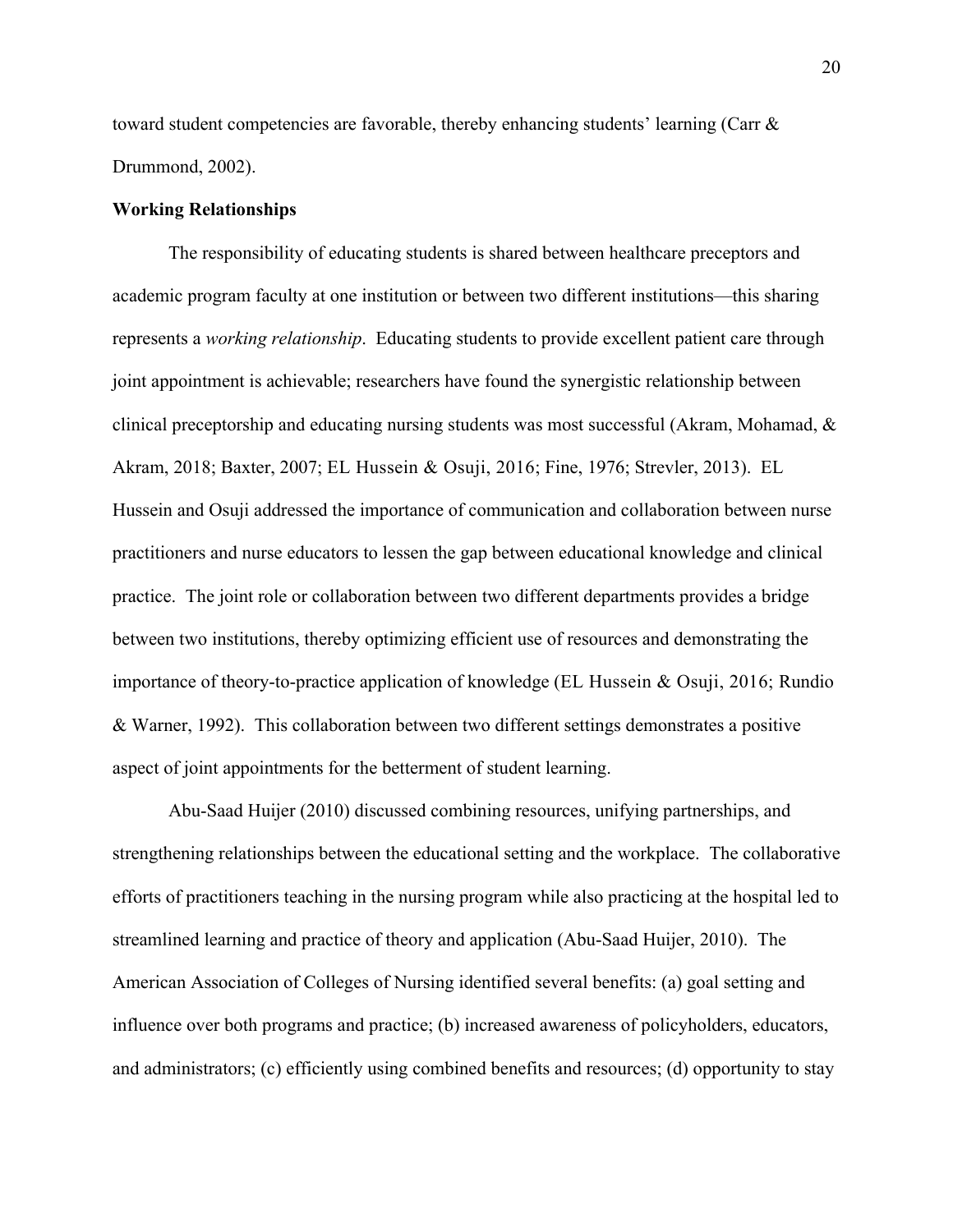toward student competencies are favorable, thereby enhancing students' learning (Carr & Drummond, 2002).

**Working Relationships**

The responsibility of educating students is shared between healthcare preceptors and academic program faculty at one institution or between two different institutions—this sharing represents a *working relationship*. Educating students to provide excellent patient care through joint appointment is achievable; researchers have found the synergistic relationship between clinical preceptorship and educating nursing students was most successful (Akram, Mohamad, & Akram, 2018; Baxter, 2007; EL Hussein & Osuji, 2016; Fine, 1976; Strevler, 2013). EL Hussein and Osuji addressed the importance of communication and collaboration between nurse practitioners and nurse educators to lessen the gap between educational knowledge and clinical practice. The joint role or collaboration between two different departments provides a bridge between two institutions, thereby optimizing efficient use of resources and demonstrating the importance of theory-to-practice application of knowledge (EL Hussein & Osuji, 2016; Rundio & Warner, 1992). This collaboration between two different settings demonstrates a positive aspect of joint appointments for the betterment of student learning.

Abu-Saad Huijer (2010) discussed combining resources, unifying partnerships, and strengthening relationships between the educational setting and the workplace. The collaborative efforts of practitioners teaching in the nursing program while also practicing at the hospital led to streamlined learning and practice of theory and application (Abu-Saad Huijer, 2010). The American Association of Colleges of Nursing identified several benefits: (a) goal setting and influence over both programs and practice; (b) increased awareness of policyholders, educators, and administrators; (c) efficiently using combined benefits and resources; (d) opportunity to stay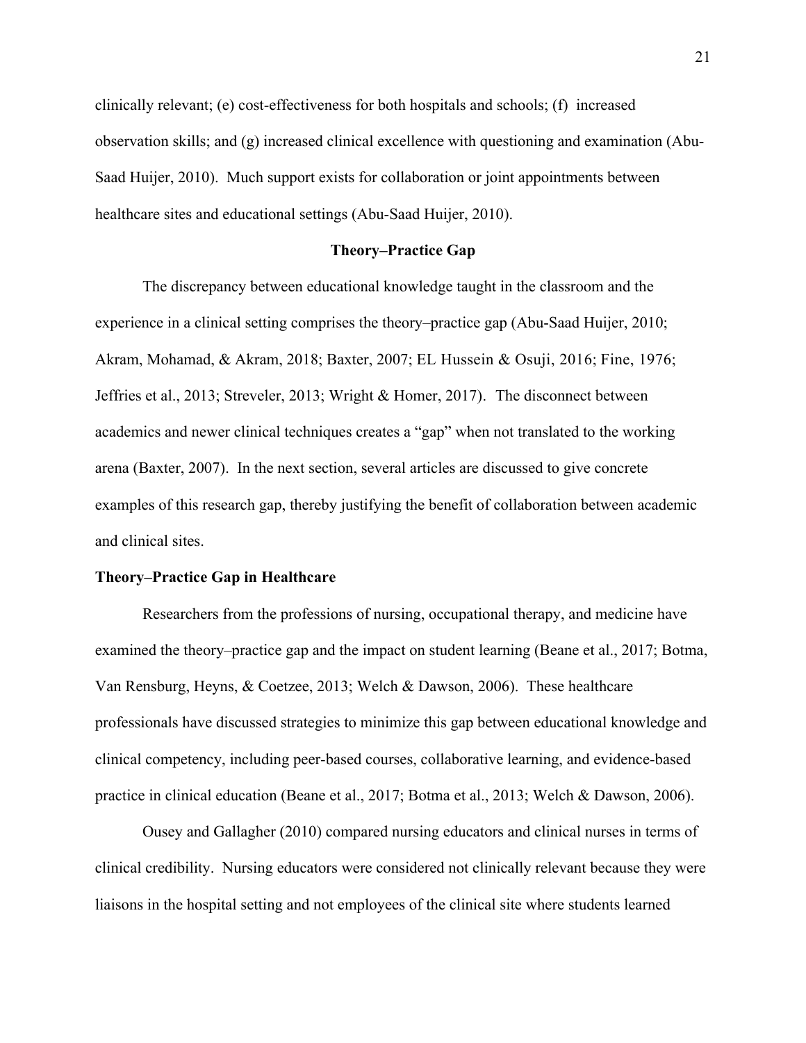clinically relevant; (e) cost-effectiveness for both hospitals and schools; (f) increased observation skills; and (g) increased clinical excellence with questioning and examination (Abu-Saad Huijer, 2010). Much support exists for collaboration or joint appointments between healthcare sites and educational settings (Abu-Saad Huijer, 2010).

## Theory–Practice Gap

The discrepancy between educational knowledge taught in the classroom and the experience in a clinical setting comprises the theory–practice gap (Abu-Saad Huijer, 2010; Akram, Mohamad, & Akram, 2018; Baxter, 2007; EL Hussein & Osuji, 2016; Fine, 1976; Jeffries et al., 2013; Streveler, 2013; Wright & Homer, 2017). The disconnect between academics and newer clinical techniques creates a "gap" when not translated to the working arena (Baxter, 2007). In the next section, several articles are discussed to give concrete examples of this research gap, thereby justifying the benefit of collaboration between academic and clinical sites.

### Theory–Practice Gap in Healthcare

Researchers from the professions of nursing, occupational therapy, and medicine have examined the theory–practice gap and the impact on student learning (Beane et al., 2017; Botma, Van Rensburg, Heyns, & Coetzee, 2013; Welch & Dawson, 2006). These healthcare professionals have discussed strategies to minimize this gap between educational knowledge and clinical competency, including peer-based courses, collaborative learning, and evidence-based practice in clinical education (Beane et al., 2017; Botma et al., 2013; Welch & Dawson, 2006).

Ousey and Gallagher (2010) compared nursing educators and clinical nurses in terms of clinical credibility. Nursing educators were considered not clinically relevant because they were liaisons in the hospital setting and not employees of the clinical site where students learned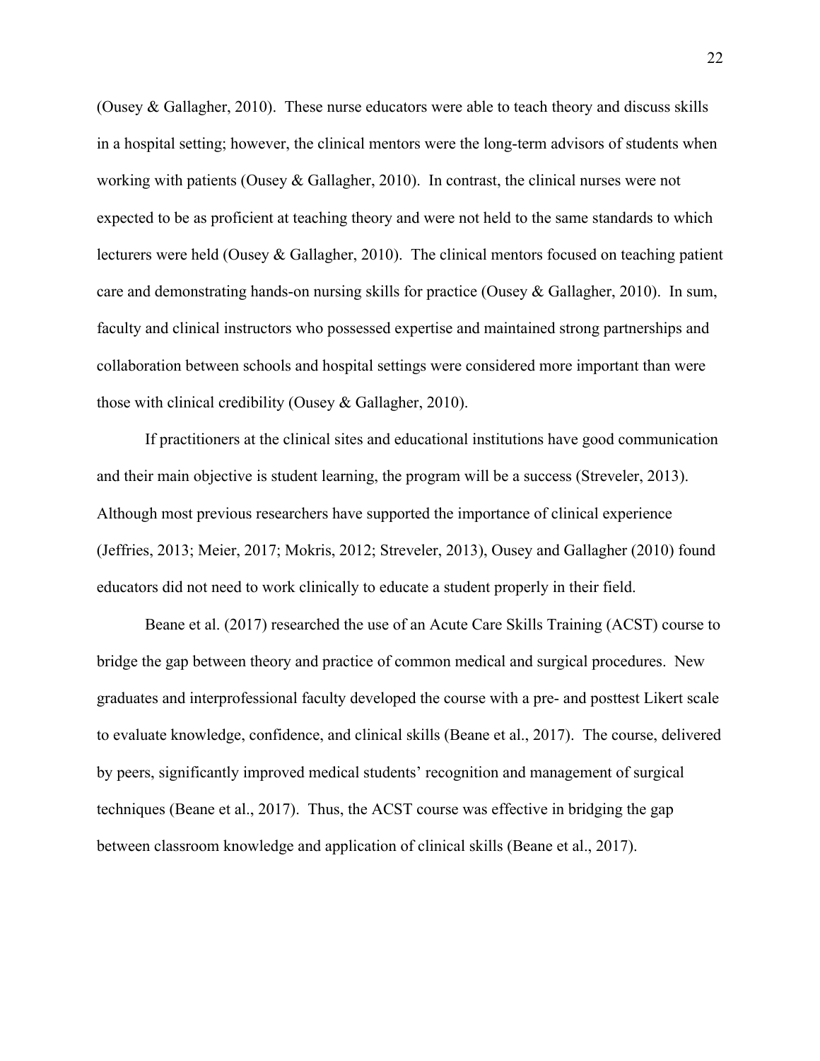(Ousey & Gallagher, 2010). These nurse educators were able to teach theory and discuss skills in a hospital setting; however, the clinical mentors were the long-term advisors of students when working with patients (Ousey & Gallagher, 2010). In contrast, the clinical nurses were not expected to be as proficient at teaching theory and were not held to the same standards to which lecturers were held (Ousey & Gallagher, 2010). The clinical mentors focused on teaching patient care and demonstrating hands-on nursing skills for practice (Ousey & Gallagher, 2010). In sum, faculty and clinical instructors who possessed expertise and maintained strong partnerships and collaboration between schools and hospital settings were considered more important than were those with clinical credibility (Ousey & Gallagher, 2010).

If practitioners at the clinical sites and educational institutions have good communication and their main objective is student learning, the program will be a success (Streveler, 2013). Although most previous researchers have supported the importance of clinical experience (Jeffries, 2013; Meier, 2017; Mokris, 2012; Streveler, 2013), Ousey and Gallagher (2010) found educators did not need to work clinically to educate a student properly in their field.

Beane et al. (2017) researched the use of an Acute Care Skills Training (ACST) course to bridge the gap between theory and practice of common medical and surgical procedures. New graduates and interprofessional faculty developed the course with a pre- and posttest Likert scale to evaluate knowledge, confidence, and clinical skills (Beane et al., 2017). The course, delivered by peers, significantly improved medical students' recognition and management of surgical techniques (Beane et al., 2017). Thus, the ACST course was effective in bridging the gap between classroom knowledge and application of clinical skills (Beane et al., 2017).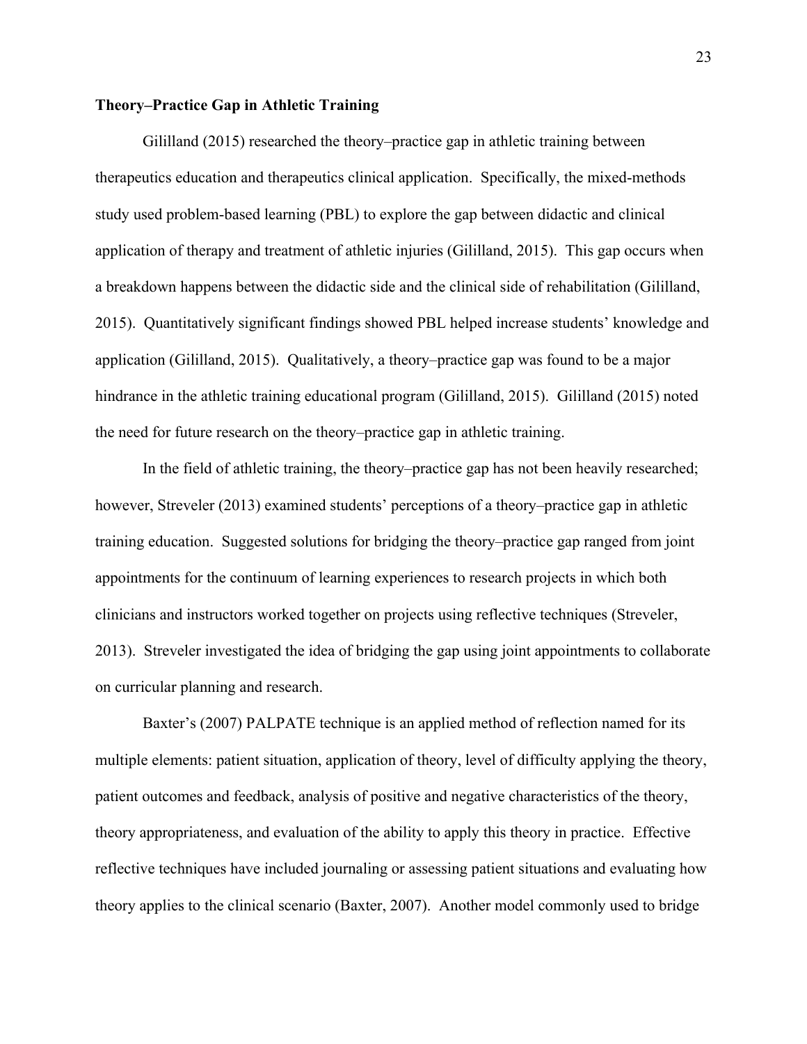**Theory–Practice Gap in Athletic Training**

Gililland (2015) researched the theory–practice gap in athletic training between therapeutics education and therapeutics clinical application. Specifically, the mixed-methods study used problem-based learning (PBL) to explore the gap between didactic and clinical application of therapy and treatment of athletic injuries (Gililland, 2015). This gap occurs when a breakdown happens between the didactic side and the clinical side of rehabilitation (Gililland, 2015). Quantitatively significant findings showed PBL helped increase students' knowledge and application (Gililland, 2015). Qualitatively, a theory–practice gap was found to be a major hindrance in the athletic training educational program (Gililland, 2015). Gililland (2015) noted the need for future research on the theory–practice gap in athletic training.

In the field of athletic training, the theory–practice gap has not been heavily researched; however, Streveler (2013) examined students' perceptions of a theory–practice gap in athletic training education. Suggested solutions for bridging the theory–practice gap ranged from joint appointments for the continuum of learning experiences to research projects in which both clinicians and instructors worked together on projects using reflective techniques (Streveler, 2013). Streveler investigated the idea of bridging the gap using joint appointments to collaborate on curricular planning and research.

Baxter's (2007) PALPATE technique is an applied method of reflection named for its multiple elements: patient situation, application of theory, level of difficulty applying the theory, patient outcomes and feedback, analysis of positive and negative characteristics of the theory, theory appropriateness, and evaluation of the ability to apply this theory in practice. Effective reflective techniques have included journaling or assessing patient situations and evaluating how theory applies to the clinical scenario (Baxter, 2007). Another model commonly used to bridge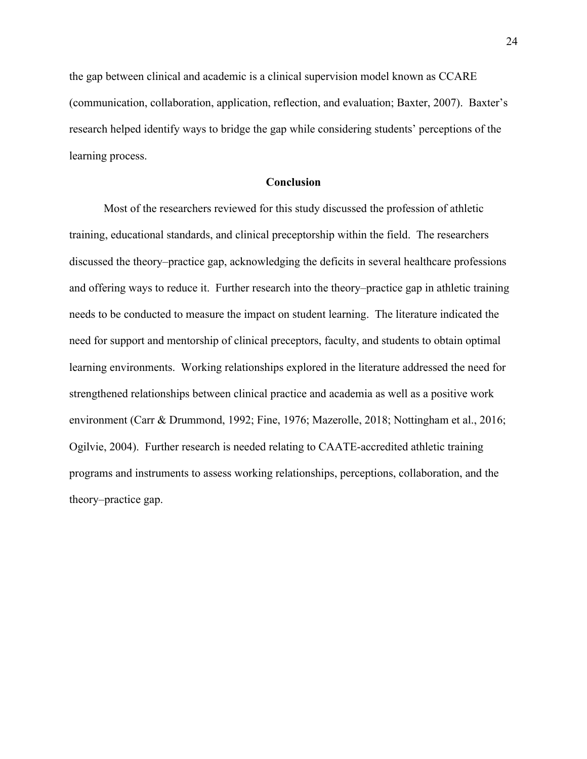the gap between clinical and academic is a clinical supervision model known as CCARE (communication, collaboration, application, reflection, and evaluation; Baxter, 2007). Baxter's research helped identify ways to bridge the gap while considering students' perceptions of the learning process.

## Conclusion

Most of the researchers reviewed for this study discussed the profession of athletic training, educational standards, and clinical preceptorship within the field. The researchers discussed the theory–practice gap, acknowledging the deficits in several healthcare professions and offering ways to reduce it. Further research into the theory–practice gap in athletic training needs to be conducted to measure the impact on student learning. The literature indicated the need for support and mentorship of clinical preceptors, faculty, and students to obtain optimal learning environments. Working relationships explored in the literature addressed the need for strengthened relationships between clinical practice and academia as well as a positive work environment (Carr & Drummond, 1992; Fine, 1976; Mazerolle, 2018; Nottingham et al., 2016; Ogilvie, 2004). Further research is needed relating to CAATE-accredited athletic training programs and instruments to assess working relationships, perceptions, collaboration, and the theory–practice gap.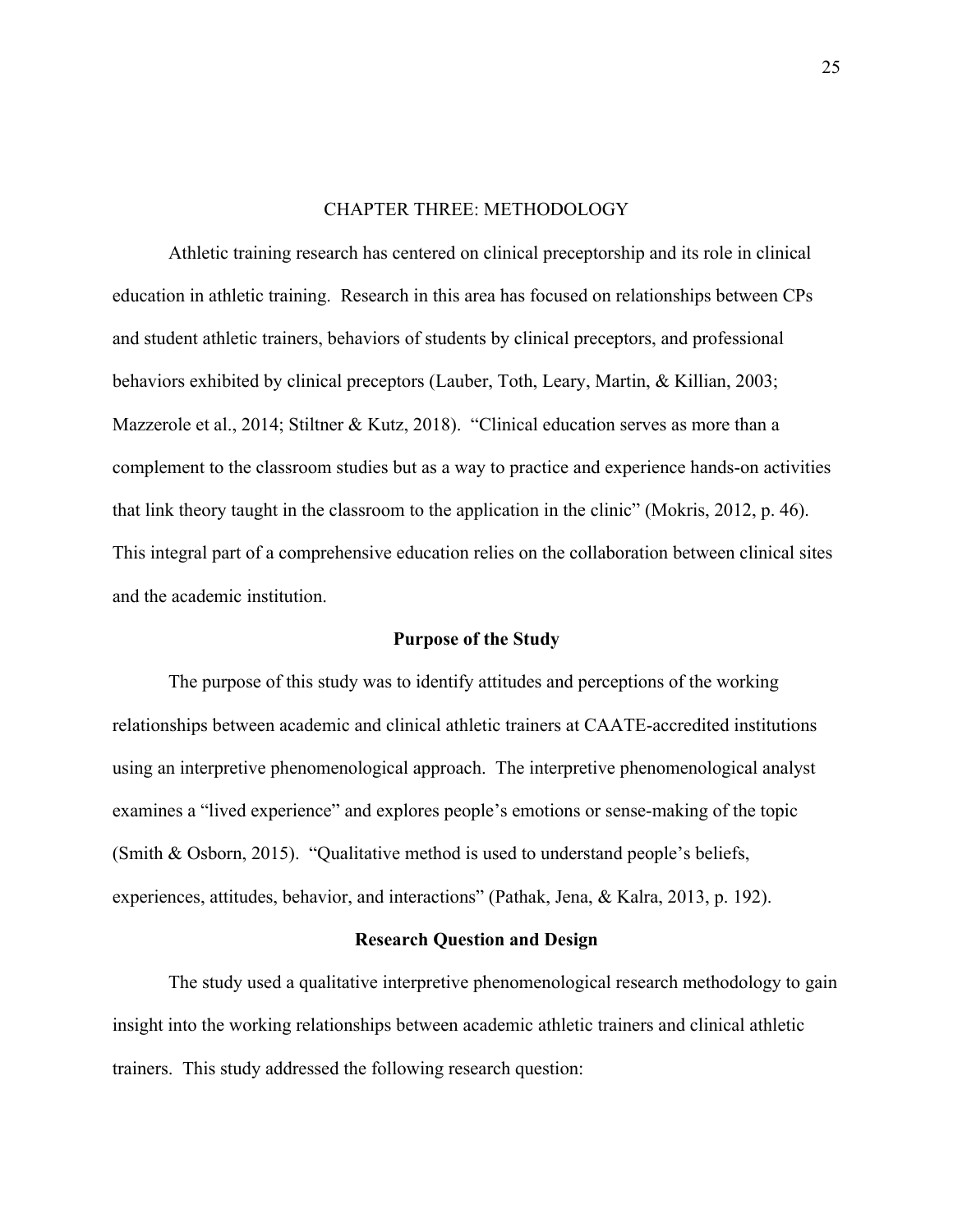# CHAPTER THREE: METHODOLOGY

Athletic training research has centered on clinical preceptorship and its role in clinical education in athletic training. Research in this area has focused on relationships between CPs and student athletic trainers, behaviors of students by clinical preceptors, and professional behaviors exhibited by clinical preceptors (Lauber, Toth, Leary, Martin, & Killian, 2003; Mazzerole et al., 2014; Stiltner & Kutz, 2018). "Clinical education serves as more than a complement to the classroom studies but as a way to practice and experience hands-on activities that link theory taught in the classroom to the application in the clinic" (Mokris, 2012, p. 46). This integral part of a comprehensive education relies on the collaboration between clinical sites and the academic institution.

## Purpose of the Study

The purpose of this study was to identify attitudes and perceptions of the working relationships between academic and clinical athletic trainers at CAATE-accredited institutions using an interpretive phenomenological approach. The interpretive phenomenological analyst examines a "lived experience" and explores people's emotions or sense-making of the topic (Smith & Osborn, 2015). "Qualitative method is used to understand people's beliefs, experiences, attitudes, behavior, and interactions" (Pathak, Jena, & Kalra, 2013, p. 192).

## Research Question and Design

The study used a qualitative interpretive phenomenological research methodology to gain insight into the working relationships between academic athletic trainers and clinical athletic trainers. This study addressed the following research question: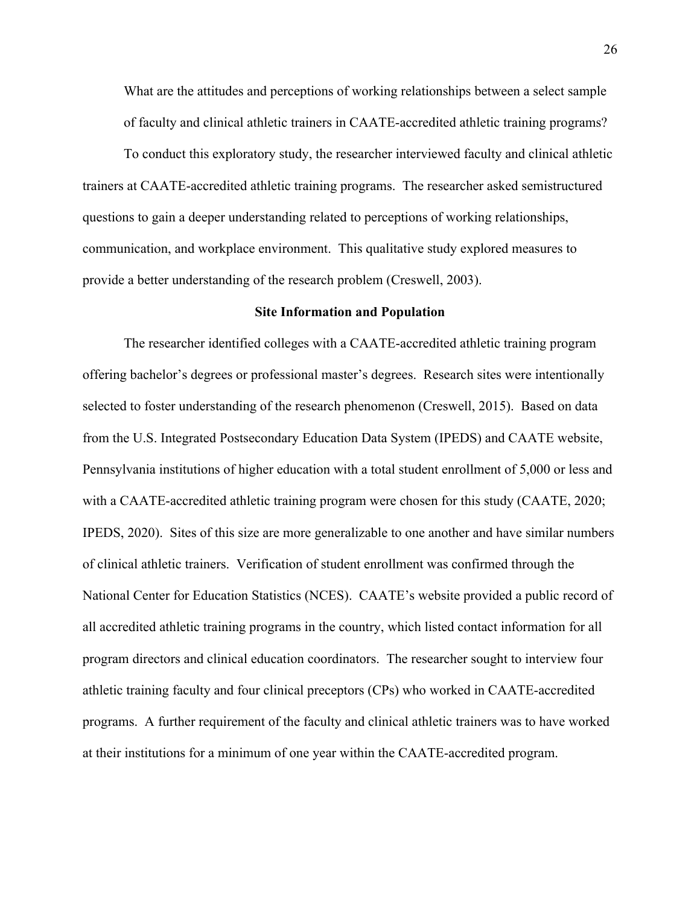What are the attitudes and perceptions of working relationships between a select sample of faculty and clinical athletic trainers in CAATE-accredited athletic training programs?

To conduct this exploratory study, the researcher interviewed faculty and clinical athletic trainers at CAATE-accredited athletic training programs. The researcher asked semistructured questions to gain a deeper understanding related to perceptions of working relationships, communication, and workplace environment. This qualitative study explored measures to provide a better understanding of the research problem (Creswell, 2003).

## Site Information and Population

The researcher identified colleges with a CAATE-accredited athletic training program offering bachelor's degrees or professional master's degrees. Research sites were intentionally selected to foster understanding of the research phenomenon (Creswell, 2015). Based on data from the U.S. Integrated Postsecondary Education Data System (IPEDS) and CAATE website, Pennsylvania institutions of higher education with a total student enrollment of 5,000 or less and with a CAATE-accredited athletic training program were chosen for this study (CAATE, 2020; IPEDS, 2020). Sites of this size are more generalizable to one another and have similar numbers of clinical athletic trainers. Verification of student enrollment was confirmed through the National Center for Education Statistics (NCES). CAATE's website provided a public record of all accredited athletic training programs in the country, which listed contact information for all program directors and clinical education coordinators. The researcher sought to interview four athletic training faculty and four clinical preceptors (CPs) who worked in CAATE-accredited programs. A further requirement of the faculty and clinical athletic trainers was to have worked at their institutions for a minimum of one year within the CAATE-accredited program.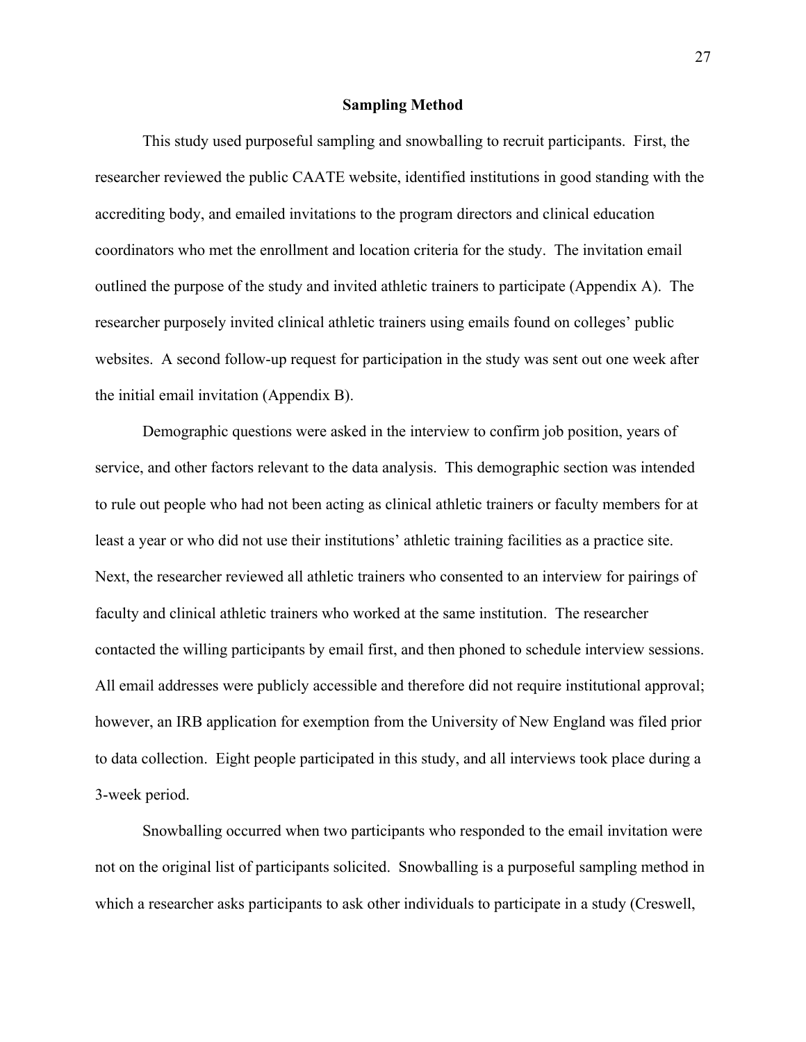## Sampling Method

This study used purposeful sampling and snowballing to recruit participants. First, the researcher reviewed the public CAATE website, identified institutions in good standing with the accrediting body, and emailed invitations to the program directors and clinical education coordinators who met the enrollment and location criteria for the study. The invitation email outlined the purpose of the study and invited athletic trainers to participate (Appendix A). The researcher purposely invited clinical athletic trainers using emails found on colleges' public websites. A second follow-up request for participation in the study was sent out one week after the initial email invitation (Appendix B).

Demographic questions were asked in the interview to confirm job position, years of service, and other factors relevant to the data analysis. This demographic section was intended to rule out people who had not been acting as clinical athletic trainers or faculty members for at least a year or who did not use their institutions' athletic training facilities as a practice site. Next, the researcher reviewed all athletic trainers who consented to an interview for pairings of faculty and clinical athletic trainers who worked at the same institution. The researcher contacted the willing participants by email first, and then phoned to schedule interview sessions. All email addresses were publicly accessible and therefore did not require institutional approval; however, an IRB application for exemption from the University of New England was filed prior to data collection. Eight people participated in this study, and all interviews took place during a 3-week period.

Snowballing occurred when two participants who responded to the email invitation were not on the original list of participants solicited. Snowballing is a purposeful sampling method in which a researcher asks participants to ask other individuals to participate in a study (Creswell,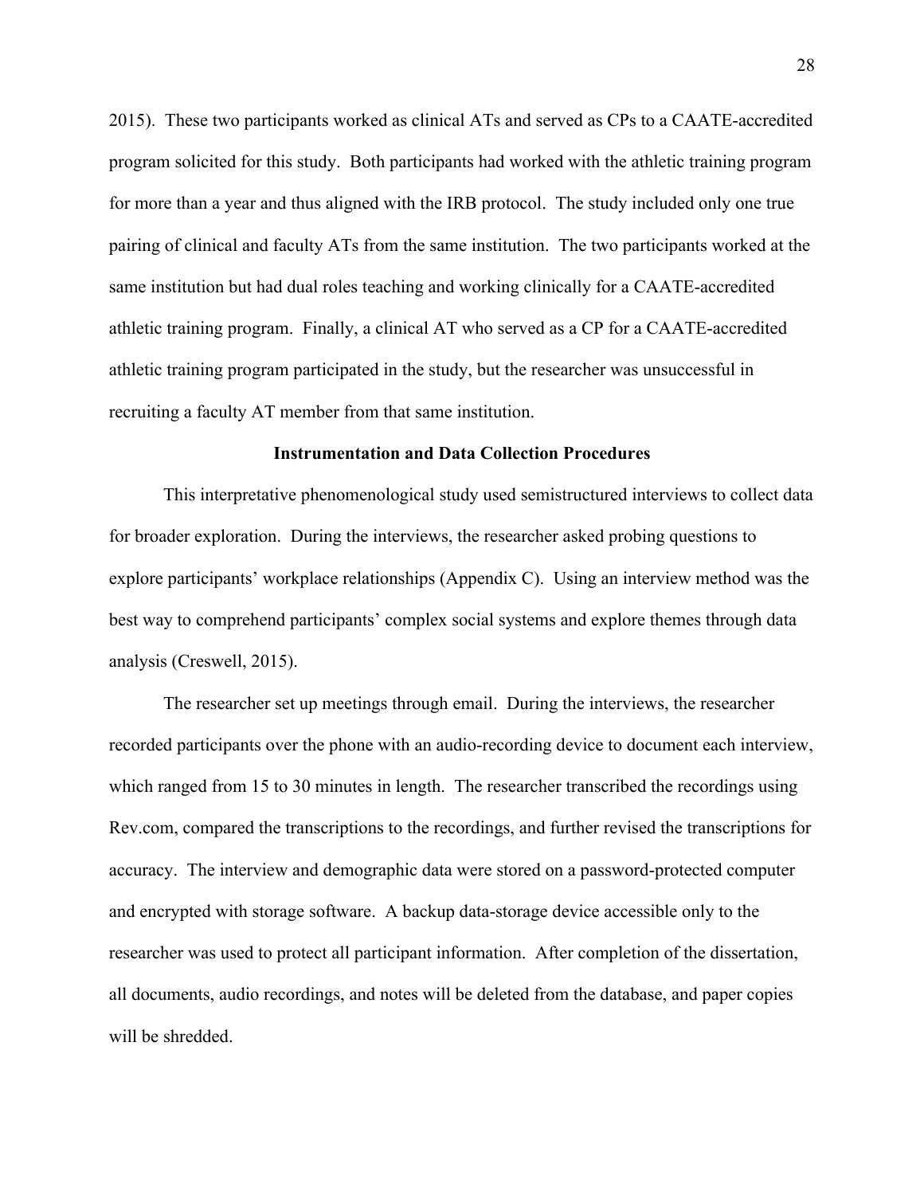2015). These two participants worked as clinical ATs and served as CPs to a CAATE-accredited program solicited for this study. Both participants had worked with the athletic training program for more than a year and thus aligned with the IRB protocol. The study included only one true pairing of clinical and faculty ATs from the same institution. The two participants worked at the same institution but had dual roles teaching and working clinically for a CAATE-accredited athletic training program. Finally, a clinical AT who served as a CP for a CAATE-accredited athletic training program participated in the study, but the researcher was unsuccessful in recruiting a faculty AT member from that same institution.

## Instrumentation and Data Collection Procedures

This interpretative phenomenological study used semistructured interviews to collect data for broader exploration. During the interviews, the researcher asked probing questions to explore participants' workplace relationships (Appendix C). Using an interview method was the best way to comprehend participants' complex social systems and explore themes through data analysis (Creswell, 2015).

The researcher set up meetings through email. During the interviews, the researcher recorded participants over the phone with an audio-recording device to document each interview, which ranged from 15 to 30 minutes in length. The researcher transcribed the recordings using Rev.com, compared the transcriptions to the recordings, and further revised the transcriptions for accuracy. The interview and demographic data were stored on a password-protected computer and encrypted with storage software. A backup data-storage device accessible only to the researcher was used to protect all participant information. After completion of the dissertation, all documents, audio recordings, and notes will be deleted from the database, and paper copies will be shredded.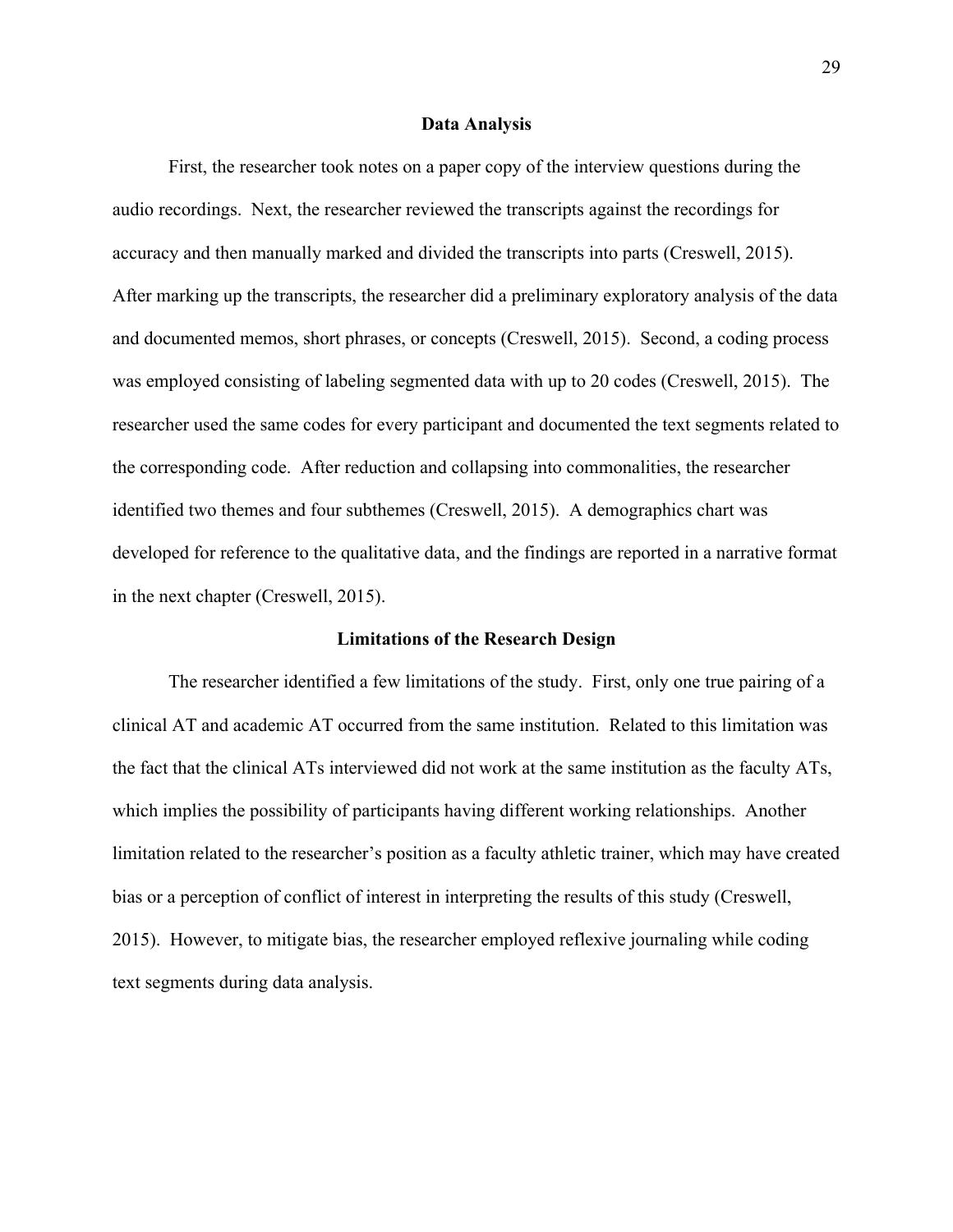## Data Analysis

First, the researcher took notes on a paper copy of the interview questions during the audio recordings. Next, the researcher reviewed the transcripts against the recordings for accuracy and then manually marked and divided the transcripts into parts (Creswell, 2015). After marking up the transcripts, the researcher did a preliminary exploratory analysis of the data and documented memos, short phrases, or concepts (Creswell, 2015). Second, a coding process was employed consisting of labeling segmented data with up to 20 codes (Creswell, 2015). The researcher used the same codes for every participant and documented the text segments related to the corresponding code. After reduction and collapsing into commonalities, the researcher identified two themes and four subthemes (Creswell, 2015). A demographics chart was developed for reference to the qualitative data, and the findings are reported in a narrative format in the next chapter (Creswell, 2015).

## Limitations of the Research Design

The researcher identified a few limitations of the study. First, only one true pairing of a clinical AT and academic AT occurred from the same institution. Related to this limitation was the fact that the clinical ATs interviewed did not work at the same institution as the faculty ATs, which implies the possibility of participants having different working relationships. Another limitation related to the researcher's position as a faculty athletic trainer, which may have created bias or a perception of conflict of interest in interpreting the results of this study (Creswell, 2015). However, to mitigate bias, the researcher employed reflexive journaling while coding text segments during data analysis.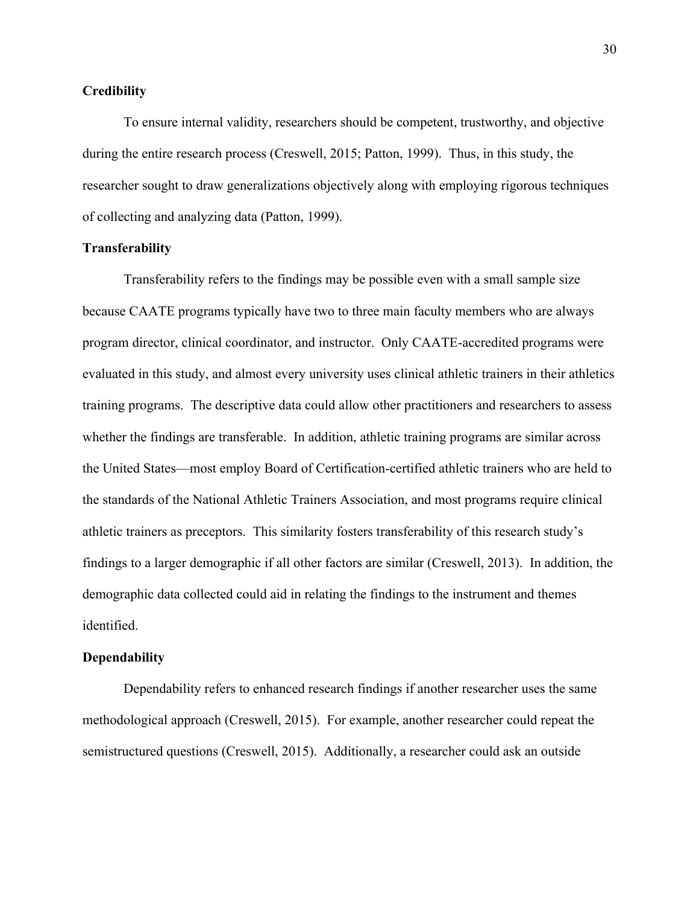### Credibility

To ensure internal validity, researchers should be competent, trustworthy, and objective during the entire research process (Creswell, 2015; Patton, 1999). Thus, in this study, the researcher sought to draw generalizations objectively along with employing rigorous techniques of collecting and analyzing data (Patton, 1999).

### Transferability

Transferability refers to the findings may be possible even with a small sample size because CAATE programs typically have two to three main faculty members who are always program director, clinical coordinator, and instructor. Only CAATE-accredited programs were evaluated in this study, and almost every university uses clinical athletic trainers in their athletics training programs. The descriptive data could allow other practitioners and researchers to assess whether the findings are transferable. In addition, athletic training programs are similar across the United States—most employ Board of Certification-certified athletic trainers who are held to the standards of the National Athletic Trainers Association, and most programs require clinical athletic trainers as preceptors. This similarity fosters transferability of this research study's findings to a larger demographic if all other factors are similar (Creswell, 2013). In addition, the demographic data collected could aid in relating the findings to the instrument and themes identified.

### Dependability

Dependability refers to enhanced research findings if another researcher uses the same methodological approach (Creswell, 2015). For example, another researcher could repeat the semistructured questions (Creswell, 2015). Additionally, a researcher could ask an outside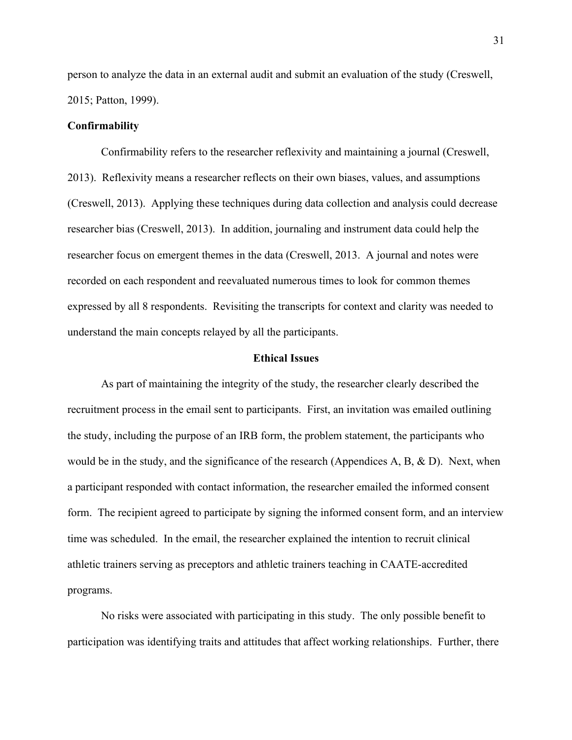person to analyze the data in an external audit and submit an evaluation of the study (Creswell, 2015; Patton, 1999).

**Confirmability**

Confirmability refers to the researcher reflexivity and maintaining a journal (Creswell, 2013). Reflexivity means a researcher reflects on their own biases, values, and assumptions (Creswell, 2013). Applying these techniques during data collection and analysis could decrease researcher bias (Creswell, 2013). In addition, journaling and instrument data could help the researcher focus on emergent themes in the data (Creswell, 2013. A journal and notes were recorded on each respondent and reevaluated numerous times to look for common themes expressed by all 8 respondents. Revisiting the transcripts for context and clarity was needed to understand the main concepts relayed by all the participants.

## Ethical Issues

As part of maintaining the integrity of the study, the researcher clearly described the recruitment process in the email sent to participants. First, an invitation was emailed outlining the study, including the purpose of an IRB form, the problem statement, the participants who would be in the study, and the significance of the research (Appendices A, B, & D). Next, when a participant responded with contact information, the researcher emailed the informed consent form. The recipient agreed to participate by signing the informed consent form, and an interview time was scheduled. In the email, the researcher explained the intention to recruit clinical athletic trainers serving as preceptors and athletic trainers teaching in CAATE-accredited programs.

No risks were associated with participating in this study. The only possible benefit to participation was identifying traits and attitudes that affect working relationships. Further, there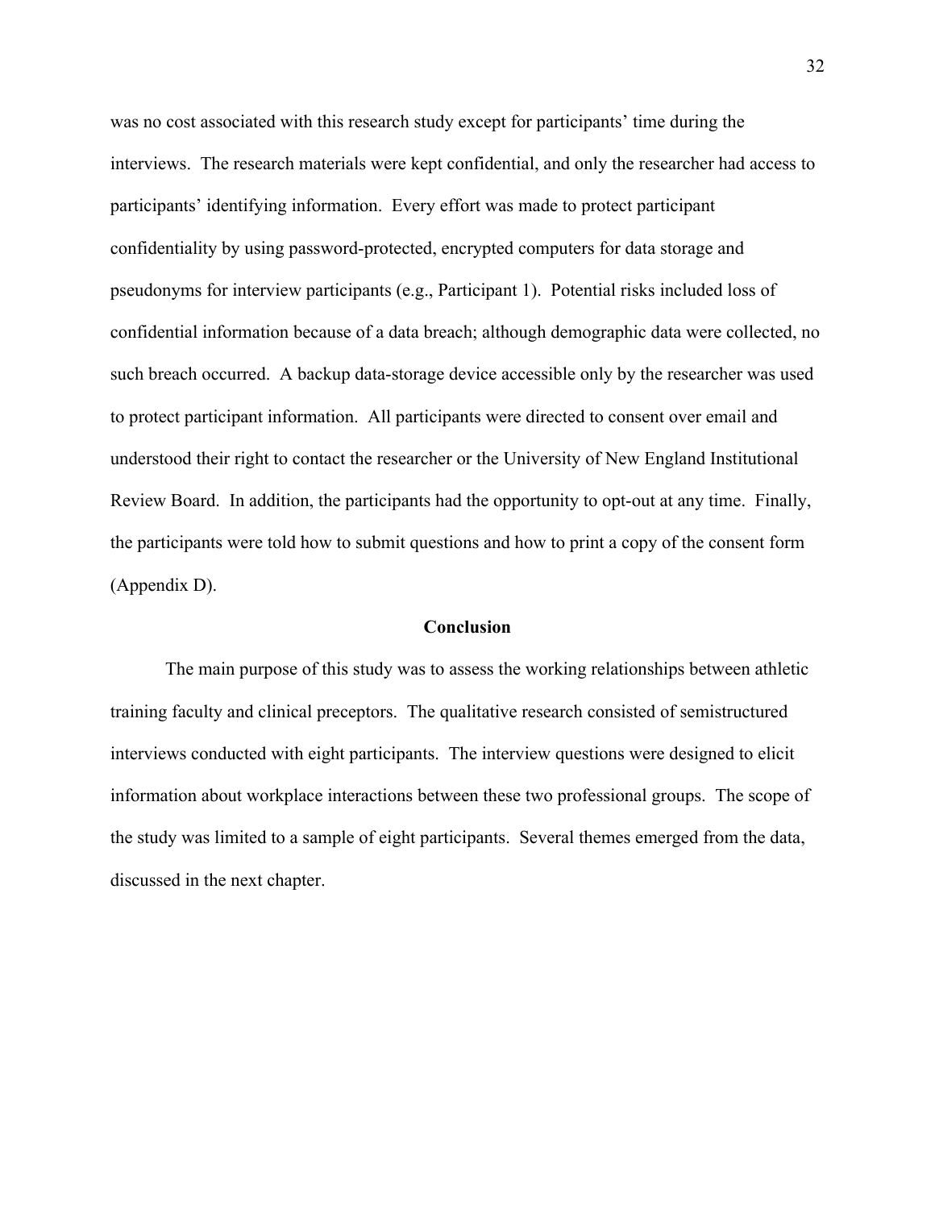was no cost associated with this research study except for participants' time during the interviews. The research materials were kept confidential, and only the researcher had access to participants' identifying information. Every effort was made to protect participant confidentiality by using password-protected, encrypted computers for data storage and pseudonyms for interview participants (e.g., Participant 1). Potential risks included loss of confidential information because of a data breach; although demographic data were collected, no such breach occurred. A backup data-storage device accessible only by the researcher was used to protect participant information. All participants were directed to consent over email and understood their right to contact the researcher or the University of New England Institutional Review Board. In addition, the participants had the opportunity to opt-out at any time. Finally, the participants were told how to submit questions and how to print a copy of the consent form (Appendix D).

## Conclusion

The main purpose of this study was to assess the working relationships between athletic training faculty and clinical preceptors. The qualitative research consisted of semistructured interviews conducted with eight participants. The interview questions were designed to elicit information about workplace interactions between these two professional groups. The scope of the study was limited to a sample of eight participants. Several themes emerged from the data, discussed in the next chapter.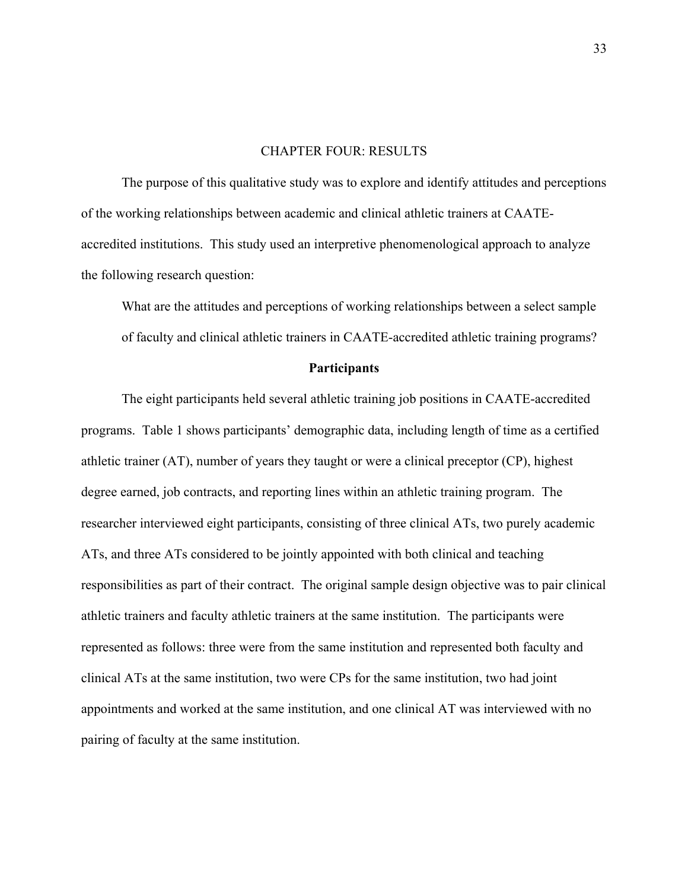# CHAPTER FOUR: RESULTS

The purpose of this qualitative study was to explore and identify attitudes and perceptions of the working relationships between academic and clinical athletic trainers at CAATE-accredited institutions. This study used an interpretive phenomenological approach to analyze the following research question:

> What are the attitudes and perceptions of working relationships between a select sample of faculty and clinical athletic trainers in CAATE-accredited athletic training programs?

## Participants

The eight participants held several athletic training job positions in CAATE-accredited programs. Table 1 shows participants' demographic data, including length of time as a certified athletic trainer (AT), number of years they taught or were a clinical preceptor (CP), highest degree earned, job contracts, and reporting lines within an athletic training program. The researcher interviewed eight participants, consisting of three clinical ATs, two purely academic ATs, and three ATs considered to be jointly appointed with both clinical and teaching responsibilities as part of their contract. The original sample design objective was to pair clinical athletic trainers and faculty athletic trainers at the same institution. The participants were represented as follows: three were from the same institution and represented both faculty and clinical ATs at the same institution, two were CPs for the same institution, two had joint appointments and worked at the same institution, and one clinical AT was interviewed with no pairing of faculty at the same institution.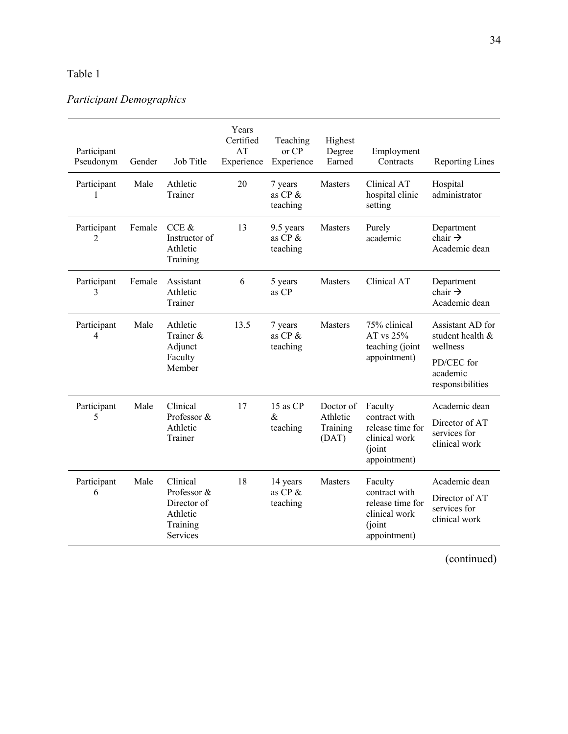Table 1

*Participant Demographics*

| Participant Pseudonym | Gender | Job Title | Years Certified AT Experience | Teaching or CP Experience | Highest Degree Earned | Employment Contracts | Reporting Lines |
|---|---|---|---|---|---|---|---|
| Participant 1 | Male | Athletic Trainer | 20 | 7 years as CP & teaching | Masters | Clinical AT hospital clinic setting | Hospital administrator |
| Participant 2 | Female | CCE & Instructor of Athletic Training | 13 | 9.5 years as CP & teaching | Masters | Purely academic | Department chair → Academic dean |
| Participant 3 | Female | Assistant Athletic Trainer | 6 | 5 years as CP | Masters | Clinical AT | Department chair → Academic dean |
| Participant 4 | Male | Athletic Trainer & Adjunct Faculty Member | 13.5 | 7 years as CP & teaching | Masters | 75% clinical AT vs 25% teaching (joint appointment) | Assistant AD for student health & wellness<br>PD/CEC for academic responsibilities |
| Participant 5 | Male | Clinical Professor & Athletic Trainer | 17 | 15 as CP & teaching | Doctor of Athletic Training (DAT) | Faculty contract with release time for clinical work (joint appointment) | Academic dean<br>Director of AT services for clinical work |
| Participant 6 | Male | Clinical Professor & Director of Athletic Training Services | 18 | 14 years as CP & teaching | Masters | Faculty contract with release time for clinical work (joint appointment) | Academic dean<br>Director of AT services for clinical work |

(continued)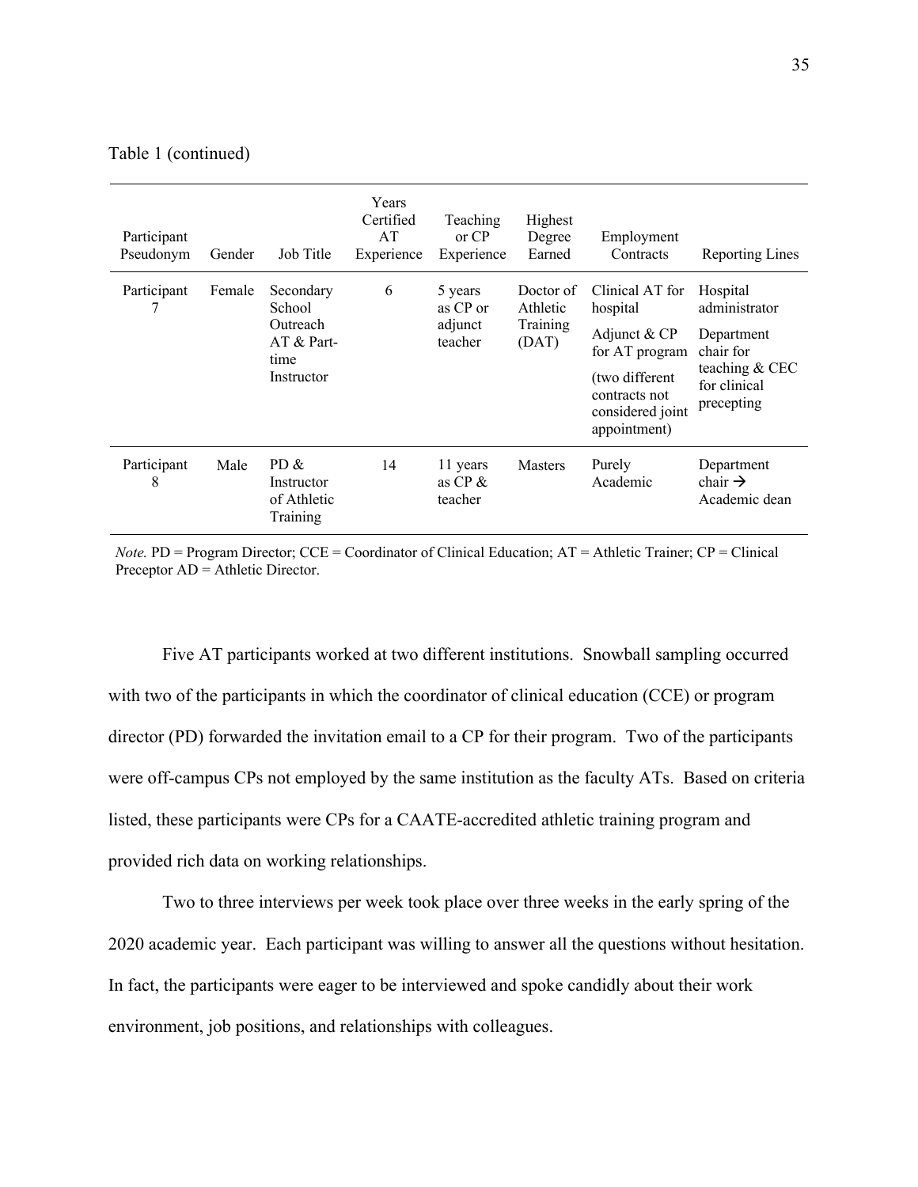Table 1 (continued)

| Participant Pseudonym | Gender | Job Title | Years Certified AT Experience | Teaching or CP Experience | Highest Degree Earned | Employment Contracts | Reporting Lines |
|---|---|---|---|---|---|---|---|
| Participant 7 | Female | Secondary School Outreach AT & Part-time Instructor | 6 | 5 years as CP or adjunct teacher | Doctor of Athletic Training (DAT) | Clinical AT for hospital<br>Adjunct & CP for AT program<br>(two different contracts not considered joint appointment) | Hospital administrator<br>Department chair for teaching & CEC for clinical precepting |
| Participant 8 | Male | PD & Instructor of Athletic Training | 14 | 11 years as CP & teacher | Masters | Purely Academic | Department chair → Academic dean |

*Note.* PD = Program Director; CCE = Coordinator of Clinical Education; AT = Athletic Trainer; CP = Clinical Preceptor AD = Athletic Director.

Five AT participants worked at two different institutions. Snowball sampling occurred with two of the participants in which the coordinator of clinical education (CCE) or program director (PD) forwarded the invitation email to a CP for their program. Two of the participants were off-campus CPs not employed by the same institution as the faculty ATs. Based on criteria listed, these participants were CPs for a CAATE-accredited athletic training program and provided rich data on working relationships.

Two to three interviews per week took place over three weeks in the early spring of the 2020 academic year. Each participant was willing to answer all the questions without hesitation. In fact, the participants were eager to be interviewed and spoke candidly about their work environment, job positions, and relationships with colleagues.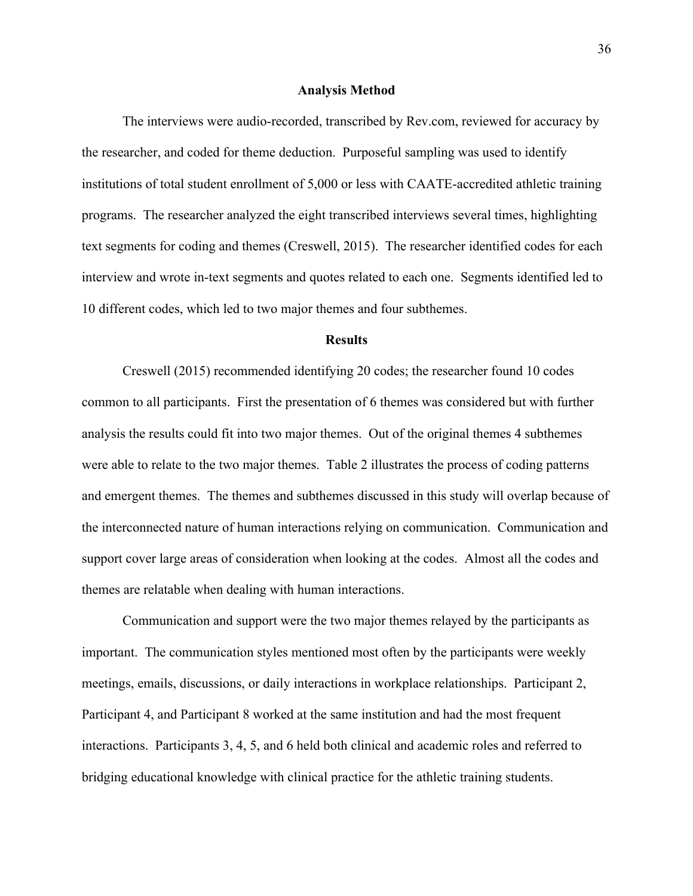## Analysis Method

The interviews were audio-recorded, transcribed by Rev.com, reviewed for accuracy by the researcher, and coded for theme deduction. Purposeful sampling was used to identify institutions of total student enrollment of 5,000 or less with CAATE-accredited athletic training programs. The researcher analyzed the eight transcribed interviews several times, highlighting text segments for coding and themes (Creswell, 2015). The researcher identified codes for each interview and wrote in-text segments and quotes related to each one. Segments identified led to 10 different codes, which led to two major themes and four subthemes.

## Results

Creswell (2015) recommended identifying 20 codes; the researcher found 10 codes common to all participants. First the presentation of 6 themes was considered but with further analysis the results could fit into two major themes. Out of the original themes 4 subthemes were able to relate to the two major themes. Table 2 illustrates the process of coding patterns and emergent themes. The themes and subthemes discussed in this study will overlap because of the interconnected nature of human interactions relying on communication. Communication and support cover large areas of consideration when looking at the codes. Almost all the codes and themes are relatable when dealing with human interactions.

Communication and support were the two major themes relayed by the participants as important. The communication styles mentioned most often by the participants were weekly meetings, emails, discussions, or daily interactions in workplace relationships. Participant 2, Participant 4, and Participant 8 worked at the same institution and had the most frequent interactions. Participants 3, 4, 5, and 6 held both clinical and academic roles and referred to bridging educational knowledge with clinical practice for the athletic training students.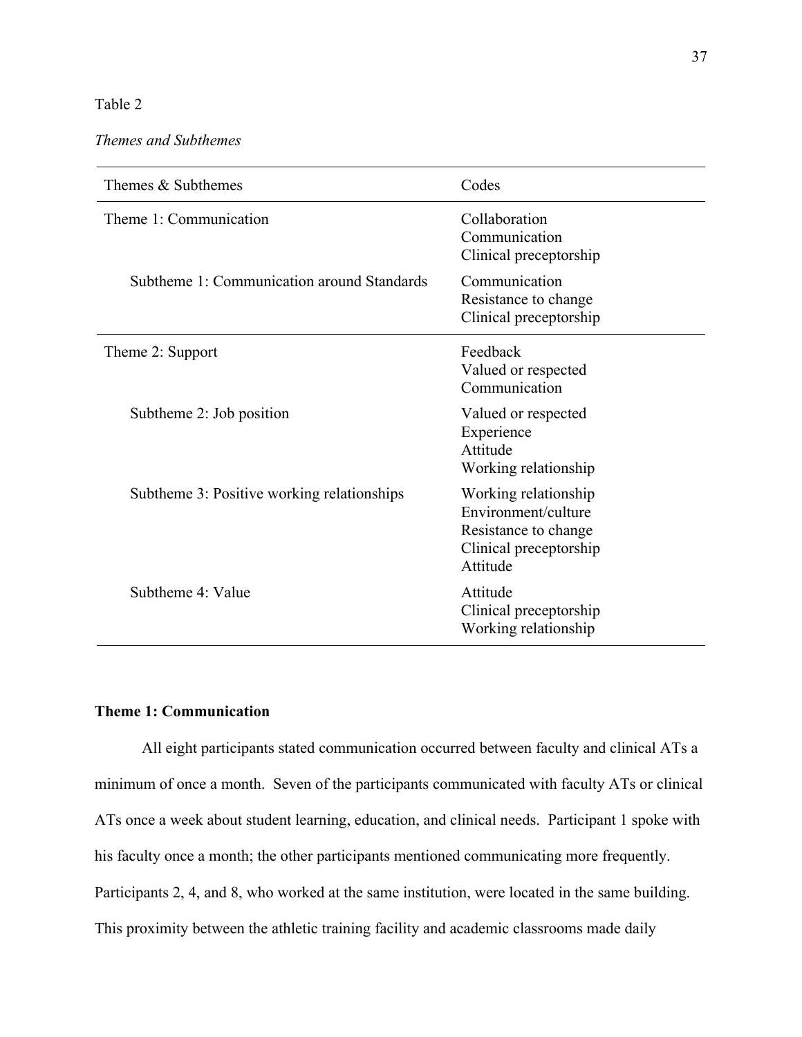Table 2

*Themes and Subthemes*

| Themes & Subthemes | Codes |
|---|---|
| Theme 1: Communication | Collaboration<br>Communication<br>Clinical preceptorship |
| Subtheme 1: Communication around Standards | Communication<br>Resistance to change<br>Clinical preceptorship |
| Theme 2: Support | Feedback<br>Valued or respected<br>Communication |
| Subtheme 2: Job position | Valued or respected<br>Experience<br>Attitude<br>Working relationship |
| Subtheme 3: Positive working relationships | Working relationship<br>Environment/culture<br>Resistance to change<br>Clinical preceptorship<br>Attitude |
| Subtheme 4: Value | Attitude<br>Clinical preceptorship<br>Working relationship |

**Theme 1: Communication**

All eight participants stated communication occurred between faculty and clinical ATs a minimum of once a month. Seven of the participants communicated with faculty ATs or clinical ATs once a week about student learning, education, and clinical needs. Participant 1 spoke with his faculty once a month; the other participants mentioned communicating more frequently. Participants 2, 4, and 8, who worked at the same institution, were located in the same building. This proximity between the athletic training facility and academic classrooms made daily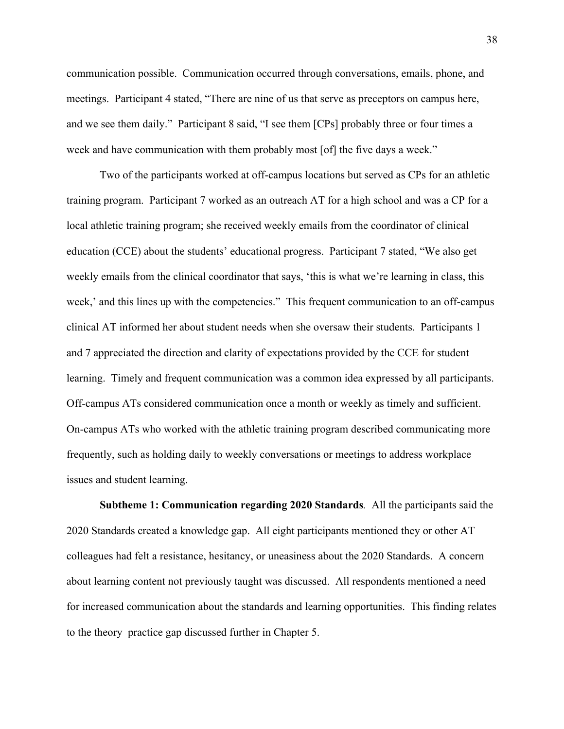communication possible. Communication occurred through conversations, emails, phone, and meetings. Participant 4 stated, "There are nine of us that serve as preceptors on campus here, and we see them daily." Participant 8 said, "I see them [CPs] probably three or four times a week and have communication with them probably most [of] the five days a week."

Two of the participants worked at off-campus locations but served as CPs for an athletic training program. Participant 7 worked as an outreach AT for a high school and was a CP for a local athletic training program; she received weekly emails from the coordinator of clinical education (CCE) about the students' educational progress. Participant 7 stated, "We also get weekly emails from the clinical coordinator that says, 'this is what we're learning in class, this week,' and this lines up with the competencies." This frequent communication to an off-campus clinical AT informed her about student needs when she oversaw their students. Participants 1 and 7 appreciated the direction and clarity of expectations provided by the CCE for student learning. Timely and frequent communication was a common idea expressed by all participants. Off-campus ATs considered communication once a month or weekly as timely and sufficient. On-campus ATs who worked with the athletic training program described communicating more frequently, such as holding daily to weekly conversations or meetings to address workplace issues and student learning.

**Subtheme 1: Communication regarding 2020 Standards***.* All the participants said the 2020 Standards created a knowledge gap. All eight participants mentioned they or other AT colleagues had felt a resistance, hesitancy, or uneasiness about the 2020 Standards. A concern about learning content not previously taught was discussed. All respondents mentioned a need for increased communication about the standards and learning opportunities. This finding relates to the theory–practice gap discussed further in Chapter 5.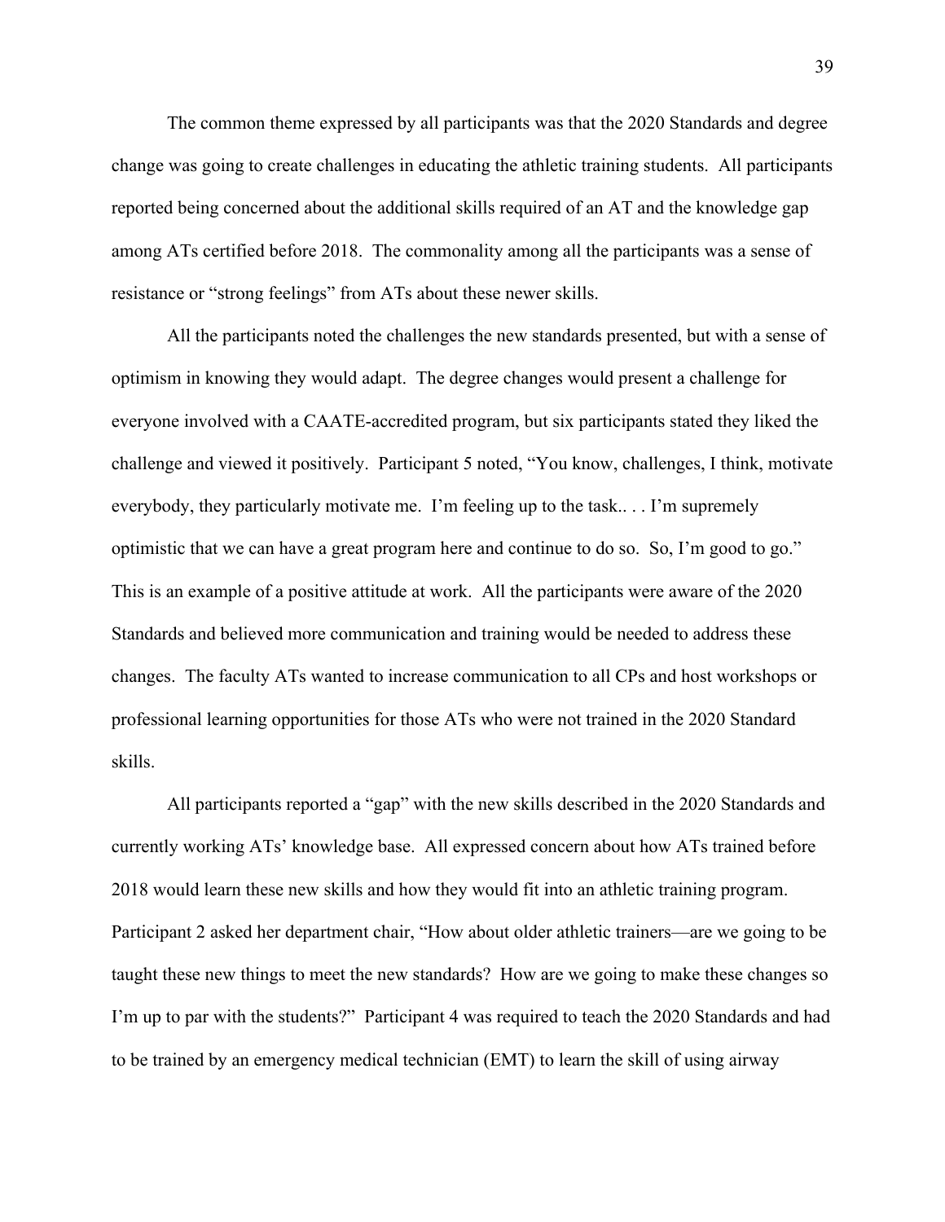The common theme expressed by all participants was that the 2020 Standards and degree change was going to create challenges in educating the athletic training students. All participants reported being concerned about the additional skills required of an AT and the knowledge gap among ATs certified before 2018. The commonality among all the participants was a sense of resistance or "strong feelings" from ATs about these newer skills.

All the participants noted the challenges the new standards presented, but with a sense of optimism in knowing they would adapt. The degree changes would present a challenge for everyone involved with a CAATE-accredited program, but six participants stated they liked the challenge and viewed it positively. Participant 5 noted, "You know, challenges, I think, motivate everybody, they particularly motivate me. I'm feeling up to the task.. . . I'm supremely optimistic that we can have a great program here and continue to do so. So, I'm good to go." This is an example of a positive attitude at work. All the participants were aware of the 2020 Standards and believed more communication and training would be needed to address these changes. The faculty ATs wanted to increase communication to all CPs and host workshops or professional learning opportunities for those ATs who were not trained in the 2020 Standard skills.

All participants reported a "gap" with the new skills described in the 2020 Standards and currently working ATs' knowledge base. All expressed concern about how ATs trained before 2018 would learn these new skills and how they would fit into an athletic training program. Participant 2 asked her department chair, "How about older athletic trainers—are we going to be taught these new things to meet the new standards? How are we going to make these changes so I'm up to par with the students?" Participant 4 was required to teach the 2020 Standards and had to be trained by an emergency medical technician (EMT) to learn the skill of using airway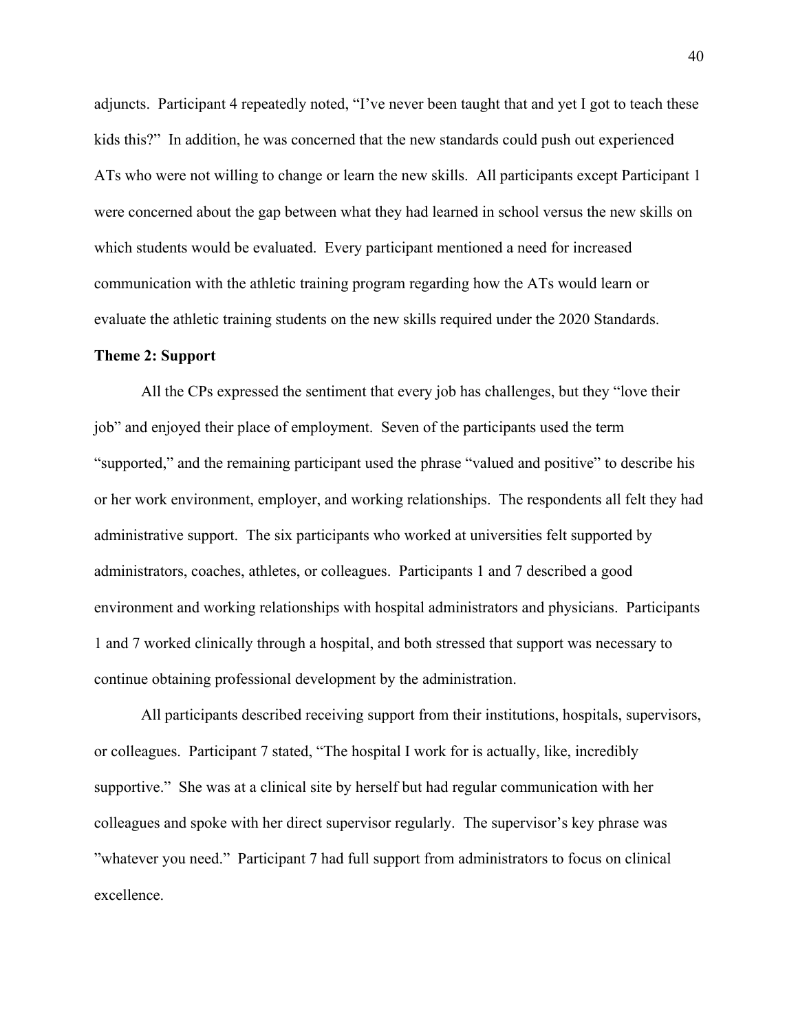adjuncts. Participant 4 repeatedly noted, "I've never been taught that and yet I got to teach these kids this?" In addition, he was concerned that the new standards could push out experienced ATs who were not willing to change or learn the new skills. All participants except Participant 1 were concerned about the gap between what they had learned in school versus the new skills on which students would be evaluated. Every participant mentioned a need for increased communication with the athletic training program regarding how the ATs would learn or evaluate the athletic training students on the new skills required under the 2020 Standards.

**Theme 2: Support**

All the CPs expressed the sentiment that every job has challenges, but they "love their job" and enjoyed their place of employment. Seven of the participants used the term "supported," and the remaining participant used the phrase "valued and positive" to describe his or her work environment, employer, and working relationships. The respondents all felt they had administrative support. The six participants who worked at universities felt supported by administrators, coaches, athletes, or colleagues. Participants 1 and 7 described a good environment and working relationships with hospital administrators and physicians. Participants 1 and 7 worked clinically through a hospital, and both stressed that support was necessary to continue obtaining professional development by the administration.

All participants described receiving support from their institutions, hospitals, supervisors, or colleagues. Participant 7 stated, "The hospital I work for is actually, like, incredibly supportive." She was at a clinical site by herself but had regular communication with her colleagues and spoke with her direct supervisor regularly. The supervisor's key phrase was "whatever you need." Participant 7 had full support from administrators to focus on clinical excellence.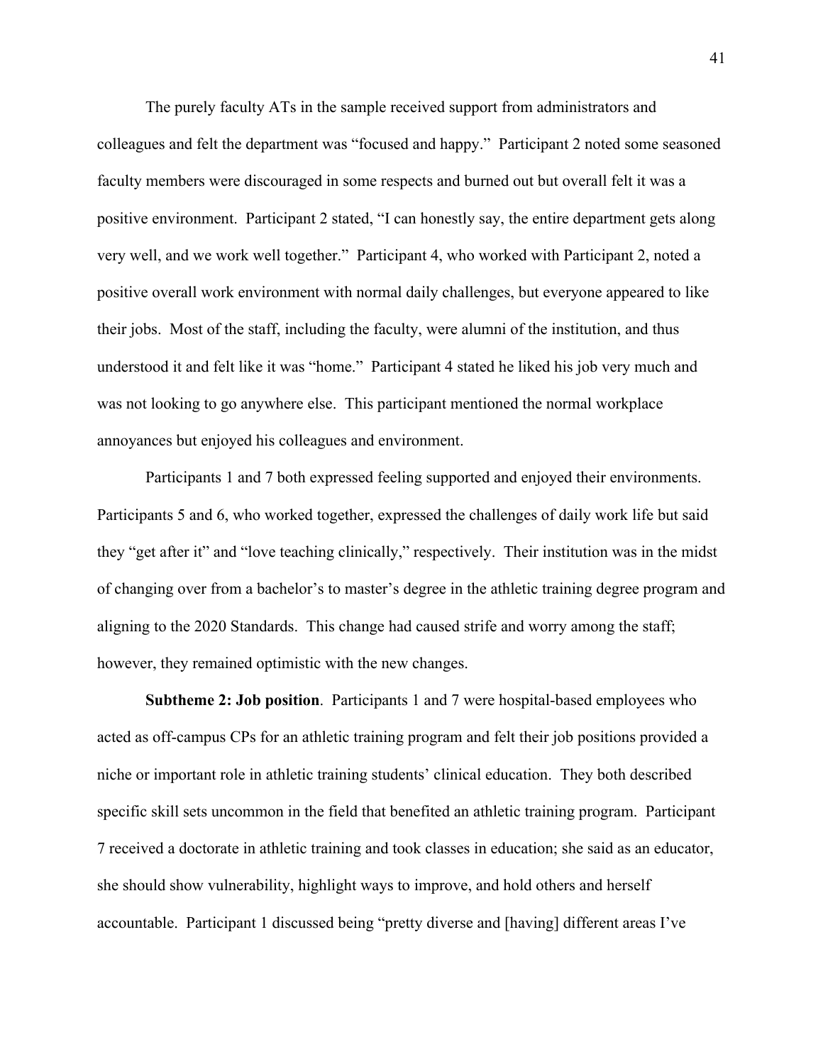The purely faculty ATs in the sample received support from administrators and colleagues and felt the department was "focused and happy." Participant 2 noted some seasoned faculty members were discouraged in some respects and burned out but overall felt it was a positive environment. Participant 2 stated, "I can honestly say, the entire department gets along very well, and we work well together." Participant 4, who worked with Participant 2, noted a positive overall work environment with normal daily challenges, but everyone appeared to like their jobs. Most of the staff, including the faculty, were alumni of the institution, and thus understood it and felt like it was "home." Participant 4 stated he liked his job very much and was not looking to go anywhere else. This participant mentioned the normal workplace annoyances but enjoyed his colleagues and environment.

Participants 1 and 7 both expressed feeling supported and enjoyed their environments. Participants 5 and 6, who worked together, expressed the challenges of daily work life but said they "get after it" and "love teaching clinically," respectively. Their institution was in the midst of changing over from a bachelor's to master's degree in the athletic training degree program and aligning to the 2020 Standards. This change had caused strife and worry among the staff; however, they remained optimistic with the new changes.

**Subtheme 2: Job position**. Participants 1 and 7 were hospital-based employees who acted as off-campus CPs for an athletic training program and felt their job positions provided a niche or important role in athletic training students' clinical education. They both described specific skill sets uncommon in the field that benefited an athletic training program. Participant 7 received a doctorate in athletic training and took classes in education; she said as an educator, she should show vulnerability, highlight ways to improve, and hold others and herself accountable. Participant 1 discussed being "pretty diverse and [having] different areas I've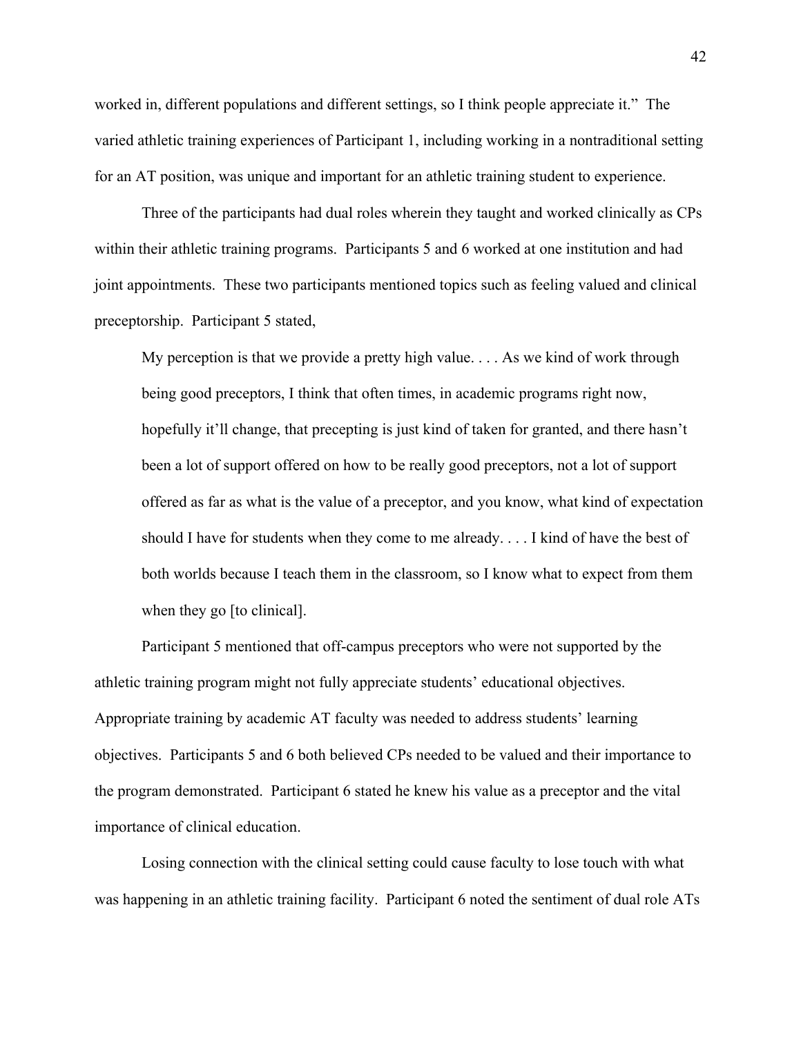worked in, different populations and different settings, so I think people appreciate it." The varied athletic training experiences of Participant 1, including working in a nontraditional setting for an AT position, was unique and important for an athletic training student to experience.

Three of the participants had dual roles wherein they taught and worked clinically as CPs within their athletic training programs. Participants 5 and 6 worked at one institution and had joint appointments. These two participants mentioned topics such as feeling valued and clinical preceptorship. Participant 5 stated,

> My perception is that we provide a pretty high value. . . . As we kind of work through being good preceptors, I think that often times, in academic programs right now, hopefully it'll change, that precepting is just kind of taken for granted, and there hasn't been a lot of support offered on how to be really good preceptors, not a lot of support offered as far as what is the value of a preceptor, and you know, what kind of expectation should I have for students when they come to me already. . . . I kind of have the best of both worlds because I teach them in the classroom, so I know what to expect from them when they go [to clinical].

Participant 5 mentioned that off-campus preceptors who were not supported by the athletic training program might not fully appreciate students' educational objectives. Appropriate training by academic AT faculty was needed to address students' learning objectives. Participants 5 and 6 both believed CPs needed to be valued and their importance to the program demonstrated. Participant 6 stated he knew his value as a preceptor and the vital importance of clinical education.

Losing connection with the clinical setting could cause faculty to lose touch with what was happening in an athletic training facility. Participant 6 noted the sentiment of dual role ATs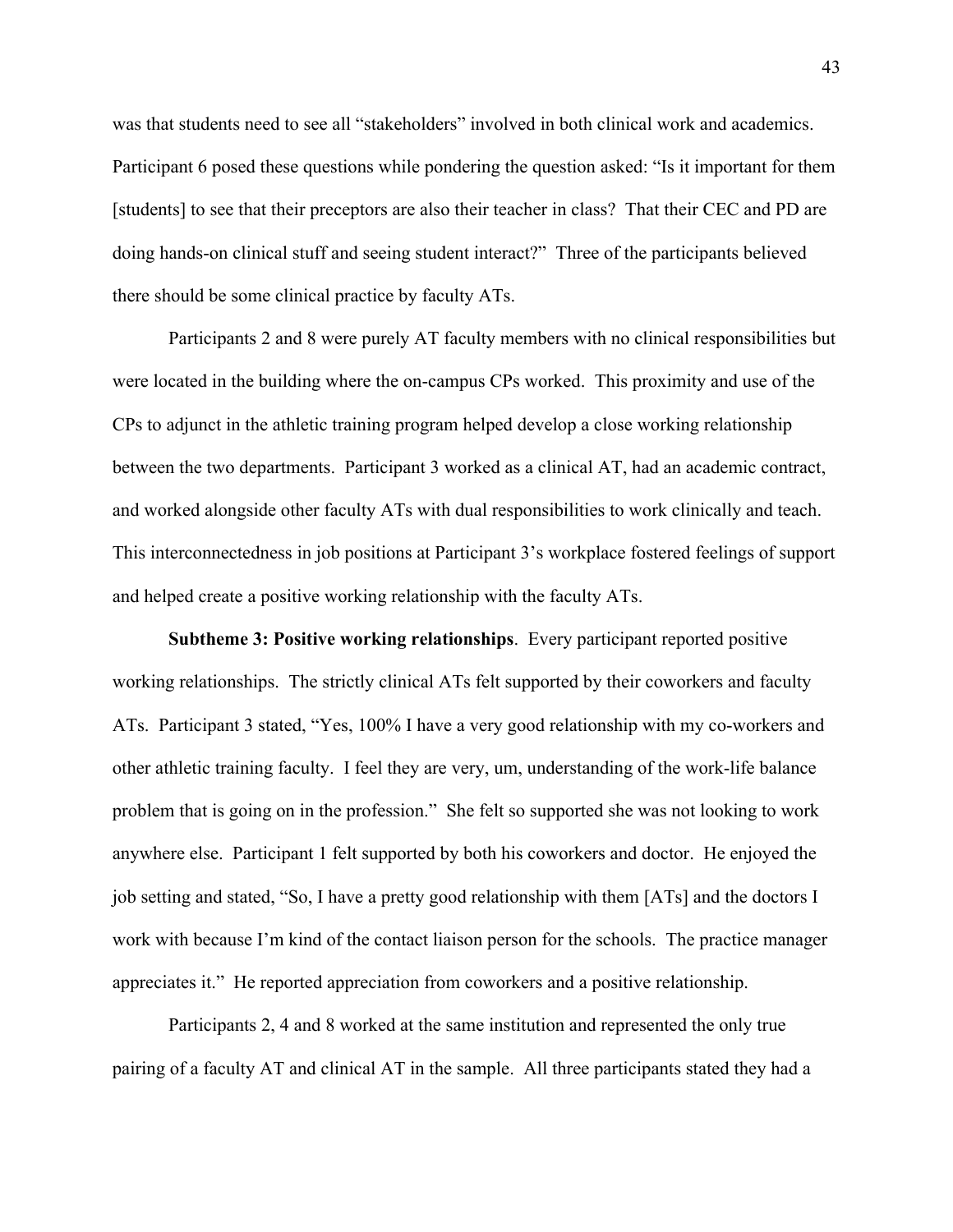was that students need to see all "stakeholders" involved in both clinical work and academics. Participant 6 posed these questions while pondering the question asked: "Is it important for them [students] to see that their preceptors are also their teacher in class? That their CEC and PD are doing hands-on clinical stuff and seeing student interact?" Three of the participants believed there should be some clinical practice by faculty ATs.

Participants 2 and 8 were purely AT faculty members with no clinical responsibilities but were located in the building where the on-campus CPs worked. This proximity and use of the CPs to adjunct in the athletic training program helped develop a close working relationship between the two departments. Participant 3 worked as a clinical AT, had an academic contract, and worked alongside other faculty ATs with dual responsibilities to work clinically and teach. This interconnectedness in job positions at Participant 3's workplace fostered feelings of support and helped create a positive working relationship with the faculty ATs.

**Subtheme 3: Positive working relationships**. Every participant reported positive working relationships. The strictly clinical ATs felt supported by their coworkers and faculty ATs. Participant 3 stated, "Yes, 100% I have a very good relationship with my co-workers and other athletic training faculty. I feel they are very, um, understanding of the work-life balance problem that is going on in the profession." She felt so supported she was not looking to work anywhere else. Participant 1 felt supported by both his coworkers and doctor. He enjoyed the job setting and stated, "So, I have a pretty good relationship with them [ATs] and the doctors I work with because I'm kind of the contact liaison person for the schools. The practice manager appreciates it." He reported appreciation from coworkers and a positive relationship.

Participants 2, 4 and 8 worked at the same institution and represented the only true pairing of a faculty AT and clinical AT in the sample. All three participants stated they had a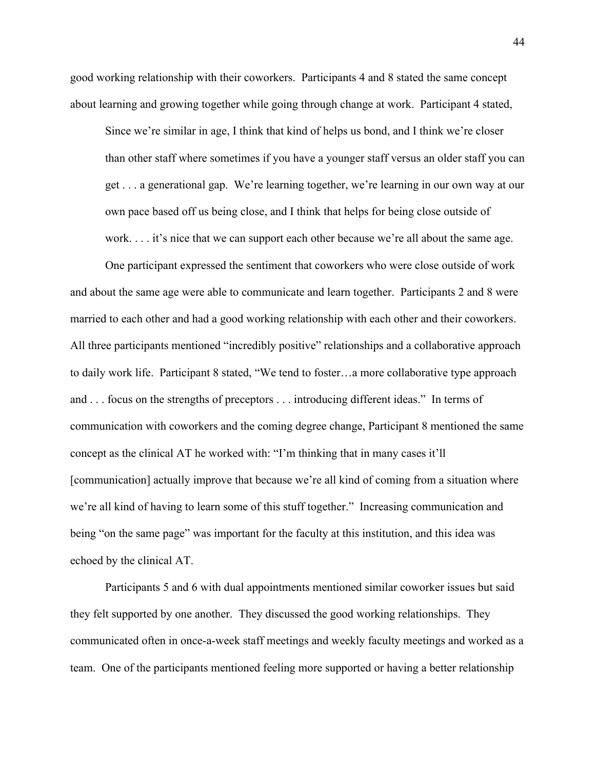good working relationship with their coworkers. Participants 4 and 8 stated the same concept about learning and growing together while going through change at work. Participant 4 stated,

> Since we're similar in age, I think that kind of helps us bond, and I think we're closer than other staff where sometimes if you have a younger staff versus an older staff you can get . . . a generational gap. We're learning together, we're learning in our own way at our own pace based off us being close, and I think that helps for being close outside of work. . . . it's nice that we can support each other because we're all about the same age.

One participant expressed the sentiment that coworkers who were close outside of work and about the same age were able to communicate and learn together. Participants 2 and 8 were married to each other and had a good working relationship with each other and their coworkers. All three participants mentioned "incredibly positive" relationships and a collaborative approach to daily work life. Participant 8 stated, "We tend to foster…a more collaborative type approach and . . . focus on the strengths of preceptors . . . introducing different ideas." In terms of communication with coworkers and the coming degree change, Participant 8 mentioned the same concept as the clinical AT he worked with: "I'm thinking that in many cases it'll [communication] actually improve that because we're all kind of coming from a situation where we're all kind of having to learn some of this stuff together." Increasing communication and being "on the same page" was important for the faculty at this institution, and this idea was echoed by the clinical AT.

Participants 5 and 6 with dual appointments mentioned similar coworker issues but said they felt supported by one another. They discussed the good working relationships. They communicated often in once-a-week staff meetings and weekly faculty meetings and worked as a team. One of the participants mentioned feeling more supported or having a better relationship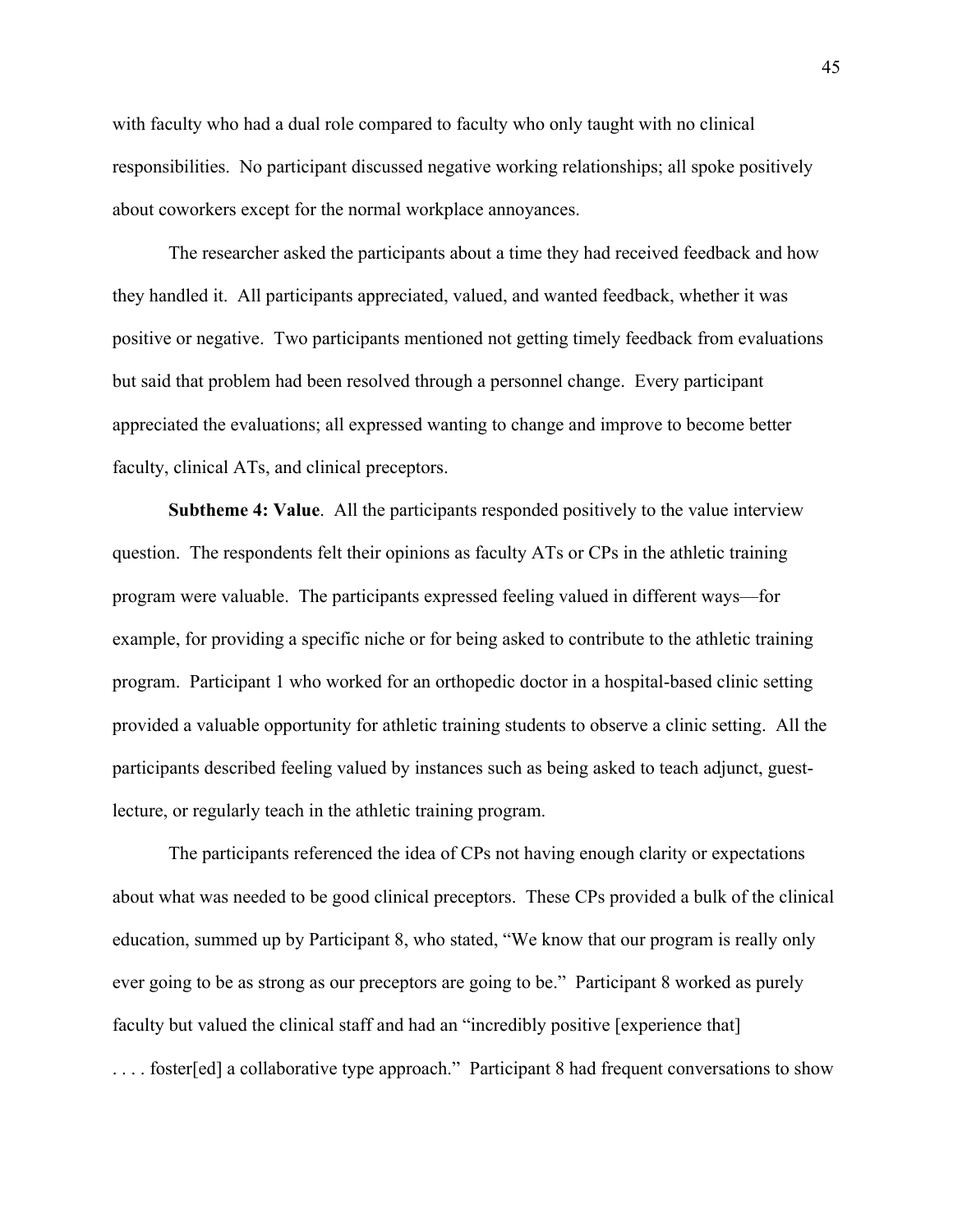with faculty who had a dual role compared to faculty who only taught with no clinical responsibilities. No participant discussed negative working relationships; all spoke positively about coworkers except for the normal workplace annoyances.

The researcher asked the participants about a time they had received feedback and how they handled it. All participants appreciated, valued, and wanted feedback, whether it was positive or negative. Two participants mentioned not getting timely feedback from evaluations but said that problem had been resolved through a personnel change. Every participant appreciated the evaluations; all expressed wanting to change and improve to become better faculty, clinical ATs, and clinical preceptors.

**Subtheme 4: Value**. All the participants responded positively to the value interview question. The respondents felt their opinions as faculty ATs or CPs in the athletic training program were valuable. The participants expressed feeling valued in different ways—for example, for providing a specific niche or for being asked to contribute to the athletic training program. Participant 1 who worked for an orthopedic doctor in a hospital-based clinic setting provided a valuable opportunity for athletic training students to observe a clinic setting. All the participants described feeling valued by instances such as being asked to teach adjunct, guest-lecture, or regularly teach in the athletic training program.

The participants referenced the idea of CPs not having enough clarity or expectations about what was needed to be good clinical preceptors. These CPs provided a bulk of the clinical education, summed up by Participant 8, who stated, "We know that our program is really only ever going to be as strong as our preceptors are going to be." Participant 8 worked as purely faculty but valued the clinical staff and had an "incredibly positive [experience that] . . . . foster[ed] a collaborative type approach." Participant 8 had frequent conversations to show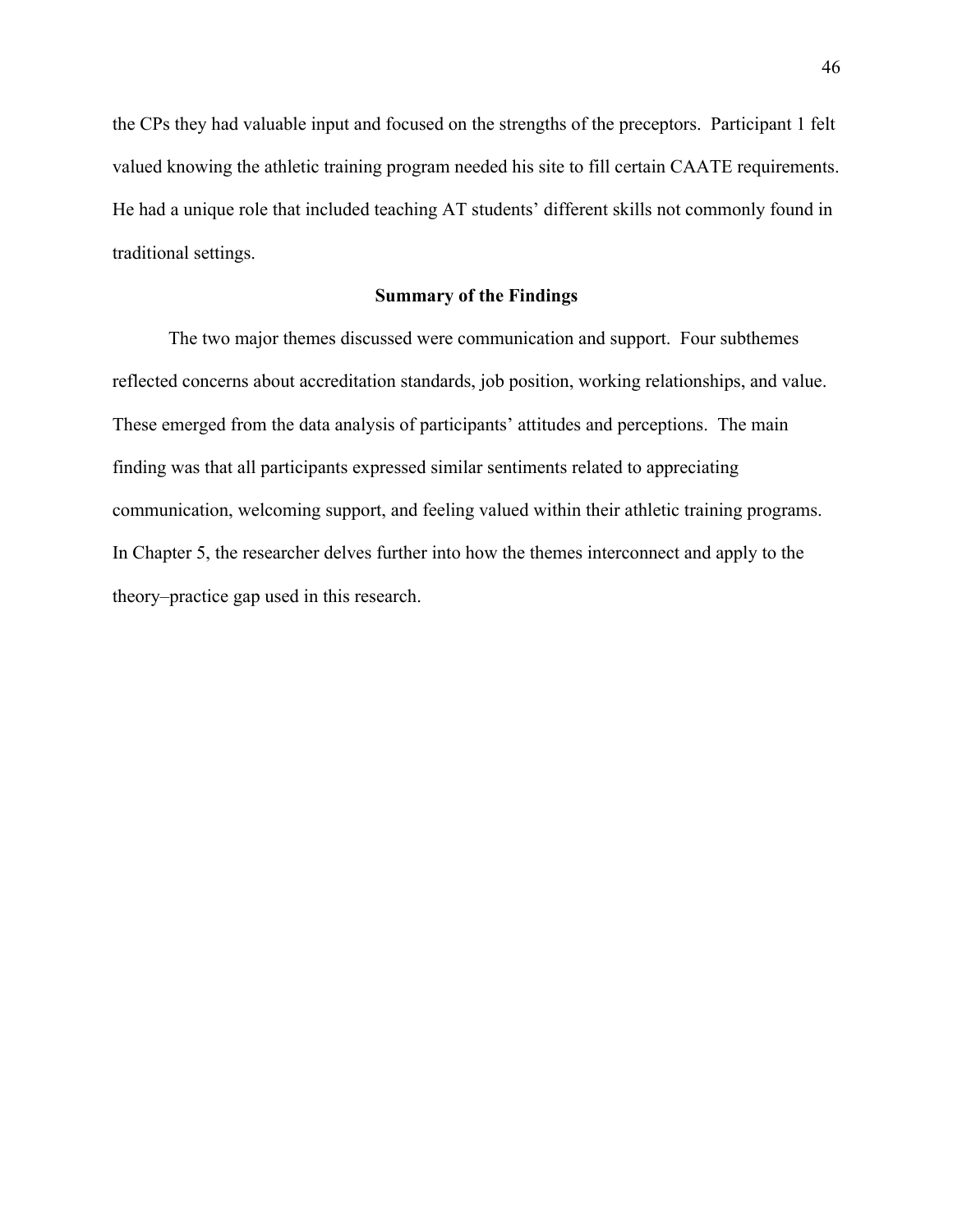the CPs they had valuable input and focused on the strengths of the preceptors. Participant 1 felt valued knowing the athletic training program needed his site to fill certain CAATE requirements. He had a unique role that included teaching AT students' different skills not commonly found in traditional settings.

## Summary of the Findings

The two major themes discussed were communication and support. Four subthemes reflected concerns about accreditation standards, job position, working relationships, and value. These emerged from the data analysis of participants' attitudes and perceptions. The main finding was that all participants expressed similar sentiments related to appreciating communication, welcoming support, and feeling valued within their athletic training programs. In Chapter 5, the researcher delves further into how the themes interconnect and apply to the theory–practice gap used in this research.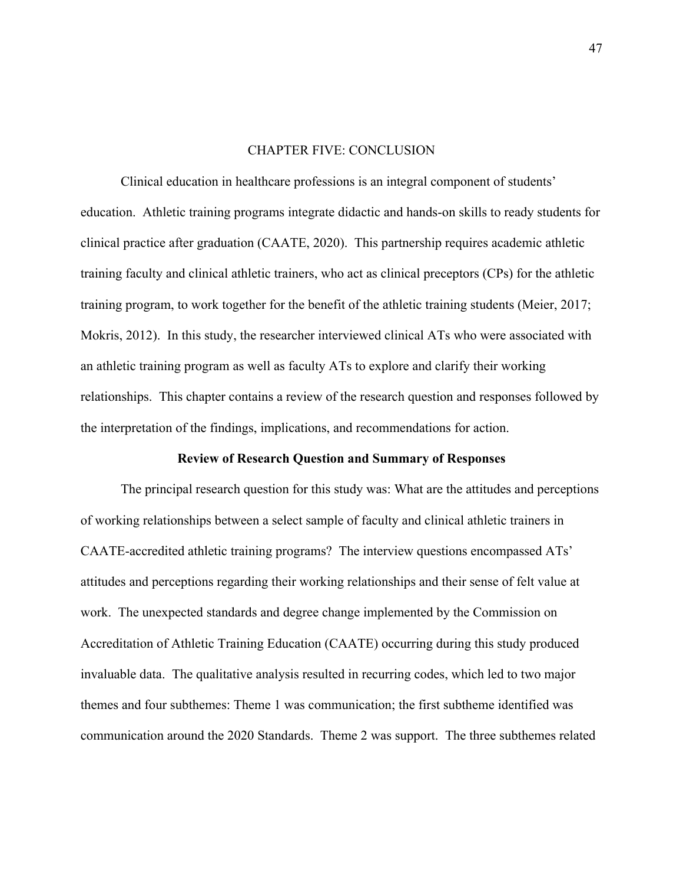# CHAPTER FIVE: CONCLUSION

Clinical education in healthcare professions is an integral component of students' education. Athletic training programs integrate didactic and hands-on skills to ready students for clinical practice after graduation (CAATE, 2020). This partnership requires academic athletic training faculty and clinical athletic trainers, who act as clinical preceptors (CPs) for the athletic training program, to work together for the benefit of the athletic training students (Meier, 2017; Mokris, 2012). In this study, the researcher interviewed clinical ATs who were associated with an athletic training program as well as faculty ATs to explore and clarify their working relationships. This chapter contains a review of the research question and responses followed by the interpretation of the findings, implications, and recommendations for action.

## Review of Research Question and Summary of Responses

The principal research question for this study was: What are the attitudes and perceptions of working relationships between a select sample of faculty and clinical athletic trainers in CAATE-accredited athletic training programs? The interview questions encompassed ATs' attitudes and perceptions regarding their working relationships and their sense of felt value at work. The unexpected standards and degree change implemented by the Commission on Accreditation of Athletic Training Education (CAATE) occurring during this study produced invaluable data. The qualitative analysis resulted in recurring codes, which led to two major themes and four subthemes: Theme 1 was communication; the first subtheme identified was communication around the 2020 Standards. Theme 2 was support. The three subthemes related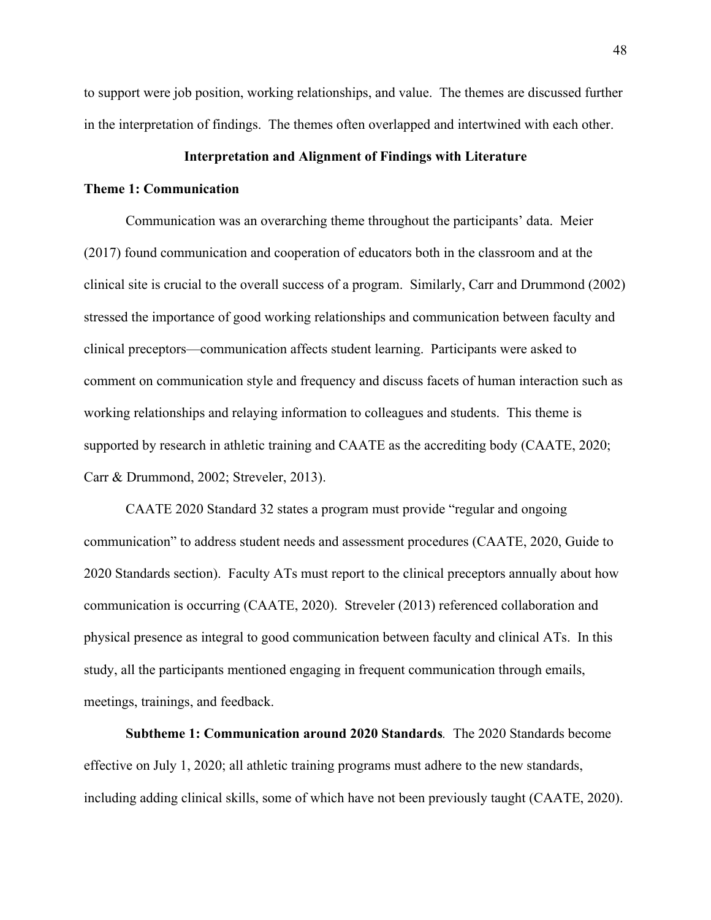to support were job position, working relationships, and value. The themes are discussed further in the interpretation of findings. The themes often overlapped and intertwined with each other.

## Interpretation and Alignment of Findings with Literature

### Theme 1: Communication

Communication was an overarching theme throughout the participants' data. Meier (2017) found communication and cooperation of educators both in the classroom and at the clinical site is crucial to the overall success of a program. Similarly, Carr and Drummond (2002) stressed the importance of good working relationships and communication between faculty and clinical preceptors—communication affects student learning. Participants were asked to comment on communication style and frequency and discuss facets of human interaction such as working relationships and relaying information to colleagues and students. This theme is supported by research in athletic training and CAATE as the accrediting body (CAATE, 2020; Carr & Drummond, 2002; Streveler, 2013).

CAATE 2020 Standard 32 states a program must provide "regular and ongoing communication" to address student needs and assessment procedures (CAATE, 2020, Guide to 2020 Standards section). Faculty ATs must report to the clinical preceptors annually about how communication is occurring (CAATE, 2020). Streveler (2013) referenced collaboration and physical presence as integral to good communication between faculty and clinical ATs. In this study, all the participants mentioned engaging in frequent communication through emails, meetings, trainings, and feedback.

**Subtheme 1: Communication around 2020 Standards***.* The 2020 Standards become effective on July 1, 2020; all athletic training programs must adhere to the new standards, including adding clinical skills, some of which have not been previously taught (CAATE, 2020).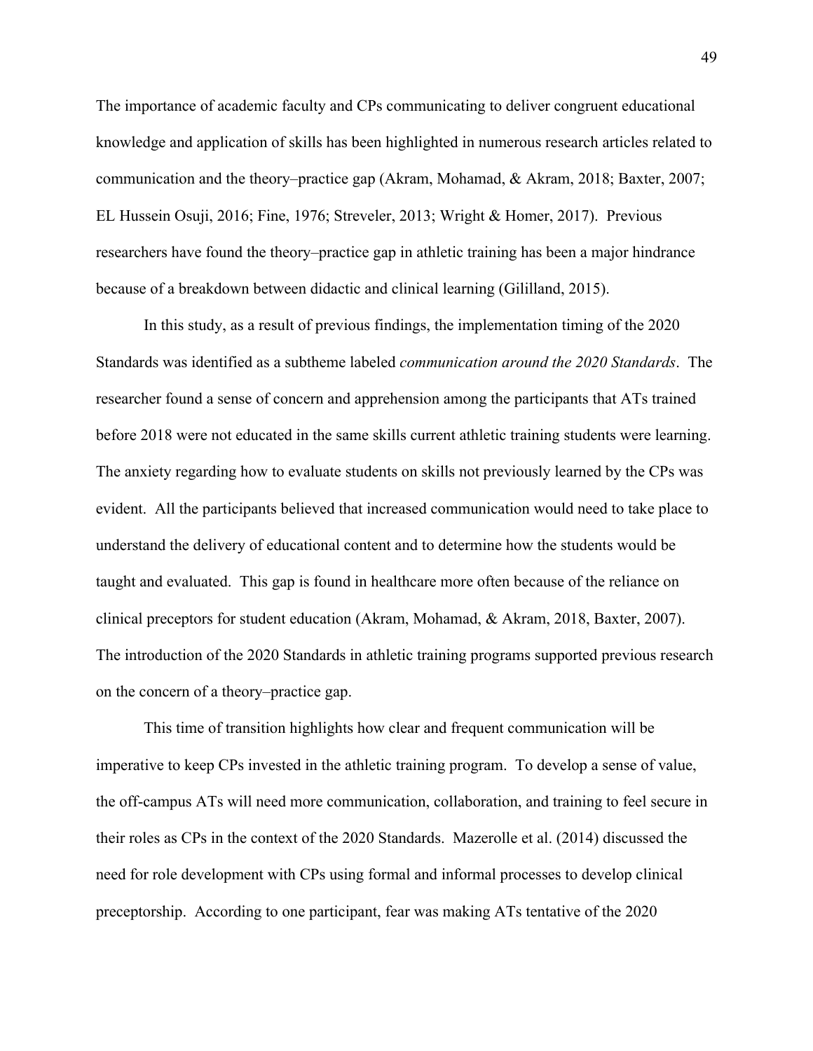The importance of academic faculty and CPs communicating to deliver congruent educational knowledge and application of skills has been highlighted in numerous research articles related to communication and the theory–practice gap (Akram, Mohamad, & Akram, 2018; Baxter, 2007; EL Hussein Osuji, 2016; Fine, 1976; Streveler, 2013; Wright & Homer, 2017). Previous researchers have found the theory–practice gap in athletic training has been a major hindrance because of a breakdown between didactic and clinical learning (Gililland, 2015).

In this study, as a result of previous findings, the implementation timing of the 2020 Standards was identified as a subtheme labeled *communication around the 2020 Standards*. The researcher found a sense of concern and apprehension among the participants that ATs trained before 2018 were not educated in the same skills current athletic training students were learning. The anxiety regarding how to evaluate students on skills not previously learned by the CPs was evident. All the participants believed that increased communication would need to take place to understand the delivery of educational content and to determine how the students would be taught and evaluated. This gap is found in healthcare more often because of the reliance on clinical preceptors for student education (Akram, Mohamad, & Akram, 2018, Baxter, 2007). The introduction of the 2020 Standards in athletic training programs supported previous research on the concern of a theory–practice gap.

This time of transition highlights how clear and frequent communication will be imperative to keep CPs invested in the athletic training program. To develop a sense of value, the off-campus ATs will need more communication, collaboration, and training to feel secure in their roles as CPs in the context of the 2020 Standards. Mazerolle et al. (2014) discussed the need for role development with CPs using formal and informal processes to develop clinical preceptorship. According to one participant, fear was making ATs tentative of the 2020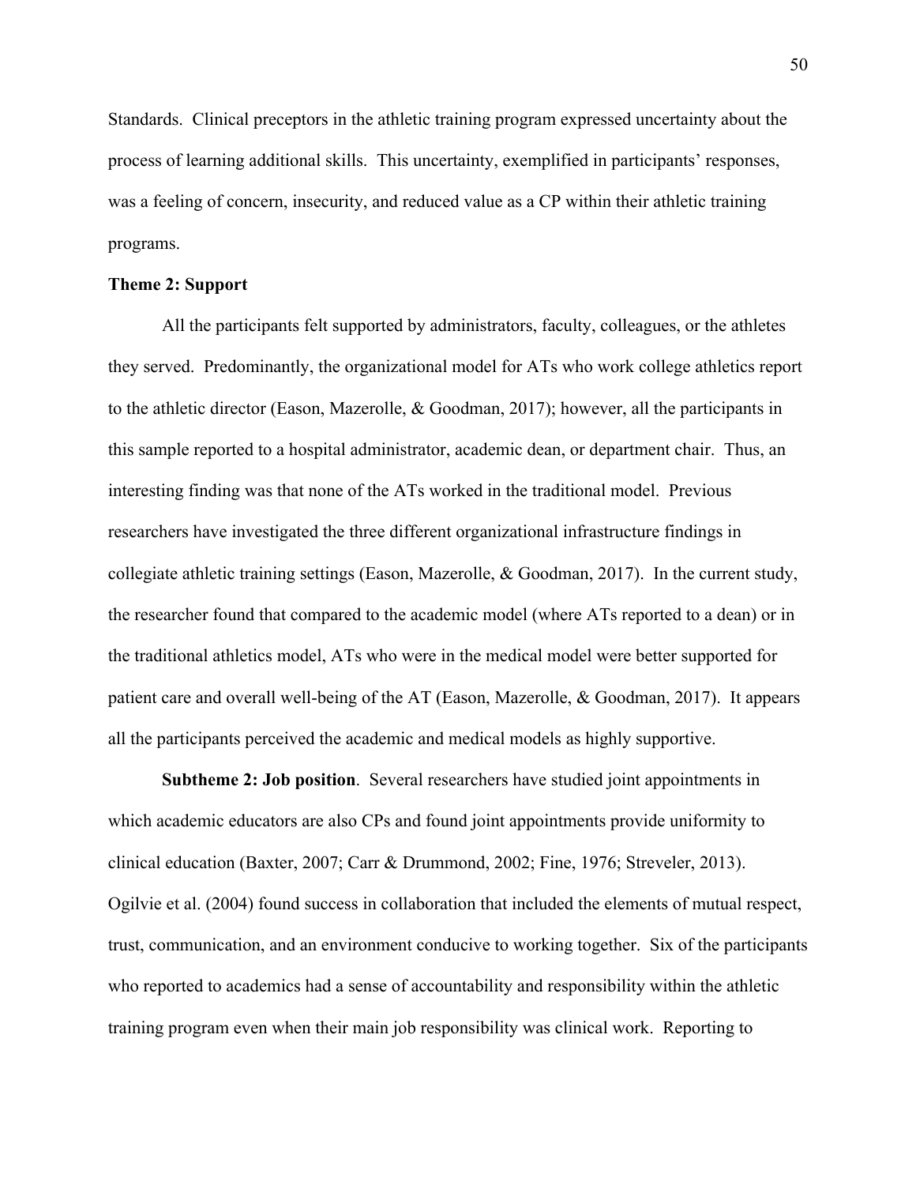Standards. Clinical preceptors in the athletic training program expressed uncertainty about the process of learning additional skills. This uncertainty, exemplified in participants' responses, was a feeling of concern, insecurity, and reduced value as a CP within their athletic training programs.

### Theme 2: Support

All the participants felt supported by administrators, faculty, colleagues, or the athletes they served. Predominantly, the organizational model for ATs who work college athletics report to the athletic director (Eason, Mazerolle, & Goodman, 2017); however, all the participants in this sample reported to a hospital administrator, academic dean, or department chair. Thus, an interesting finding was that none of the ATs worked in the traditional model. Previous researchers have investigated the three different organizational infrastructure findings in collegiate athletic training settings (Eason, Mazerolle, & Goodman, 2017). In the current study, the researcher found that compared to the academic model (where ATs reported to a dean) or in the traditional athletics model, ATs who were in the medical model were better supported for patient care and overall well-being of the AT (Eason, Mazerolle, & Goodman, 2017). It appears all the participants perceived the academic and medical models as highly supportive.

**Subtheme 2: Job position**. Several researchers have studied joint appointments in which academic educators are also CPs and found joint appointments provide uniformity to clinical education (Baxter, 2007; Carr & Drummond, 2002; Fine, 1976; Streveler, 2013). Ogilvie et al. (2004) found success in collaboration that included the elements of mutual respect, trust, communication, and an environment conducive to working together. Six of the participants who reported to academics had a sense of accountability and responsibility within the athletic training program even when their main job responsibility was clinical work. Reporting to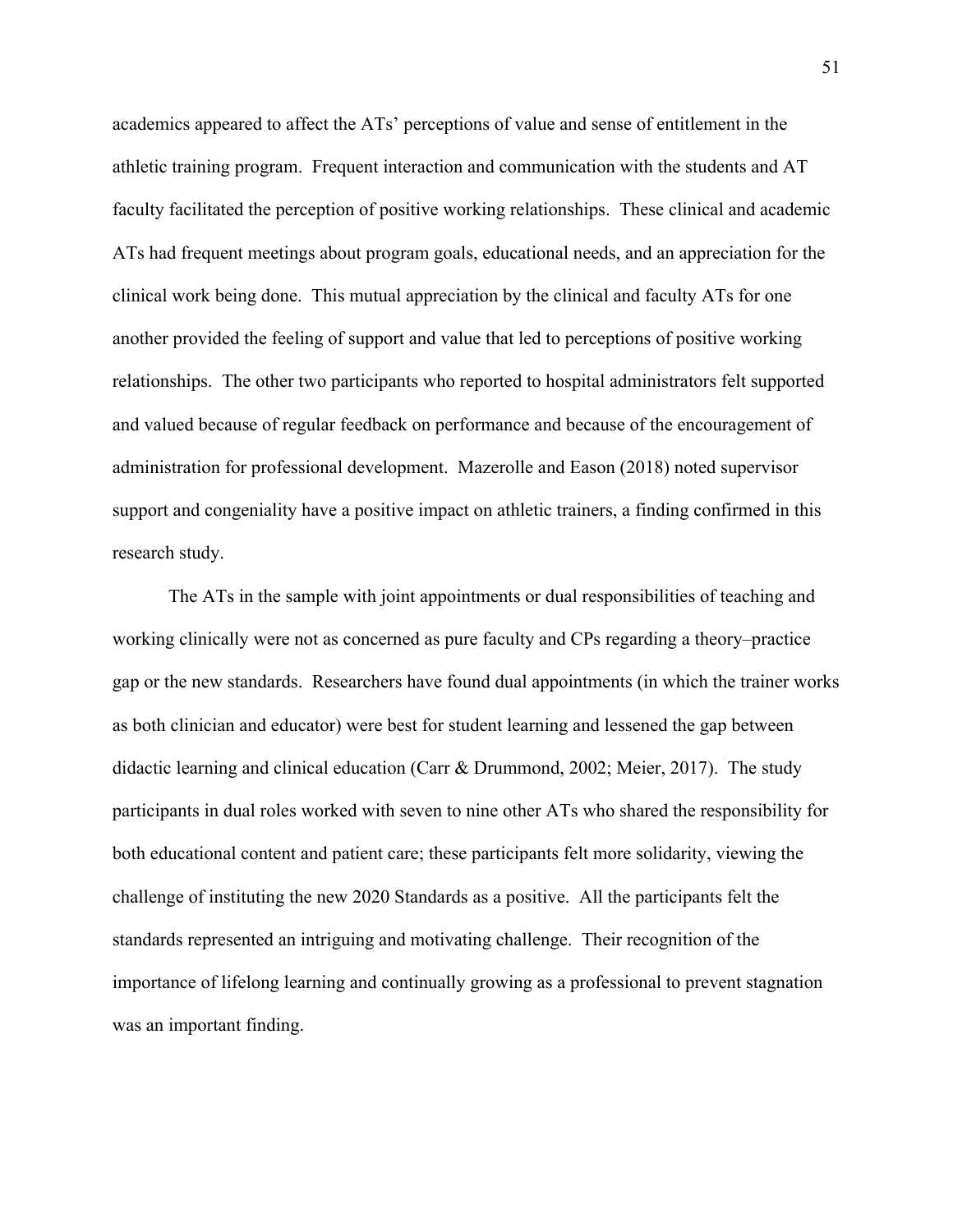academics appeared to affect the ATs' perceptions of value and sense of entitlement in the athletic training program. Frequent interaction and communication with the students and AT faculty facilitated the perception of positive working relationships. These clinical and academic ATs had frequent meetings about program goals, educational needs, and an appreciation for the clinical work being done. This mutual appreciation by the clinical and faculty ATs for one another provided the feeling of support and value that led to perceptions of positive working relationships. The other two participants who reported to hospital administrators felt supported and valued because of regular feedback on performance and because of the encouragement of administration for professional development. Mazerolle and Eason (2018) noted supervisor support and congeniality have a positive impact on athletic trainers, a finding confirmed in this research study.

The ATs in the sample with joint appointments or dual responsibilities of teaching and working clinically were not as concerned as pure faculty and CPs regarding a theory–practice gap or the new standards. Researchers have found dual appointments (in which the trainer works as both clinician and educator) were best for student learning and lessened the gap between didactic learning and clinical education (Carr & Drummond, 2002; Meier, 2017). The study participants in dual roles worked with seven to nine other ATs who shared the responsibility for both educational content and patient care; these participants felt more solidarity, viewing the challenge of instituting the new 2020 Standards as a positive. All the participants felt the standards represented an intriguing and motivating challenge. Their recognition of the importance of lifelong learning and continually growing as a professional to prevent stagnation was an important finding.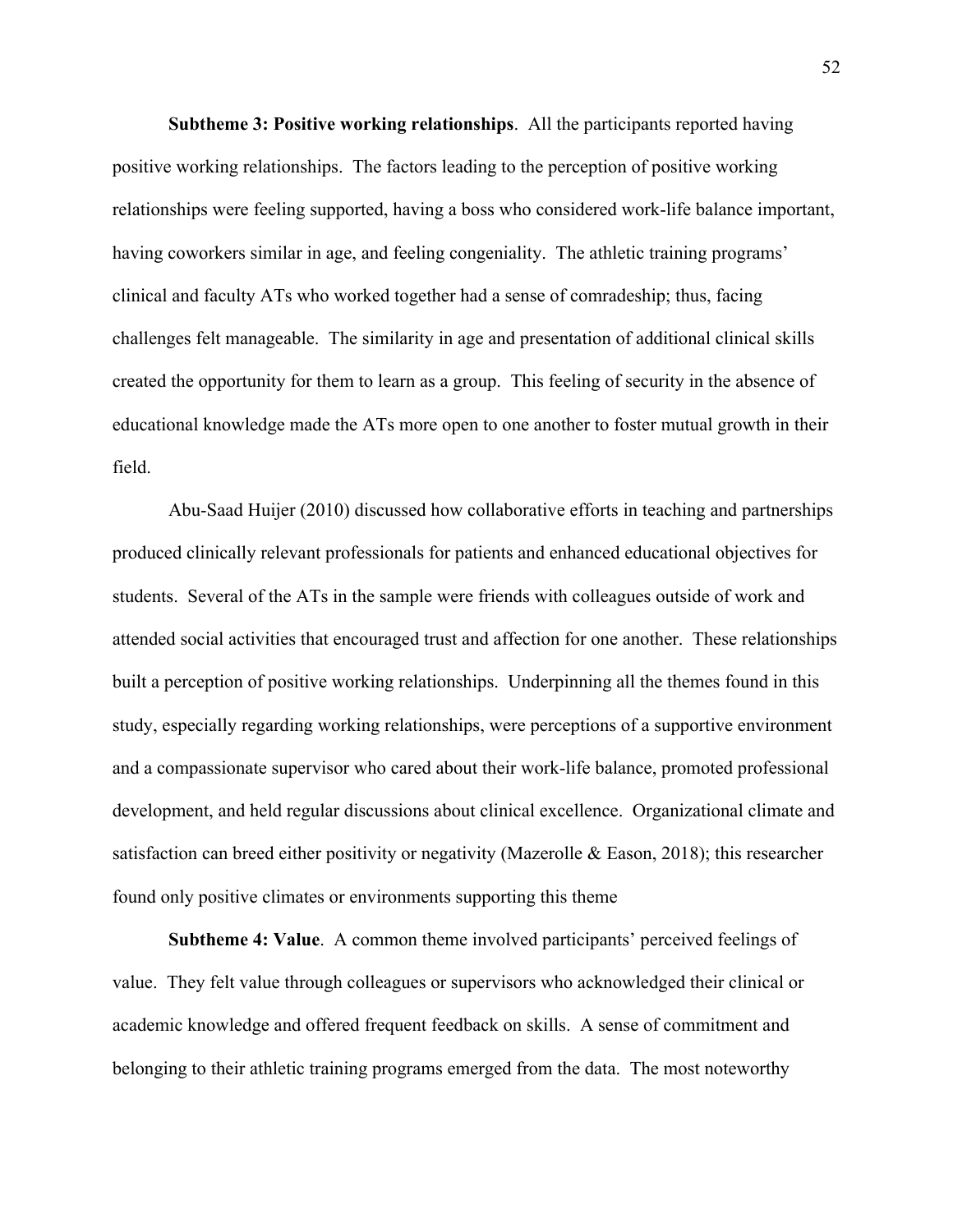**Subtheme 3: Positive working relationships**. All the participants reported having positive working relationships. The factors leading to the perception of positive working relationships were feeling supported, having a boss who considered work-life balance important, having coworkers similar in age, and feeling congeniality. The athletic training programs' clinical and faculty ATs who worked together had a sense of comradeship; thus, facing challenges felt manageable. The similarity in age and presentation of additional clinical skills created the opportunity for them to learn as a group. This feeling of security in the absence of educational knowledge made the ATs more open to one another to foster mutual growth in their field.

Abu-Saad Huijer (2010) discussed how collaborative efforts in teaching and partnerships produced clinically relevant professionals for patients and enhanced educational objectives for students. Several of the ATs in the sample were friends with colleagues outside of work and attended social activities that encouraged trust and affection for one another. These relationships built a perception of positive working relationships. Underpinning all the themes found in this study, especially regarding working relationships, were perceptions of a supportive environment and a compassionate supervisor who cared about their work-life balance, promoted professional development, and held regular discussions about clinical excellence. Organizational climate and satisfaction can breed either positivity or negativity (Mazerolle & Eason, 2018); this researcher found only positive climates or environments supporting this theme

**Subtheme 4: Value**. A common theme involved participants' perceived feelings of value. They felt value through colleagues or supervisors who acknowledged their clinical or academic knowledge and offered frequent feedback on skills. A sense of commitment and belonging to their athletic training programs emerged from the data. The most noteworthy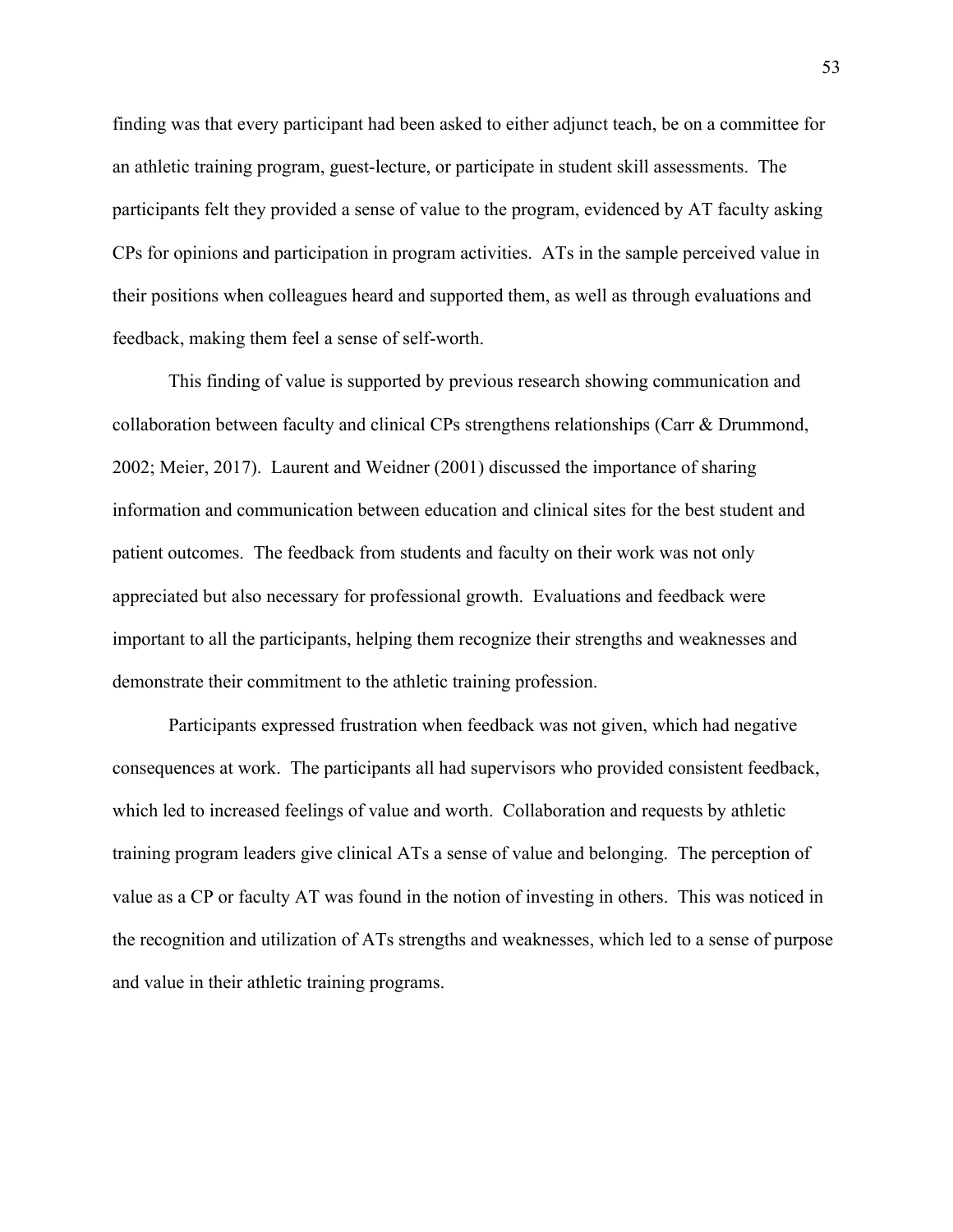finding was that every participant had been asked to either adjunct teach, be on a committee for an athletic training program, guest-lecture, or participate in student skill assessments. The participants felt they provided a sense of value to the program, evidenced by AT faculty asking CPs for opinions and participation in program activities. ATs in the sample perceived value in their positions when colleagues heard and supported them, as well as through evaluations and feedback, making them feel a sense of self-worth.

This finding of value is supported by previous research showing communication and collaboration between faculty and clinical CPs strengthens relationships (Carr & Drummond, 2002; Meier, 2017). Laurent and Weidner (2001) discussed the importance of sharing information and communication between education and clinical sites for the best student and patient outcomes. The feedback from students and faculty on their work was not only appreciated but also necessary for professional growth. Evaluations and feedback were important to all the participants, helping them recognize their strengths and weaknesses and demonstrate their commitment to the athletic training profession.

Participants expressed frustration when feedback was not given, which had negative consequences at work. The participants all had supervisors who provided consistent feedback, which led to increased feelings of value and worth. Collaboration and requests by athletic training program leaders give clinical ATs a sense of value and belonging. The perception of value as a CP or faculty AT was found in the notion of investing in others. This was noticed in the recognition and utilization of ATs strengths and weaknesses, which led to a sense of purpose and value in their athletic training programs.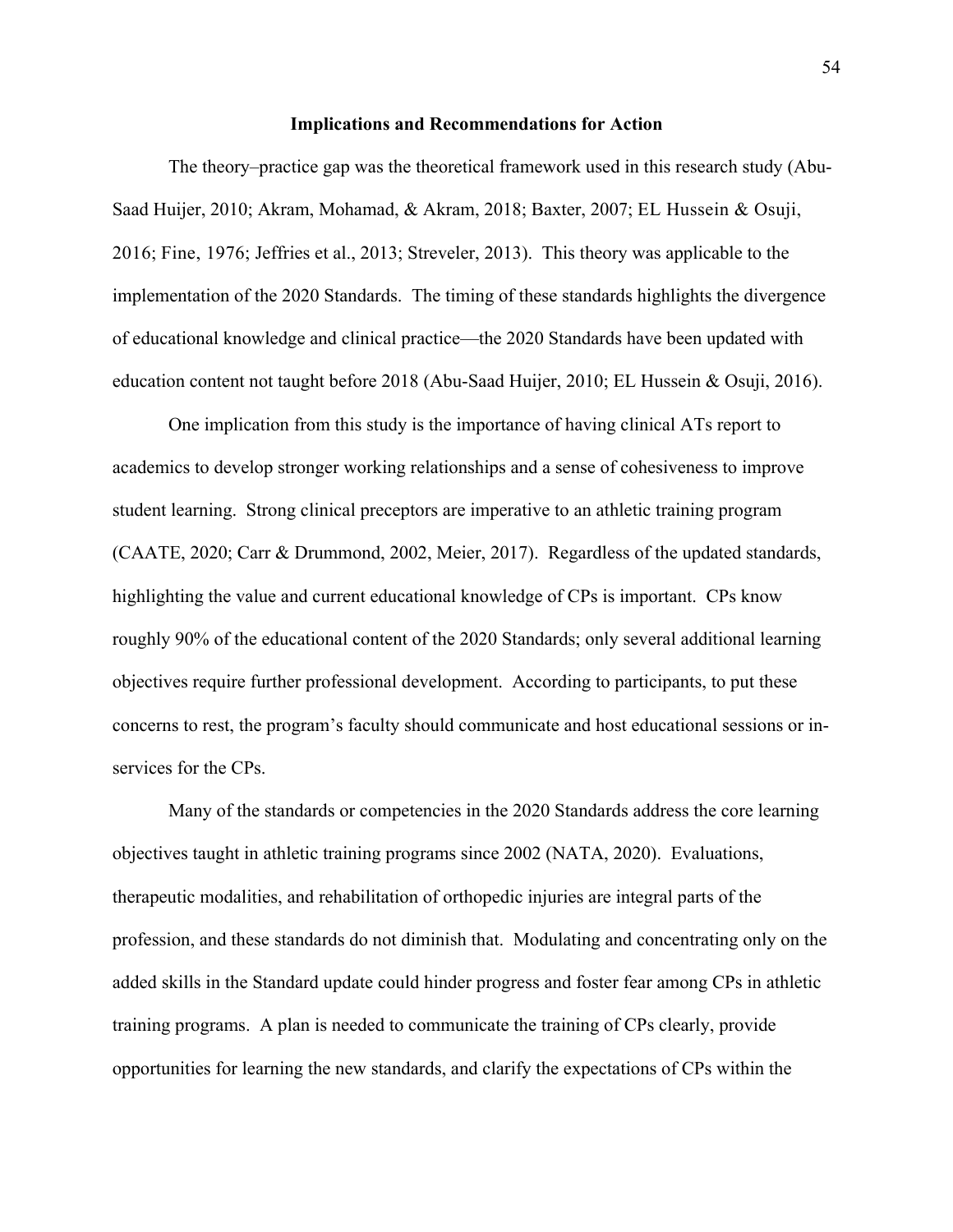## Implications and Recommendations for Action

The theory–practice gap was the theoretical framework used in this research study (Abu-Saad Huijer, 2010; Akram, Mohamad, & Akram, 2018; Baxter, 2007; EL Hussein & Osuji, 2016; Fine, 1976; Jeffries et al., 2013; Streveler, 2013). This theory was applicable to the implementation of the 2020 Standards. The timing of these standards highlights the divergence of educational knowledge and clinical practice—the 2020 Standards have been updated with education content not taught before 2018 (Abu-Saad Huijer, 2010; EL Hussein & Osuji, 2016).

One implication from this study is the importance of having clinical ATs report to academics to develop stronger working relationships and a sense of cohesiveness to improve student learning. Strong clinical preceptors are imperative to an athletic training program (CAATE, 2020; Carr & Drummond, 2002, Meier, 2017). Regardless of the updated standards, highlighting the value and current educational knowledge of CPs is important. CPs know roughly 90% of the educational content of the 2020 Standards; only several additional learning objectives require further professional development. According to participants, to put these concerns to rest, the program's faculty should communicate and host educational sessions or in-services for the CPs.

Many of the standards or competencies in the 2020 Standards address the core learning objectives taught in athletic training programs since 2002 (NATA, 2020). Evaluations, therapeutic modalities, and rehabilitation of orthopedic injuries are integral parts of the profession, and these standards do not diminish that. Modulating and concentrating only on the added skills in the Standard update could hinder progress and foster fear among CPs in athletic training programs. A plan is needed to communicate the training of CPs clearly, provide opportunities for learning the new standards, and clarify the expectations of CPs within the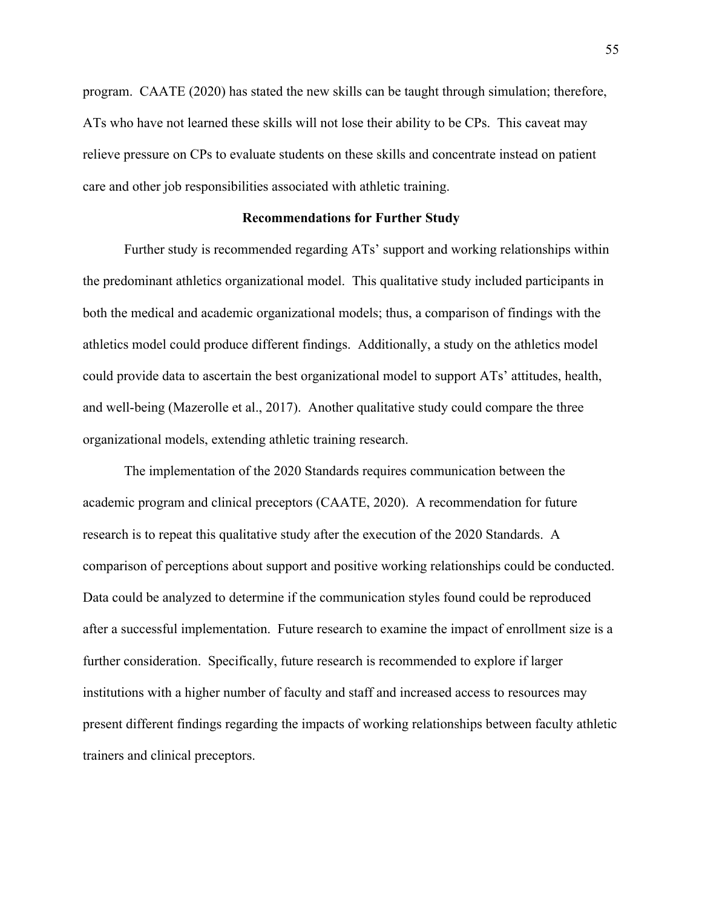program. CAATE (2020) has stated the new skills can be taught through simulation; therefore, ATs who have not learned these skills will not lose their ability to be CPs. This caveat may relieve pressure on CPs to evaluate students on these skills and concentrate instead on patient care and other job responsibilities associated with athletic training.

## Recommendations for Further Study

Further study is recommended regarding ATs' support and working relationships within the predominant athletics organizational model. This qualitative study included participants in both the medical and academic organizational models; thus, a comparison of findings with the athletics model could produce different findings. Additionally, a study on the athletics model could provide data to ascertain the best organizational model to support ATs' attitudes, health, and well-being (Mazerolle et al., 2017). Another qualitative study could compare the three organizational models, extending athletic training research.

The implementation of the 2020 Standards requires communication between the academic program and clinical preceptors (CAATE, 2020). A recommendation for future research is to repeat this qualitative study after the execution of the 2020 Standards. A comparison of perceptions about support and positive working relationships could be conducted. Data could be analyzed to determine if the communication styles found could be reproduced after a successful implementation. Future research to examine the impact of enrollment size is a further consideration. Specifically, future research is recommended to explore if larger institutions with a higher number of faculty and staff and increased access to resources may present different findings regarding the impacts of working relationships between faculty athletic trainers and clinical preceptors.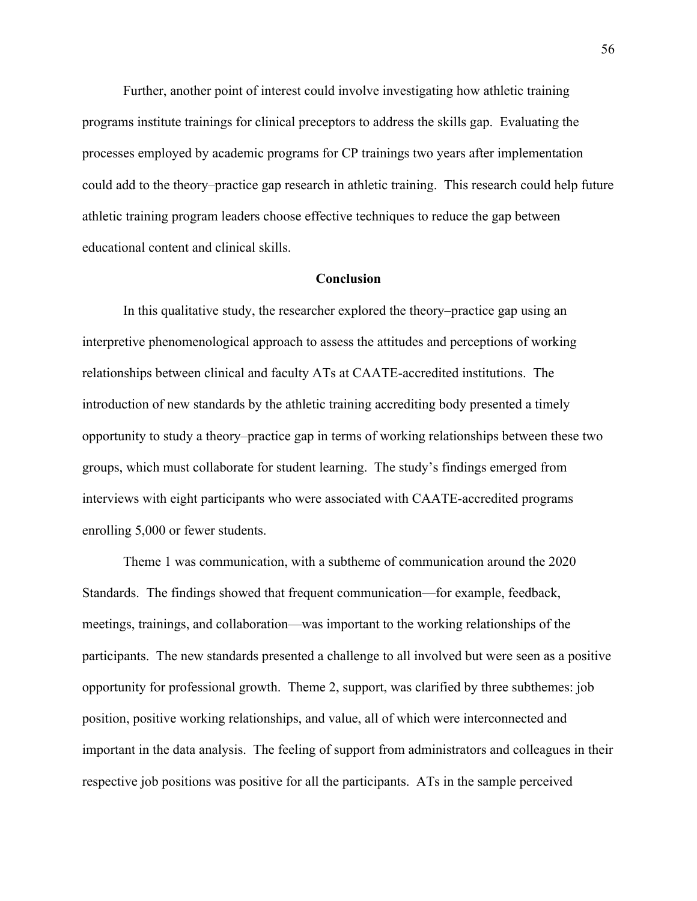Further, another point of interest could involve investigating how athletic training programs institute trainings for clinical preceptors to address the skills gap. Evaluating the processes employed by academic programs for CP trainings two years after implementation could add to the theory–practice gap research in athletic training. This research could help future athletic training program leaders choose effective techniques to reduce the gap between educational content and clinical skills.

## Conclusion

In this qualitative study, the researcher explored the theory–practice gap using an interpretive phenomenological approach to assess the attitudes and perceptions of working relationships between clinical and faculty ATs at CAATE-accredited institutions. The introduction of new standards by the athletic training accrediting body presented a timely opportunity to study a theory–practice gap in terms of working relationships between these two groups, which must collaborate for student learning. The study's findings emerged from interviews with eight participants who were associated with CAATE-accredited programs enrolling 5,000 or fewer students.

Theme 1 was communication, with a subtheme of communication around the 2020 Standards. The findings showed that frequent communication—for example, feedback, meetings, trainings, and collaboration—was important to the working relationships of the participants. The new standards presented a challenge to all involved but were seen as a positive opportunity for professional growth. Theme 2, support, was clarified by three subthemes: job position, positive working relationships, and value, all of which were interconnected and important in the data analysis. The feeling of support from administrators and colleagues in their respective job positions was positive for all the participants. ATs in the sample perceived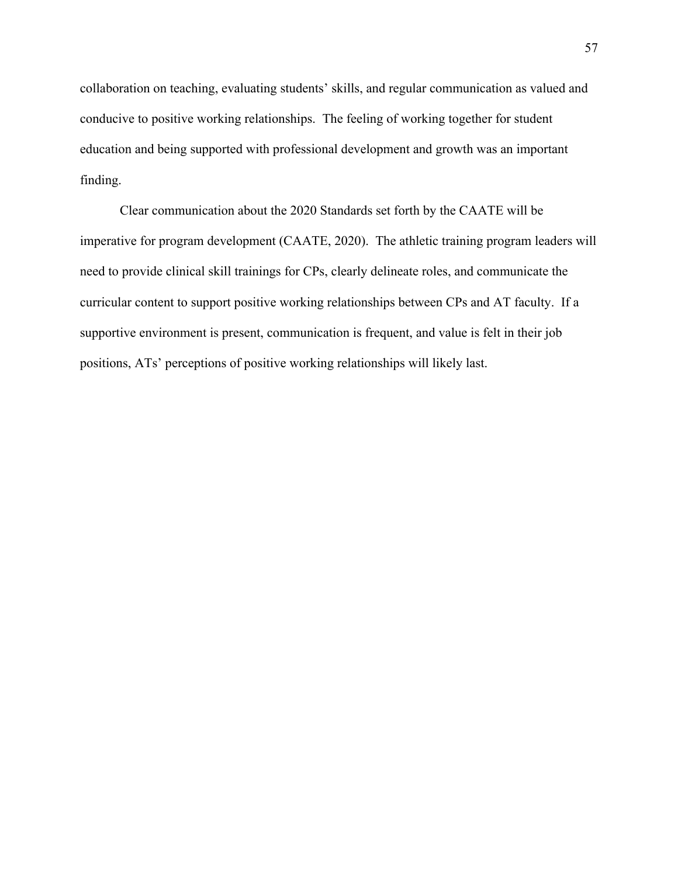collaboration on teaching, evaluating students' skills, and regular communication as valued and conducive to positive working relationships. The feeling of working together for student education and being supported with professional development and growth was an important finding.

Clear communication about the 2020 Standards set forth by the CAATE will be imperative for program development (CAATE, 2020). The athletic training program leaders will need to provide clinical skill trainings for CPs, clearly delineate roles, and communicate the curricular content to support positive working relationships between CPs and AT faculty. If a supportive environment is present, communication is frequent, and value is felt in their job positions, ATs' perceptions of positive working relationships will likely last.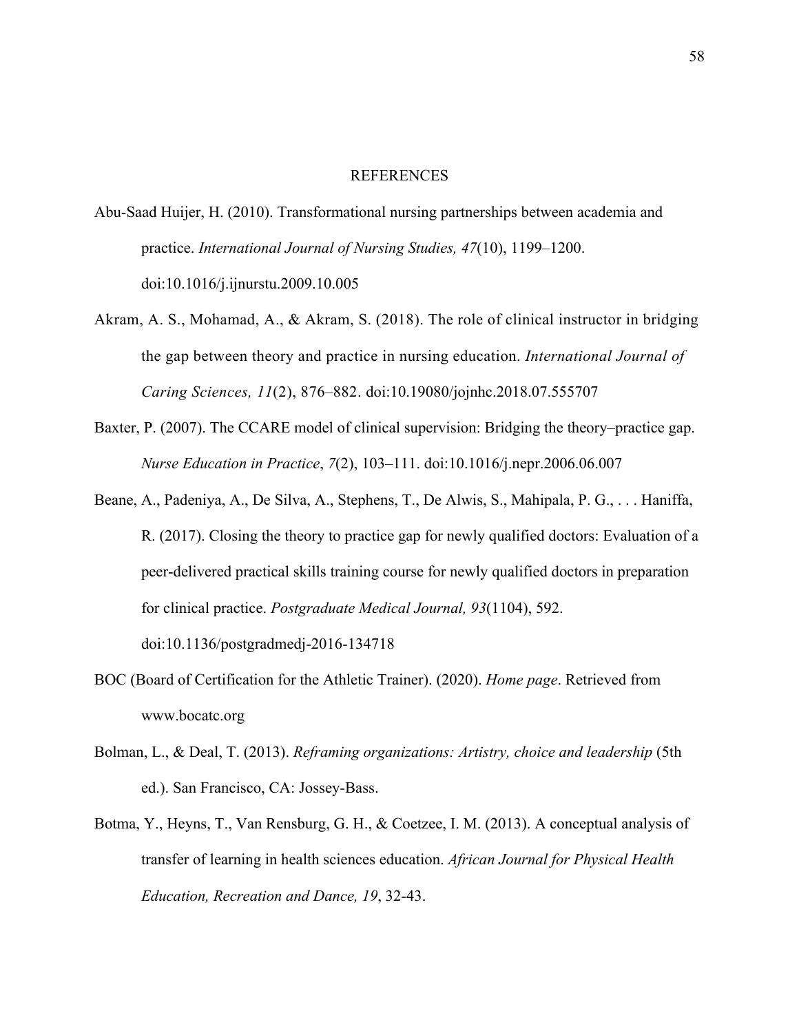# REFERENCES

Abu-Saad Huijer, H. (2010). Transformational nursing partnerships between academia and practice. *International Journal of Nursing Studies, 47*(10), 1199–1200. doi:10.1016/j.ijnurstu.2009.10.005

Akram, A. S., Mohamad, A., & Akram, S. (2018). The role of clinical instructor in bridging the gap between theory and practice in nursing education. *International Journal of Caring Sciences, 11*(2), 876–882. doi:10.19080/jojnhc.2018.07.555707

Baxter, P. (2007). The CCARE model of clinical supervision: Bridging the theory–practice gap. *Nurse Education in Practice*, *7*(2), 103–111. doi:10.1016/j.nepr.2006.06.007

Beane, A., Padeniya, A., De Silva, A., Stephens, T., De Alwis, S., Mahipala, P. G., . . . Haniffa, R. (2017). Closing the theory to practice gap for newly qualified doctors: Evaluation of a peer-delivered practical skills training course for newly qualified doctors in preparation for clinical practice. *Postgraduate Medical Journal, 93*(1104), 592. doi:10.1136/postgradmedj-2016-134718

BOC (Board of Certification for the Athletic Trainer). (2020). *Home page*. Retrieved from www.bocatc.org

Bolman, L., & Deal, T. (2013). *Reframing organizations: Artistry, choice and leadership* (5th ed.). San Francisco, CA: Jossey-Bass.

Botma, Y., Heyns, T., Van Rensburg, G. H., & Coetzee, I. M. (2013). A conceptual analysis of transfer of learning in health sciences education. *African Journal for Physical Health Education, Recreation and Dance, 19*, 32-43.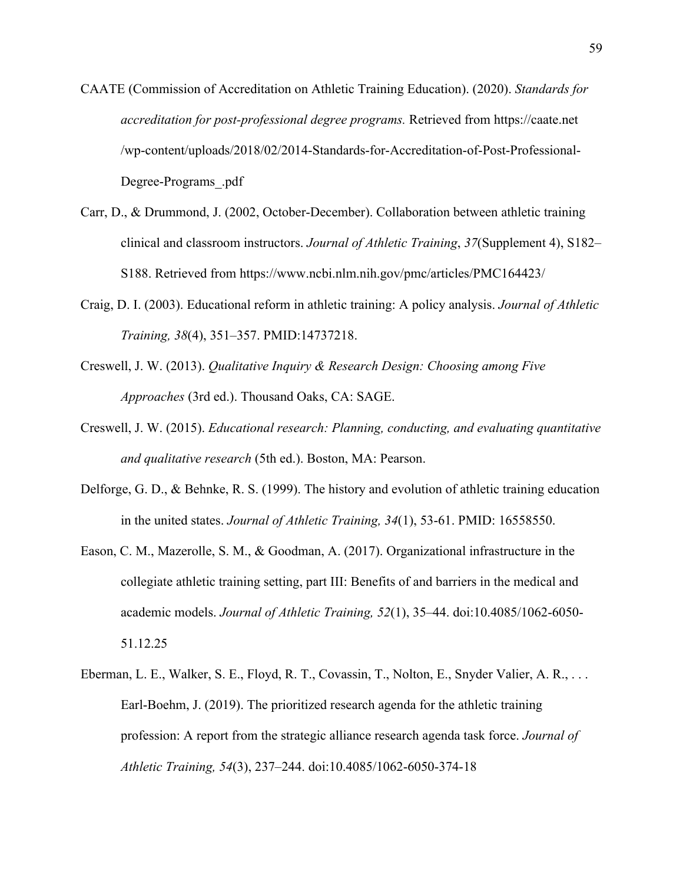CAATE (Commission of Accreditation on Athletic Training Education). (2020). *Standards for accreditation for post-professional degree programs.* Retrieved from https://caate.net /wp-content/uploads/2018/02/2014-Standards-for-Accreditation-of-Post-Professional-Degree-Programs_.pdf

Carr, D., & Drummond, J. (2002, October-December). Collaboration between athletic training clinical and classroom instructors. *Journal of Athletic Training*, *37*(Supplement 4), S182–S188. Retrieved from https://www.ncbi.nlm.nih.gov/pmc/articles/PMC164423/

Craig, D. I. (2003). Educational reform in athletic training: A policy analysis. *Journal of Athletic Training, 38*(4), 351–357. PMID:14737218.

Creswell, J. W. (2013). *Qualitative Inquiry & Research Design: Choosing among Five Approaches* (3rd ed.). Thousand Oaks, CA: SAGE.

Creswell, J. W. (2015). *Educational research: Planning, conducting, and evaluating quantitative and qualitative research* (5th ed.). Boston, MA: Pearson.

Delforge, G. D., & Behnke, R. S. (1999). The history and evolution of athletic training education in the united states. *Journal of Athletic Training, 34*(1), 53-61. PMID: 16558550.

Eason, C. M., Mazerolle, S. M., & Goodman, A. (2017). Organizational infrastructure in the collegiate athletic training setting, part III: Benefits of and barriers in the medical and academic models. *Journal of Athletic Training, 52*(1), 35–44. doi:10.4085/1062-6050-51.12.25

Eberman, L. E., Walker, S. E., Floyd, R. T., Covassin, T., Nolton, E., Snyder Valier, A. R., . . . Earl-Boehm, J. (2019). The prioritized research agenda for the athletic training profession: A report from the strategic alliance research agenda task force. *Journal of Athletic Training, 54*(3), 237–244. doi:10.4085/1062-6050-374-18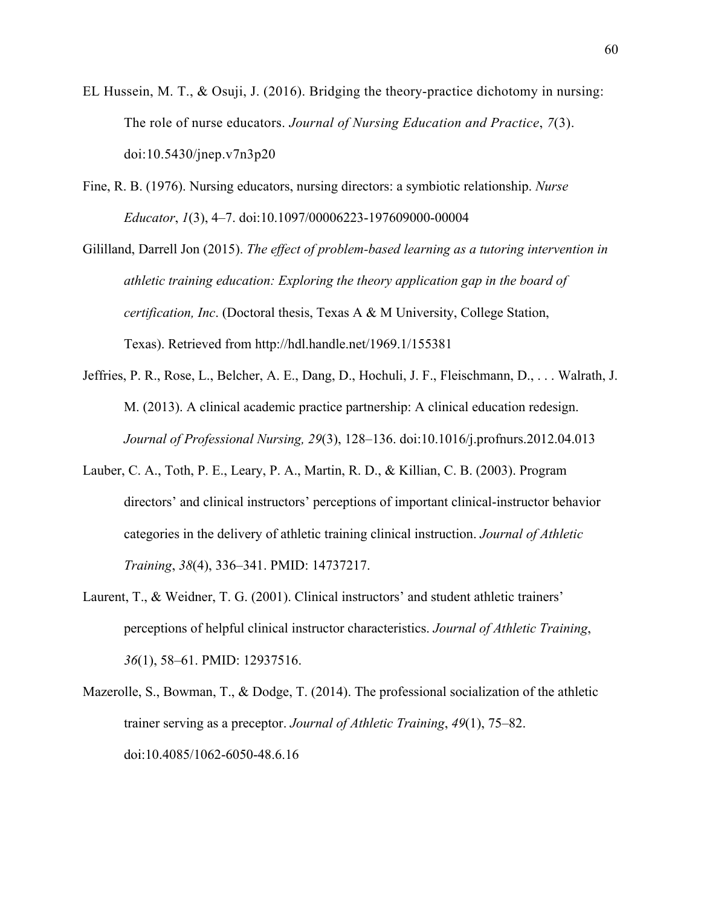EL Hussein, M. T., & Osuji, J. (2016). Bridging the theory-practice dichotomy in nursing: The role of nurse educators. *Journal of Nursing Education and Practice*, *7*(3). doi:10.5430/jnep.v7n3p20

Fine, R. B. (1976). Nursing educators, nursing directors: a symbiotic relationship. *Nurse Educator*, *1*(3), 4–7. doi:10.1097/00006223-197609000-00004

Gililland, Darrell Jon (2015). *The effect of problem-based learning as a tutoring intervention in athletic training education: Exploring the theory application gap in the board of certification, Inc*. (Doctoral thesis, Texas A & M University, College Station, Texas). Retrieved from http://hdl.handle.net/1969.1/155381

Jeffries, P. R., Rose, L., Belcher, A. E., Dang, D., Hochuli, J. F., Fleischmann, D., . . . Walrath, J. M. (2013). A clinical academic practice partnership: A clinical education redesign. *Journal of Professional Nursing, 29*(3), 128–136. doi:10.1016/j.profnurs.2012.04.013

Lauber, C. A., Toth, P. E., Leary, P. A., Martin, R. D., & Killian, C. B. (2003). Program directors' and clinical instructors' perceptions of important clinical-instructor behavior categories in the delivery of athletic training clinical instruction. *Journal of Athletic Training*, *38*(4), 336–341. PMID: 14737217.

Laurent, T., & Weidner, T. G. (2001). Clinical instructors' and student athletic trainers' perceptions of helpful clinical instructor characteristics. *Journal of Athletic Training*, *36*(1), 58–61. PMID: 12937516.

Mazerolle, S., Bowman, T., & Dodge, T. (2014). The professional socialization of the athletic trainer serving as a preceptor. *Journal of Athletic Training*, *49*(1), 75–82. doi:10.4085/1062-6050-48.6.16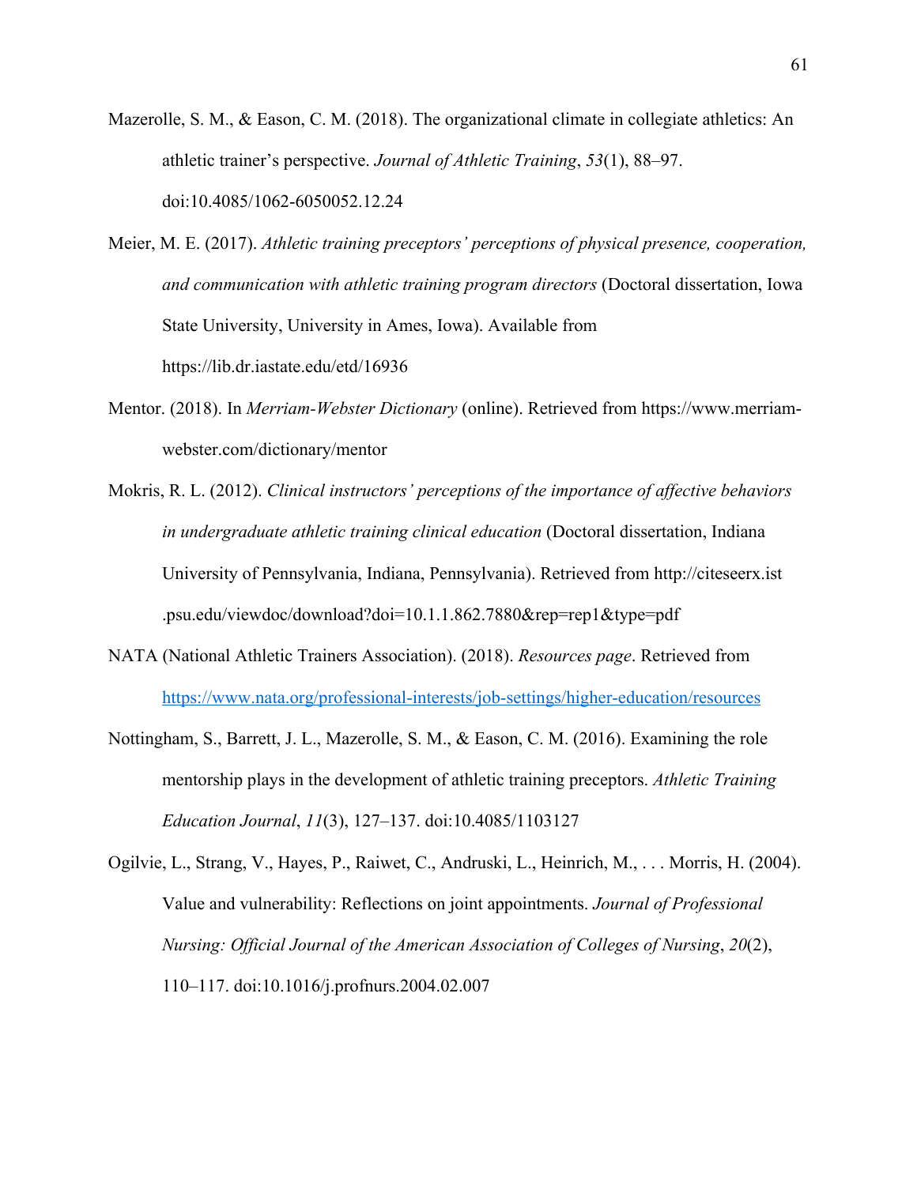Mazerolle, S. M., & Eason, C. M. (2018). The organizational climate in collegiate athletics: An athletic trainer's perspective. *Journal of Athletic Training*, *53*(1), 88–97. doi:10.4085/1062-6050052.12.24

Meier, M. E. (2017). *Athletic training preceptors' perceptions of physical presence, cooperation, and communication with athletic training program directors* (Doctoral dissertation, Iowa State University, University in Ames, Iowa). Available from https://lib.dr.iastate.edu/etd/16936

Mentor. (2018). In *Merriam-Webster Dictionary* (online). Retrieved from https://www.merriam-webster.com/dictionary/mentor

Mokris, R. L. (2012). *Clinical instructors' perceptions of the importance of affective behaviors in undergraduate athletic training clinical education* (Doctoral dissertation, Indiana University of Pennsylvania, Indiana, Pennsylvania). Retrieved from http://citeseerx.ist.psu.edu/viewdoc/download?doi=10.1.1.862.7880&rep=rep1&type=pdf

NATA (National Athletic Trainers Association). (2018). *Resources page*. Retrieved from https://www.nata.org/professional-interests/job-settings/higher-education/resources

Nottingham, S., Barrett, J. L., Mazerolle, S. M., & Eason, C. M. (2016). Examining the role mentorship plays in the development of athletic training preceptors. *Athletic Training Education Journal*, *11*(3), 127–137. doi:10.4085/1103127

Ogilvie, L., Strang, V., Hayes, P., Raiwet, C., Andruski, L., Heinrich, M., . . . Morris, H. (2004). Value and vulnerability: Reflections on joint appointments. *Journal of Professional Nursing: Official Journal of the American Association of Colleges of Nursing*, *20*(2), 110–117. doi:10.1016/j.profnurs.2004.02.007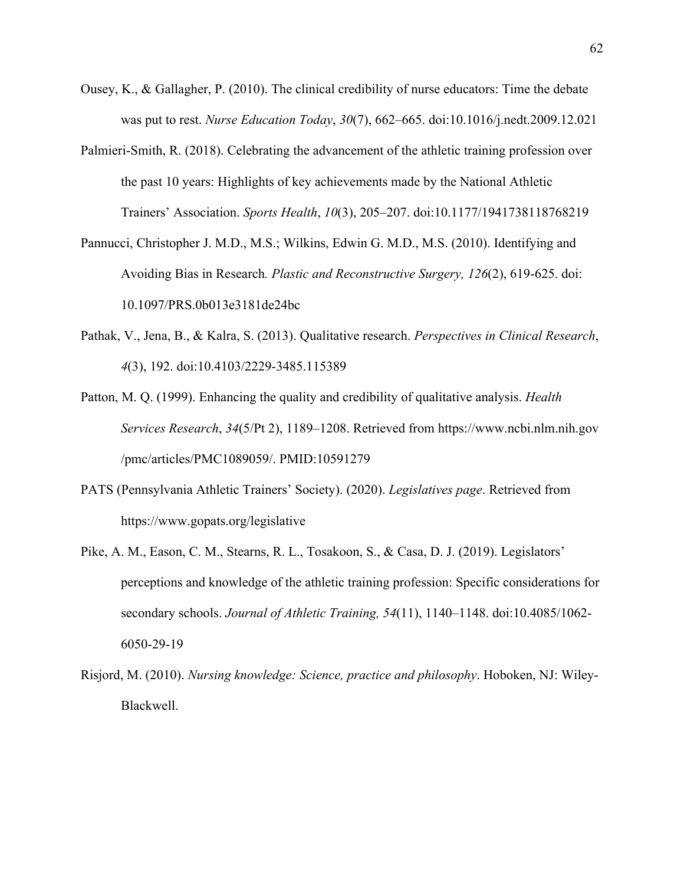Ousey, K., & Gallagher, P. (2010). The clinical credibility of nurse educators: Time the debate was put to rest. *Nurse Education Today*, *30*(7), 662–665. doi:10.1016/j.nedt.2009.12.021

Palmieri-Smith, R. (2018). Celebrating the advancement of the athletic training profession over the past 10 years: Highlights of key achievements made by the National Athletic Trainers' Association. *Sports Health*, *10*(3), 205–207. doi:10.1177/1941738118768219

Pannucci, Christopher J. M.D., M.S.; Wilkins, Edwin G. M.D., M.S. (2010). Identifying and Avoiding Bias in Research. *Plastic and Reconstructive Surgery, 126*(2), 619-625. doi: 10.1097/PRS.0b013e3181de24bc

Pathak, V., Jena, B., & Kalra, S. (2013). Qualitative research. *Perspectives in Clinical Research*, *4*(3), 192. doi:10.4103/2229-3485.115389

Patton, M. Q. (1999). Enhancing the quality and credibility of qualitative analysis. *Health Services Research*, *34*(5/Pt 2), 1189–1208. Retrieved from https://www.ncbi.nlm.nih.gov /pmc/articles/PMC1089059/. PMID:10591279

PATS (Pennsylvania Athletic Trainers' Society). (2020). *Legislatives page*. Retrieved from https://www.gopats.org/legislative

Pike, A. M., Eason, C. M., Stearns, R. L., Tosakoon, S., & Casa, D. J. (2019). Legislators' perceptions and knowledge of the athletic training profession: Specific considerations for secondary schools. *Journal of Athletic Training, 54*(11), 1140–1148. doi:10.4085/1062-6050-29-19

Risjord, M. (2010). *Nursing knowledge: Science, practice and philosophy*. Hoboken, NJ: Wiley-Blackwell.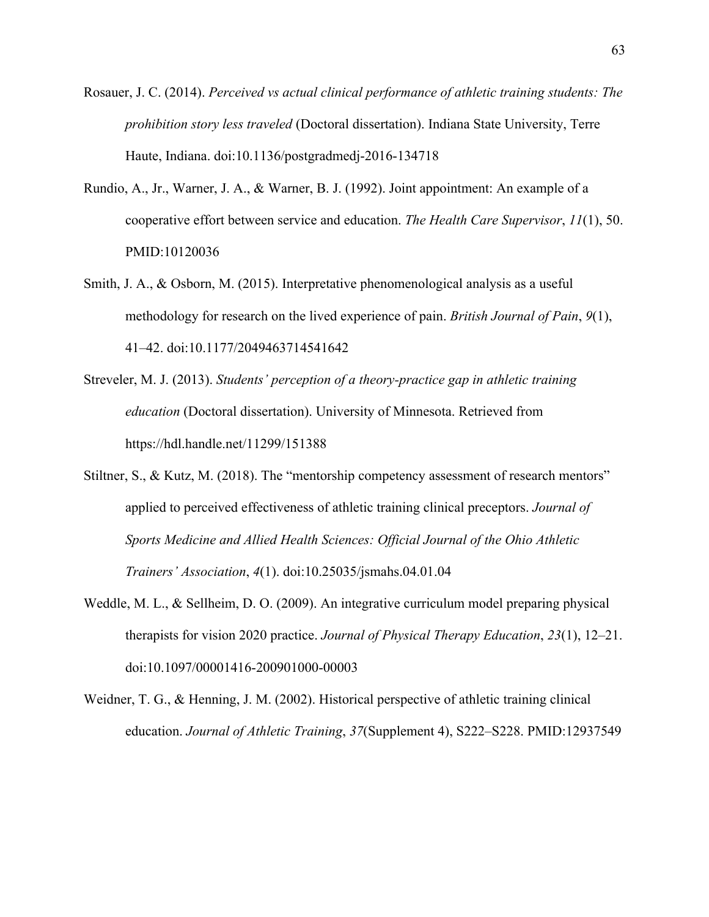Rosauer, J. C. (2014). *Perceived vs actual clinical performance of athletic training students: The prohibition story less traveled* (Doctoral dissertation). Indiana State University, Terre Haute, Indiana. doi:10.1136/postgradmedj-2016-134718

Rundio, A., Jr., Warner, J. A., & Warner, B. J. (1992). Joint appointment: An example of a cooperative effort between service and education. *The Health Care Supervisor*, *11*(1), 50. PMID:10120036

Smith, J. A., & Osborn, M. (2015). Interpretative phenomenological analysis as a useful methodology for research on the lived experience of pain. *British Journal of Pain*, *9*(1), 41–42. doi:10.1177/2049463714541642

Streveler, M. J. (2013). *Students' perception of a theory-practice gap in athletic training education* (Doctoral dissertation). University of Minnesota. Retrieved from https://hdl.handle.net/11299/151388

Stiltner, S., & Kutz, M. (2018). The "mentorship competency assessment of research mentors" applied to perceived effectiveness of athletic training clinical preceptors. *Journal of Sports Medicine and Allied Health Sciences: Official Journal of the Ohio Athletic Trainers' Association*, *4*(1). doi:10.25035/jsmahs.04.01.04

Weddle, M. L., & Sellheim, D. O. (2009). An integrative curriculum model preparing physical therapists for vision 2020 practice. *Journal of Physical Therapy Education*, *23*(1), 12–21. doi:10.1097/00001416-200901000-00003

Weidner, T. G., & Henning, J. M. (2002). Historical perspective of athletic training clinical education. *Journal of Athletic Training*, *37*(Supplement 4), S222–S228. PMID:12937549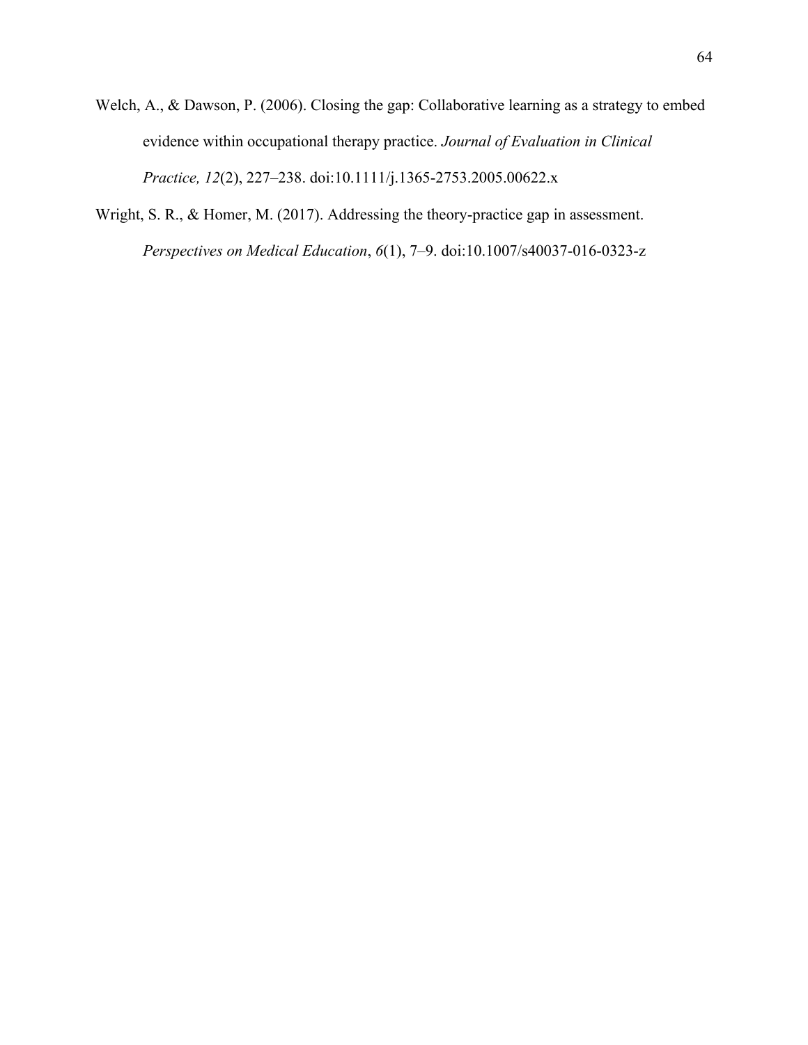Welch, A., & Dawson, P. (2006). Closing the gap: Collaborative learning as a strategy to embed evidence within occupational therapy practice. *Journal of Evaluation in Clinical Practice, 12*(2), 227–238. doi:10.1111/j.1365-2753.2005.00622.x

Wright, S. R., & Homer, M. (2017). Addressing the theory-practice gap in assessment. *Perspectives on Medical Education*, *6*(1), 7–9. doi:10.1007/s40037-016-0323-z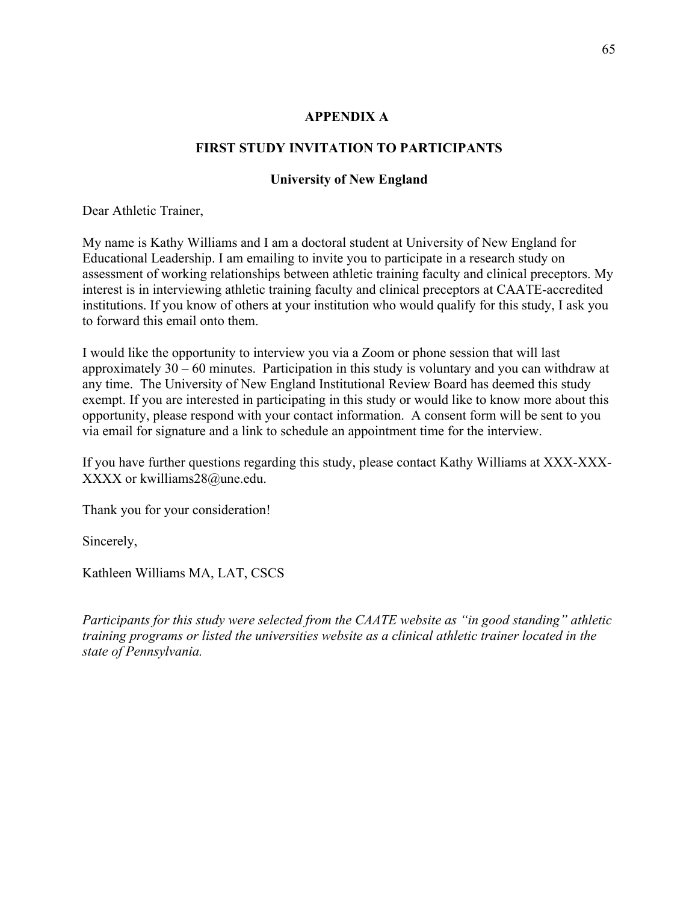# APPENDIX A

## FIRST STUDY INVITATION TO PARTICIPANTS

### University of New England

Dear Athletic Trainer,

My name is Kathy Williams and I am a doctoral student at University of New England for Educational Leadership. I am emailing to invite you to participate in a research study on assessment of working relationships between athletic training faculty and clinical preceptors. My interest is in interviewing athletic training faculty and clinical preceptors at CAATE-accredited institutions. If you know of others at your institution who would qualify for this study, I ask you to forward this email onto them.

I would like the opportunity to interview you via a Zoom or phone session that will last approximately 30 – 60 minutes. Participation in this study is voluntary and you can withdraw at any time. The University of New England Institutional Review Board has deemed this study exempt. If you are interested in participating in this study or would like to know more about this opportunity, please respond with your contact information. A consent form will be sent to you via email for signature and a link to schedule an appointment time for the interview.

If you have further questions regarding this study, please contact Kathy Williams at XXX-XXX-XXXX or kwilliams28@une.edu.

Thank you for your consideration!

Sincerely,

Kathleen Williams MA, LAT, CSCS

*Participants for this study were selected from the CAATE website as "in good standing" athletic training programs or listed the universities website as a clinical athletic trainer located in the state of Pennsylvania.*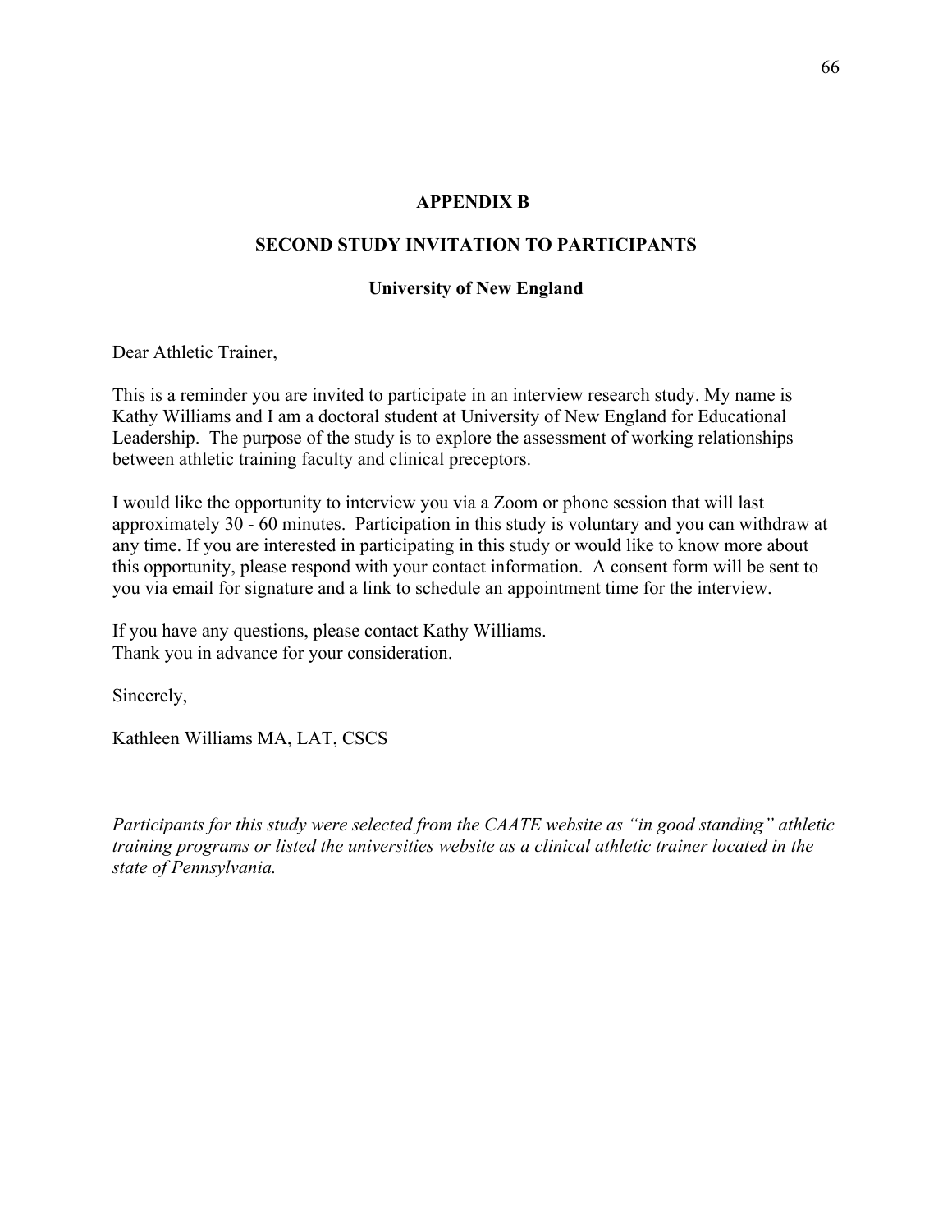# APPENDIX B

## SECOND STUDY INVITATION TO PARTICIPANTS

### University of New England

Dear Athletic Trainer,

This is a reminder you are invited to participate in an interview research study. My name is Kathy Williams and I am a doctoral student at University of New England for Educational Leadership. The purpose of the study is to explore the assessment of working relationships between athletic training faculty and clinical preceptors.

I would like the opportunity to interview you via a Zoom or phone session that will last approximately 30 - 60 minutes. Participation in this study is voluntary and you can withdraw at any time. If you are interested in participating in this study or would like to know more about this opportunity, please respond with your contact information. A consent form will be sent to you via email for signature and a link to schedule an appointment time for the interview.

If you have any questions, please contact Kathy Williams.
Thank you in advance for your consideration.

Sincerely,

Kathleen Williams MA, LAT, CSCS

*Participants for this study were selected from the CAATE website as "in good standing" athletic training programs or listed the universities website as a clinical athletic trainer located in the state of Pennsylvania.*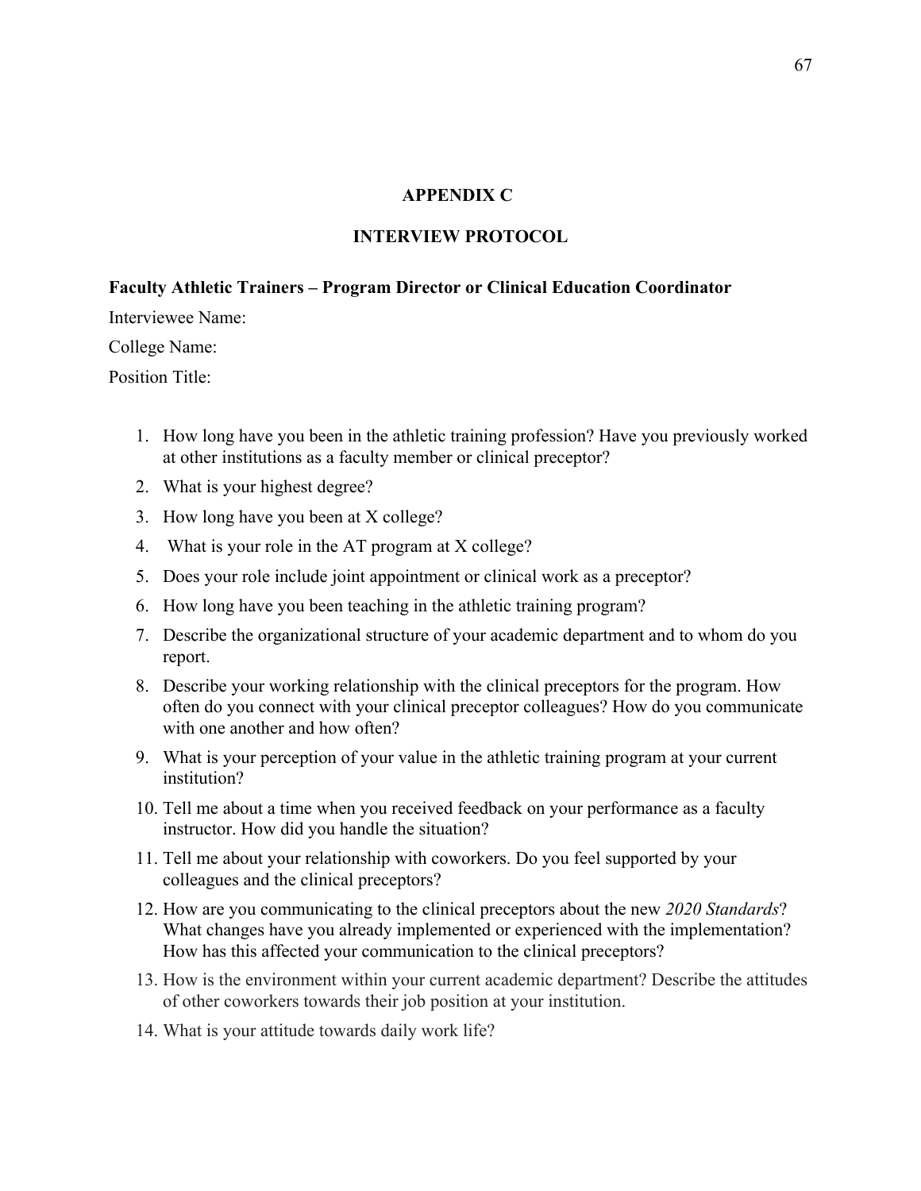# APPENDIX C

## INTERVIEW PROTOCOL

**Faculty Athletic Trainers – Program Director or Clinical Education Coordinator**

Interviewee Name:

College Name:

Position Title:

1. How long have you been in the athletic training profession? Have you previously worked at other institutions as a faculty member or clinical preceptor?
2. What is your highest degree?
3. How long have you been at X college?
4. What is your role in the AT program at X college?
5. Does your role include joint appointment or clinical work as a preceptor?
6. How long have you been teaching in the athletic training program?
7. Describe the organizational structure of your academic department and to whom do you report.
8. Describe your working relationship with the clinical preceptors for the program. How often do you connect with your clinical preceptor colleagues? How do you communicate with one another and how often?
9. What is your perception of your value in the athletic training program at your current institution?
10. Tell me about a time when you received feedback on your performance as a faculty instructor. How did you handle the situation?
11. Tell me about your relationship with coworkers. Do you feel supported by your colleagues and the clinical preceptors?
12. How are you communicating to the clinical preceptors about the new *2020 Standards*? What changes have you already implemented or experienced with the implementation? How has this affected your communication to the clinical preceptors?
13. How is the environment within your current academic department? Describe the attitudes of other coworkers towards their job position at your institution.
14. What is your attitude towards daily work life?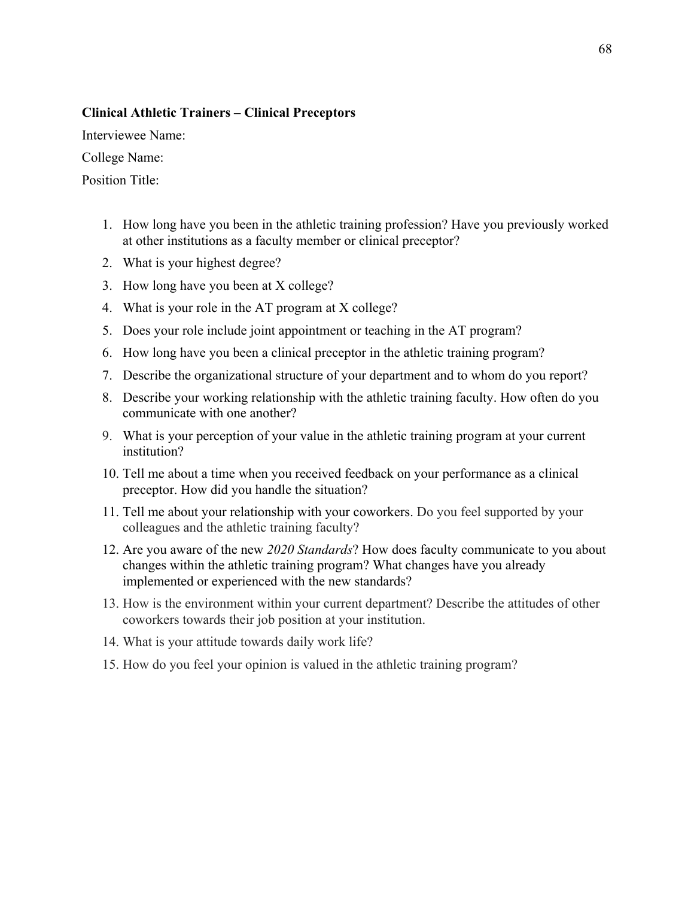**Clinical Athletic Trainers – Clinical Preceptors**

Interviewee Name:

College Name:

Position Title:

1. How long have you been in the athletic training profession? Have you previously worked at other institutions as a faculty member or clinical preceptor?
2. What is your highest degree?
3. How long have you been at X college?
4. What is your role in the AT program at X college?
5. Does your role include joint appointment or teaching in the AT program?
6. How long have you been a clinical preceptor in the athletic training program?
7. Describe the organizational structure of your department and to whom do you report?
8. Describe your working relationship with the athletic training faculty. How often do you communicate with one another?
9. What is your perception of your value in the athletic training program at your current institution?
10. Tell me about a time when you received feedback on your performance as a clinical preceptor. How did you handle the situation?
11. Tell me about your relationship with your coworkers. Do you feel supported by your colleagues and the athletic training faculty?
12. Are you aware of the new *2020 Standards*? How does faculty communicate to you about changes within the athletic training program? What changes have you already implemented or experienced with the new standards?
13. How is the environment within your current department? Describe the attitudes of other coworkers towards their job position at your institution.
14. What is your attitude towards daily work life?
15. How do you feel your opinion is valued in the athletic training program?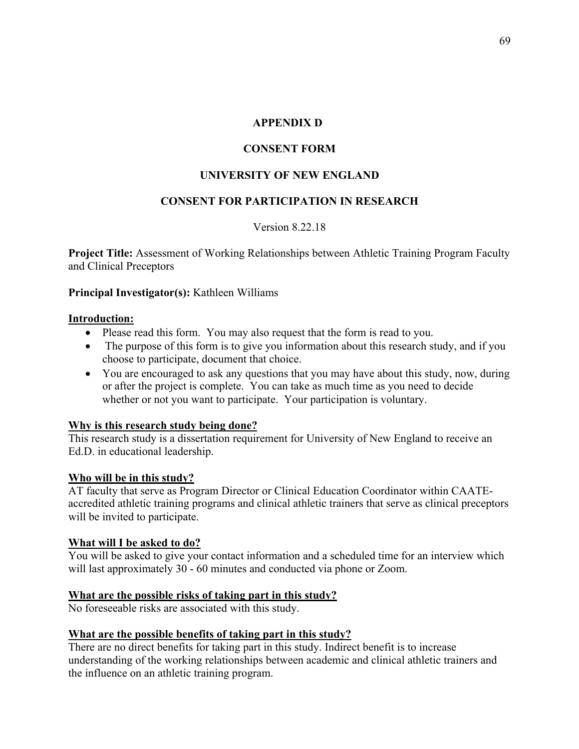# APPENDIX D

# CONSENT FORM

# UNIVERSITY OF NEW ENGLAND

# CONSENT FOR PARTICIPATION IN RESEARCH

Version 8.22.18

**Project Title:** Assessment of Working Relationships between Athletic Training Program Faculty and Clinical Preceptors

**Principal Investigator(s):** Kathleen Williams

**Introduction:**

- Please read this form. You may also request that the form is read to you.
- The purpose of this form is to give you information about this research study, and if you choose to participate, document that choice.
- You are encouraged to ask any questions that you may have about this study, now, during or after the project is complete. You can take as much time as you need to decide whether or not you want to participate. Your participation is voluntary.

**Why is this research study being done?**

This research study is a dissertation requirement for University of New England to receive an Ed.D. in educational leadership.

**Who will be in this study?**

AT faculty that serve as Program Director or Clinical Education Coordinator within CAATE-accredited athletic training programs and clinical athletic trainers that serve as clinical preceptors will be invited to participate.

**What will I be asked to do?**

You will be asked to give your contact information and a scheduled time for an interview which will last approximately 30 - 60 minutes and conducted via phone or Zoom.

**What are the possible risks of taking part in this study?**

No foreseeable risks are associated with this study.

**What are the possible benefits of taking part in this study?**

There are no direct benefits for taking part in this study. Indirect benefit is to increase understanding of the working relationships between academic and clinical athletic trainers and the influence on an athletic training program.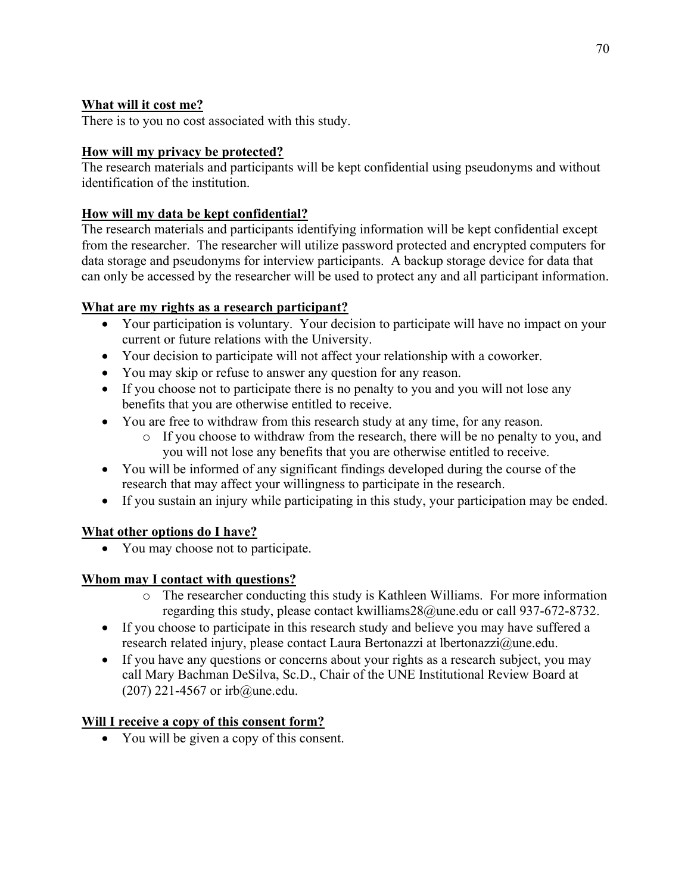**What will it cost me?**

There is to you no cost associated with this study.

**How will my privacy be protected?**

The research materials and participants will be kept confidential using pseudonyms and without identification of the institution.

**How will my data be kept confidential?**

The research materials and participants identifying information will be kept confidential except from the researcher. The researcher will utilize password protected and encrypted computers for data storage and pseudonyms for interview participants. A backup storage device for data that can only be accessed by the researcher will be used to protect any and all participant information.

**What are my rights as a research participant?**

- Your participation is voluntary. Your decision to participate will have no impact on your current or future relations with the University.
- Your decision to participate will not affect your relationship with a coworker.
- You may skip or refuse to answer any question for any reason.
- If you choose not to participate there is no penalty to you and you will not lose any benefits that you are otherwise entitled to receive.
- You are free to withdraw from this research study at any time, for any reason.
    - If you choose to withdraw from the research, there will be no penalty to you, and you will not lose any benefits that you are otherwise entitled to receive.
- You will be informed of any significant findings developed during the course of the research that may affect your willingness to participate in the research.
- If you sustain an injury while participating in this study, your participation may be ended.

**What other options do I have?**

- You may choose not to participate.

**Whom may I contact with questions?**

- The researcher conducting this study is Kathleen Williams. For more information regarding this study, please contact kwilliams28@une.edu or call 937-672-8732.
- If you choose to participate in this research study and believe you may have suffered a research related injury, please contact Laura Bertonazzi at lbertonazzi@une.edu.
- If you have any questions or concerns about your rights as a research subject, you may call Mary Bachman DeSilva, Sc.D., Chair of the UNE Institutional Review Board at (207) 221-4567 or irb@une.edu.

**Will I receive a copy of this consent form?**

- You will be given a copy of this consent.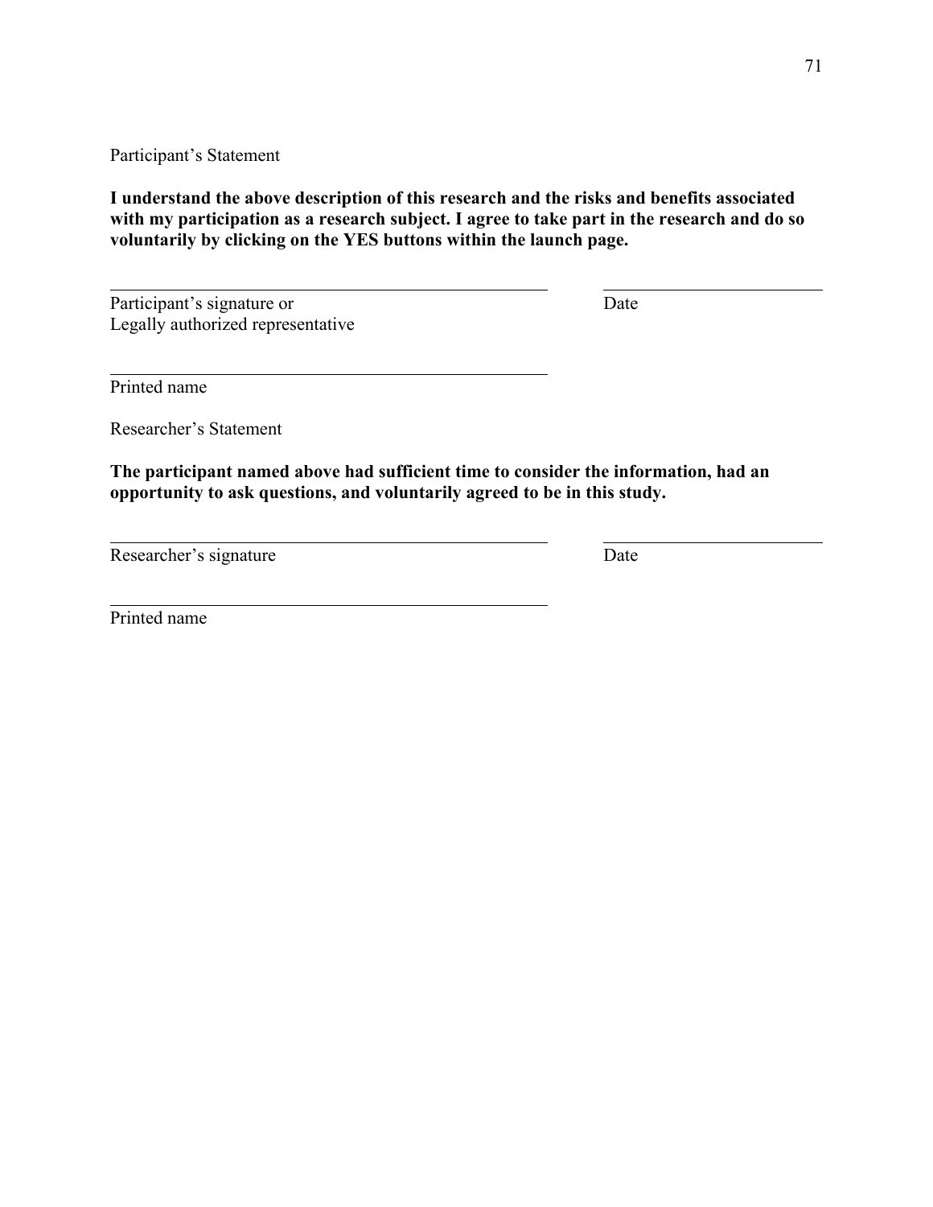Participant's Statement

**I understand the above description of this research and the risks and benefits associated with my participation as a research subject. I agree to take part in the research and do so voluntarily by clicking on the YES buttons within the launch page.**

\_\_\_\_\_\_\_\_\_\_\_\_\_\_\_\_\_\_\_\_\_\_\_\_\_\_\_\_\_\_\_\_\_\_\_\_\_\_\_\_ \_\_\_\_\_\_\_\_\_\_\_\_\_\_\_\_\_\_\_\_

Participant's signature or Legally authorized representative — Date

\_\_\_\_\_\_\_\_\_\_\_\_\_\_\_\_\_\_\_\_\_\_\_\_\_\_\_\_\_\_\_\_\_\_\_\_\_\_\_\_

Printed name

Researcher's Statement

**The participant named above had sufficient time to consider the information, had an opportunity to ask questions, and voluntarily agreed to be in this study.**

\_\_\_\_\_\_\_\_\_\_\_\_\_\_\_\_\_\_\_\_\_\_\_\_\_\_\_\_\_\_\_\_\_\_\_\_\_\_\_\_ \_\_\_\_\_\_\_\_\_\_\_\_\_\_\_\_\_\_\_\_

Researcher's signature — Date

\_\_\_\_\_\_\_\_\_\_\_\_\_\_\_\_\_\_\_\_\_\_\_\_\_\_\_\_\_\_\_\_\_\_\_\_\_\_\_\_

Printed name